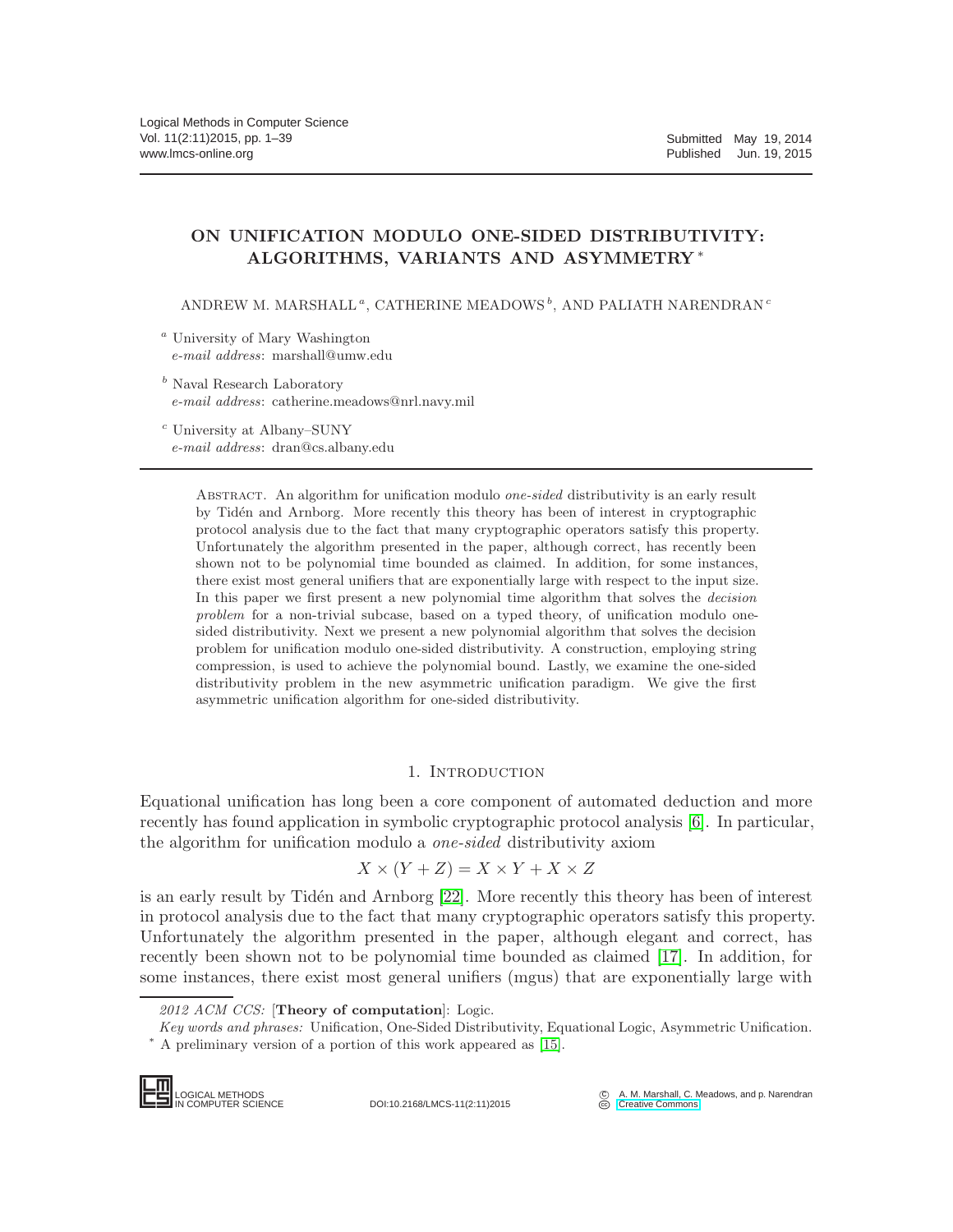# ON UNIFICATION MODULO ONE-SIDED DISTRIBUTIVITY: ALGORITHMS, VARIANTS AND ASYMMETRY [*]

ANDREW M. MARSHALL [a], CATHERINE MEADOWS [b], AND PALIATH NARENDRAN [c]

[a] University of Mary Washington
*e-mail address*: marshall@umw.edu

[b] Naval Research Laboratory
*e-mail address*: catherine.meadows@nrl.navy.mil

[c] University at Albany–SUNY
*e-mail address*: dran@cs.albany.edu

Abstract. An algorithm for unification modulo *one-sided* distributivity is an early result by Tidén and Arnborg. More recently this theory has been of interest in cryptographic protocol analysis due to the fact that many cryptographic operators satisfy this property. Unfortunately the algorithm presented in the paper, although correct, has recently been shown not to be polynomial time bounded as claimed. In addition, for some instances, there exist most general unifiers that are exponentially large with respect to the input size. In this paper we first present a new polynomial time algorithm that solves the *decision problem* for a non-trivial subcase, based on a typed theory, of unification modulo one-sided distributivity. Next we present a new polynomial algorithm that solves the decision problem for unification modulo one-sided distributivity. A construction, employing string compression, is used to achieve the polynomial bound. Lastly, we examine the one-sided distributivity problem in the new asymmetric unification paradigm. We give the first asymmetric unification algorithm for one-sided distributivity.

## 1. Introduction

Equational unification has long been a core component of automated deduction and more recently has found application in symbolic cryptographic protocol analysis [6]. In particular, the algorithm for unification modulo a *one-sided* distributivity axiom

$$X \times (Y + Z) = X \times Y + X \times Z$$

is an early result by Tidén and Arnborg [22]. More recently this theory has been of interest in protocol analysis due to the fact that many cryptographic operators satisfy this property. Unfortunately the algorithm presented in the paper, although elegant and correct, has recently been shown not to be polynomial time bounded as claimed [17]. In addition, for some instances, there exist most general unifiers (mgus) that are exponentially large with

*2012 ACM CCS:* [**Theory of computation**]: Logic.

*Key words and phrases:* Unification, One-Sided Distributivity, Equational Logic, Asymmetric Unification.

[*] A preliminary version of a portion of this work appeared as [15].

DOI:10.2168/LMCS-11(2:11)2015

© A. M. Marshall, C. Meadows, and p. Narendran
Creative Commons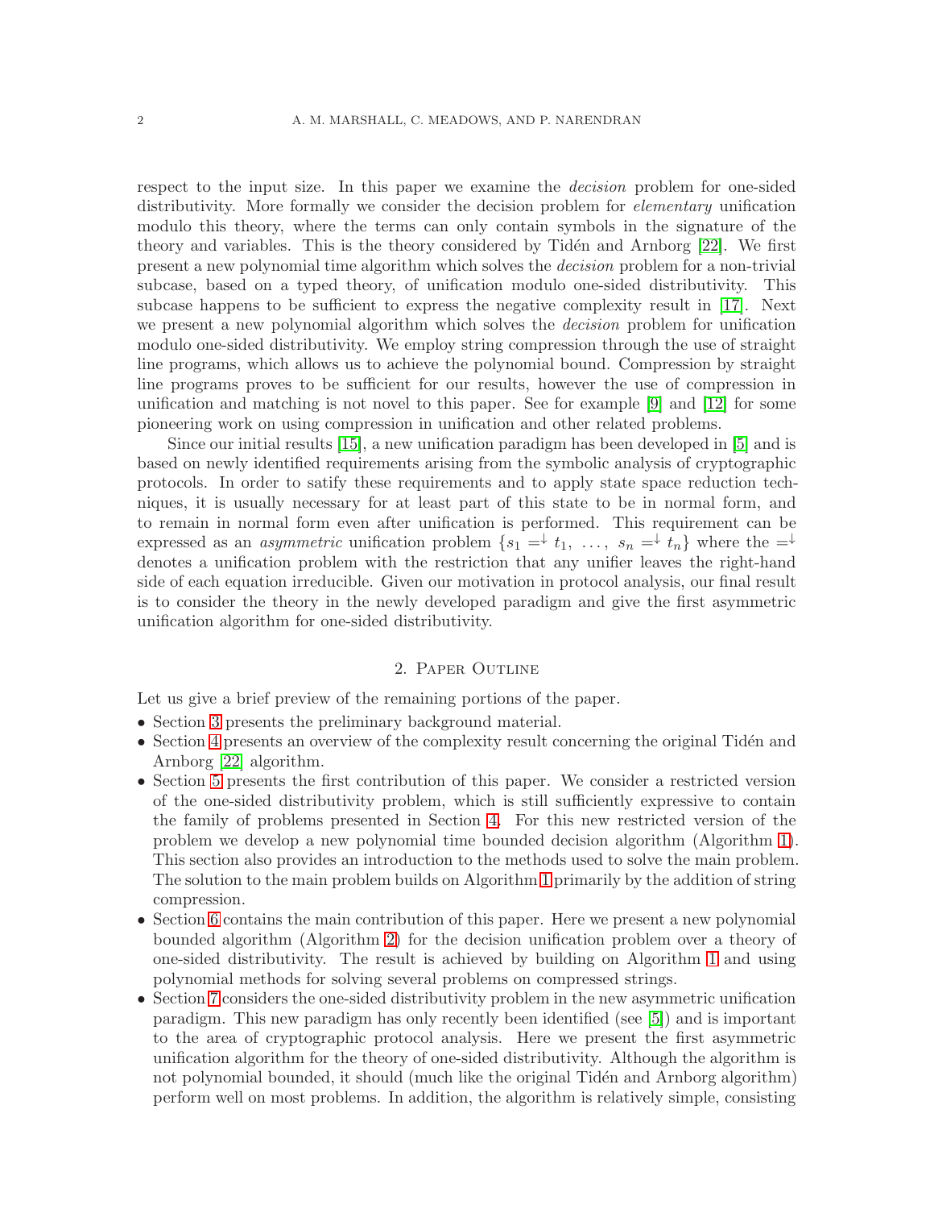respect to the input size. In this paper we examine the *decision* problem for one-sided distributivity. More formally we consider the decision problem for *elementary* unification modulo this theory, where the terms can only contain symbols in the signature of the theory and variables. This is the theory considered by Tidén and Arnborg [22]. We first present a new polynomial time algorithm which solves the *decision* problem for a non-trivial subcase, based on a typed theory, of unification modulo one-sided distributivity. This subcase happens to be sufficient to express the negative complexity result in [17]. Next we present a new polynomial algorithm which solves the *decision* problem for unification modulo one-sided distributivity. We employ string compression through the use of straight line programs, which allows us to achieve the polynomial bound. Compression by straight line programs proves to be sufficient for our results, however the use of compression in unification and matching is not novel to this paper. See for example [9] and [12] for some pioneering work on using compression in unification and other related problems.

Since our initial results [15], a new unification paradigm has been developed in [5] and is based on newly identified requirements arising from the symbolic analysis of cryptographic protocols. In order to satify these requirements and to apply state space reduction techniques, it is usually necessary for at least part of this state to be in normal form, and to remain in normal form even after unification is performed. This requirement can be expressed as an *asymmetric* unification problem $\{s_1 =^{\downarrow} t_1, \ \ldots, \ s_n =^{\downarrow} t_n\}$ where the $=^{\downarrow}$ denotes a unification problem with the restriction that any unifier leaves the right-hand side of each equation irreducible. Given our motivation in protocol analysis, our final result is to consider the theory in the newly developed paradigm and give the first asymmetric unification algorithm for one-sided distributivity.

## 2. Paper Outline

Let us give a brief preview of the remaining portions of the paper.

- Section 3 presents the preliminary background material.
- Section 4 presents an overview of the complexity result concerning the original Tidén and Arnborg [22] algorithm.
- Section 5 presents the first contribution of this paper. We consider a restricted version of the one-sided distributivity problem, which is still sufficiently expressive to contain the family of problems presented in Section 4. For this new restricted version of the problem we develop a new polynomial time bounded decision algorithm (Algorithm 1). This section also provides an introduction to the methods used to solve the main problem. The solution to the main problem builds on Algorithm 1 primarily by the addition of string compression.
- Section 6 contains the main contribution of this paper. Here we present a new polynomial bounded algorithm (Algorithm 2) for the decision unification problem over a theory of one-sided distributivity. The result is achieved by building on Algorithm 1 and using polynomial methods for solving several problems on compressed strings.
- Section 7 considers the one-sided distributivity problem in the new asymmetric unification paradigm. This new paradigm has only recently been identified (see [5]) and is important to the area of cryptographic protocol analysis. Here we present the first asymmetric unification algorithm for the theory of one-sided distributivity. Although the algorithm is not polynomial bounded, it should (much like the original Tidén and Arnborg algorithm) perform well on most problems. In addition, the algorithm is relatively simple, consisting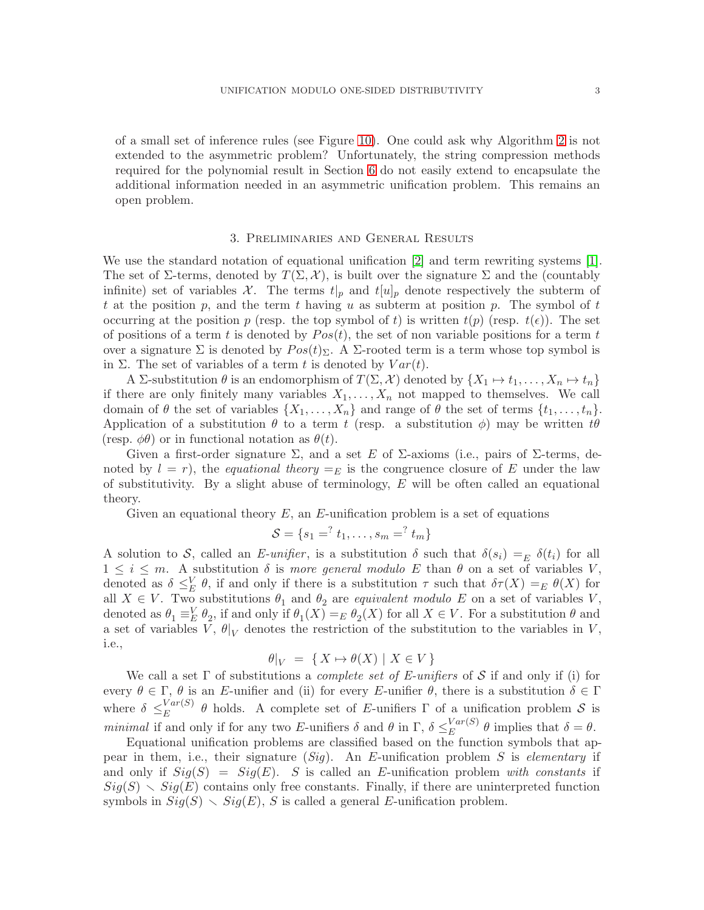of a small set of inference rules (see Figure 10). One could ask why Algorithm 2 is not extended to the asymmetric problem? Unfortunately, the string compression methods required for the polynomial result in Section 6 do not easily extend to encapsulate the additional information needed in an asymmetric unification problem. This remains an open problem.

## 3. Preliminaries and General Results

We use the standard notation of equational unification [2] and term rewriting systems [1]. The set of $\Sigma$-terms, denoted by $T(\Sigma, \mathcal{X})$, is built over the signature $\Sigma$ and the (countably infinite) set of variables $\mathcal{X}$. The terms $t|_p$ and $t[u]_p$ denote respectively the subterm of $t$ at the position $p$, and the term $t$ having $u$ as subterm at position $p$. The symbol of $t$ occurring at the position $p$ (resp. the top symbol of $t$) is written $t(p)$ (resp. $t(\epsilon)$). The set of positions of a term $t$ is denoted by $Pos(t)$, the set of non variable positions for a term $t$ over a signature $\Sigma$ is denoted by $Pos(t)_\Sigma$. A $\Sigma$-rooted term is a term whose top symbol is in $\Sigma$. The set of variables of a term $t$ is denoted by $Var(t)$.

A $\Sigma$-substitution $\theta$ is an endomorphism of $T(\Sigma, \mathcal{X})$ denoted by $\{X_1 \mapsto t_1, \ldots, X_n \mapsto t_n\}$ if there are only finitely many variables $X_1, \ldots, X_n$ not mapped to themselves. We call domain of $\theta$ the set of variables $\{X_1, \ldots, X_n\}$ and range of $\theta$ the set of terms $\{t_1, \ldots, t_n\}$. Application of a substitution $\theta$ to a term $t$ (resp. a substitution $\phi$) may be written $t\theta$ (resp. $\phi\theta$) or in functional notation as $\theta(t)$.

Given a first-order signature $\Sigma$, and a set $E$ of $\Sigma$-axioms (i.e., pairs of $\Sigma$-terms, denoted by $l = r$), the *equational theory* $=_E$ is the congruence closure of $E$ under the law of substitutivity. By a slight abuse of terminology, $E$ will be often called an equational theory.

Given an equational theory $E$, an $E$-unification problem is a set of equations

$$\mathcal{S} = \{s_1 =^? t_1, \ldots, s_m =^? t_m\}$$

A solution to $\mathcal{S}$, called an *E-unifier*, is a substitution $\delta$ such that $\delta(s_i) =_E \delta(t_i)$ for all $1 \leq i \leq m$. A substitution $\delta$ is *more general modulo* $E$ than $\theta$ on a set of variables $V$, denoted as $\delta \leq_E^V \theta$, if and only if there is a substitution $\tau$ such that $\delta\tau(X) =_E \theta(X)$ for all $X \in V$. Two substitutions $\theta_1$ and $\theta_2$ are *equivalent modulo* $E$ on a set of variables $V$, denoted as $\theta_1 \equiv_E^V \theta_2$, if and only if $\theta_1(X) =_E \theta_2(X)$ for all $X \in V$. For a substitution $\theta$ and a set of variables $V$, $\theta|_V$ denotes the restriction of the substitution to the variables in $V$, i.e.,

$$\theta|_V \ = \ \{ X \mapsto \theta(X) \mid X \in V \}$$

We call a set $\Gamma$ of substitutions a *complete set of E-unifiers* of $\mathcal{S}$ if and only if (i) for every $\theta \in \Gamma$, $\theta$ is an $E$-unifier and (ii) for every $E$-unifier $\theta$, there is a substitution $\delta \in \Gamma$ where $\delta \leq_E^{Var(S)} \theta$ holds. A complete set of $E$-unifiers $\Gamma$ of a unification problem $\mathcal{S}$ is *minimal* if and only if for any two $E$-unifiers $\delta$ and $\theta$ in $\Gamma$, $\delta \leq_E^{Var(S)} \theta$ implies that $\delta = \theta$.

Equational unification problems are classified based on the function symbols that appear in them, i.e., their signature ($Sig$). An $E$-unification problem $S$ is *elementary* if and only if $Sig(S) = Sig(E)$. $S$ is called an $E$-unification problem *with constants* if $Sig(S) \setminus Sig(E)$ contains only free constants. Finally, if there are uninterpreted function symbols in $Sig(S) \setminus Sig(E)$, $S$ is called a general $E$-unification problem.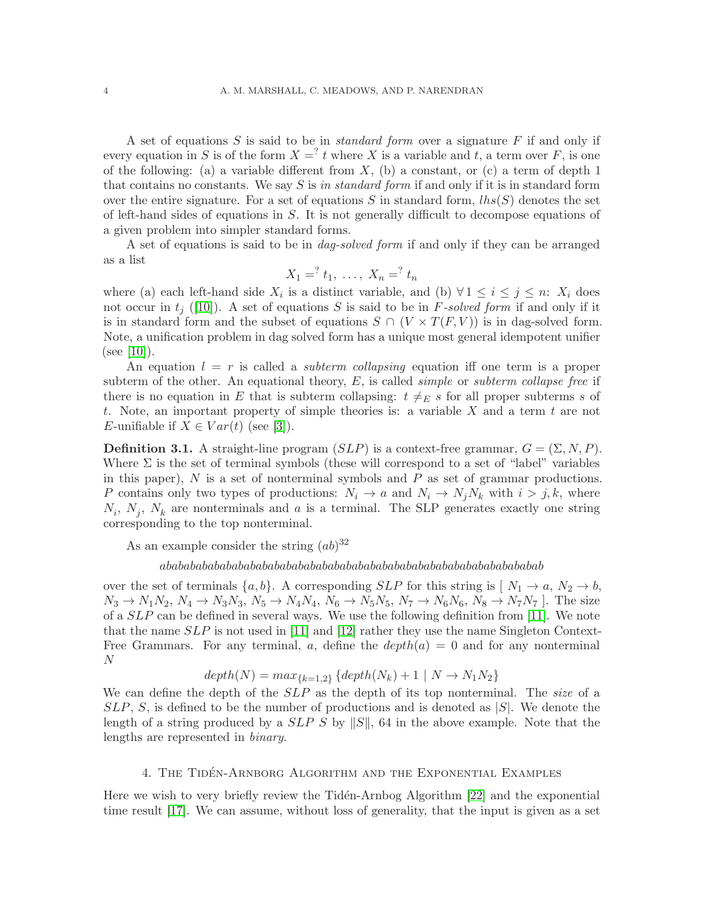A set of equations $S$ is said to be in *standard form* over a signature $F$ if and only if every equation in $S$ is of the form $X =^? t$ where $X$ is a variable and $t$, a term over $F$, is one of the following: (a) a variable different from $X$, (b) a constant, or (c) a term of depth 1 that contains no constants. We say $S$ is *in standard form* if and only if it is in standard form over the entire signature. For a set of equations $S$ in standard form, $lhs(S)$ denotes the set of left-hand sides of equations in $S$. It is not generally difficult to decompose equations of a given problem into simpler standard forms.

A set of equations is said to be in *dag-solved form* if and only if they can be arranged as a list

$$X_1 =^? t_1, \; \ldots, \; X_n =^? t_n$$

where (a) each left-hand side $X_i$ is a distinct variable, and (b) $\forall\, 1 \leq i \leq j \leq n$: $X_i$ does not occur in $t_j$ ([10]). A set of equations $S$ is said to be in *F-solved form* if and only if it is in standard form and the subset of equations $S \cap (V \times T(F, V))$ is in dag-solved form. Note, a unification problem in dag solved form has a unique most general idempotent unifier (see [10]).

An equation $l = r$ is called a *subterm collapsing* equation iff one term is a proper subterm of the other. An equational theory, $E$, is called *simple* or *subterm collapse free* if there is no equation in $E$ that is subterm collapsing: $t \neq_E s$ for all proper subterms $s$ of $t$. Note, an important property of simple theories is: a variable $X$ and a term $t$ are not $E$-unifiable if $X \in Var(t)$ (see [3]).

**Definition 3.1.** A straight-line program ($SLP$) is a context-free grammar, $G = (\Sigma, N, P)$. Where $\Sigma$ is the set of terminal symbols (these will correspond to a set of "label" variables in this paper), $N$ is a set of nonterminal symbols and $P$ as set of grammar productions. $P$ contains only two types of productions: $N_i \to a$ and $N_i \to N_j N_k$ with $i > j, k$, where $N_i$, $N_j$, $N_k$ are nonterminals and $a$ is a terminal. The SLP generates exactly one string corresponding to the top nonterminal.

As an example consider the string $(ab)^{32}$

*abababababababababababababababababababababababababababababababab*

over the set of terminals $\{a, b\}$. A corresponding $SLP$ for this string is [ $N_1 \to a$, $N_2 \to b$, $N_3 \to N_1 N_2$, $N_4 \to N_3 N_3$, $N_5 \to N_4 N_4$, $N_6 \to N_5 N_5$, $N_7 \to N_6 N_6$, $N_8 \to N_7 N_7$ ]. The size of a $SLP$ can be defined in several ways. We use the following definition from [11]. We note that the name $SLP$ is not used in [11] and [12] rather they use the name Singleton Context-Free Grammars. For any terminal, $a$, define the $depth(a) = 0$ and for any nonterminal $N$

$$depth(N) = max_{\{k=1,2\}}\, \{depth(N_k) + 1 \mid N \to N_1 N_2\}$$

We can define the depth of the $SLP$ as the depth of its top nonterminal. The *size* of a $SLP$, $S$, is defined to be the number of productions and is denoted as $|S|$. We denote the length of a string produced by a $SLP$ $S$ by $\|S\|$, 64 in the above example. Note that the lengths are represented in *binary*.

## 4. The Tidén-Arnborg Algorithm and the Exponential Examples

Here we wish to very briefly review the Tidén-Arnbog Algorithm [22] and the exponential time result [17]. We can assume, without loss of generality, that the input is given as a set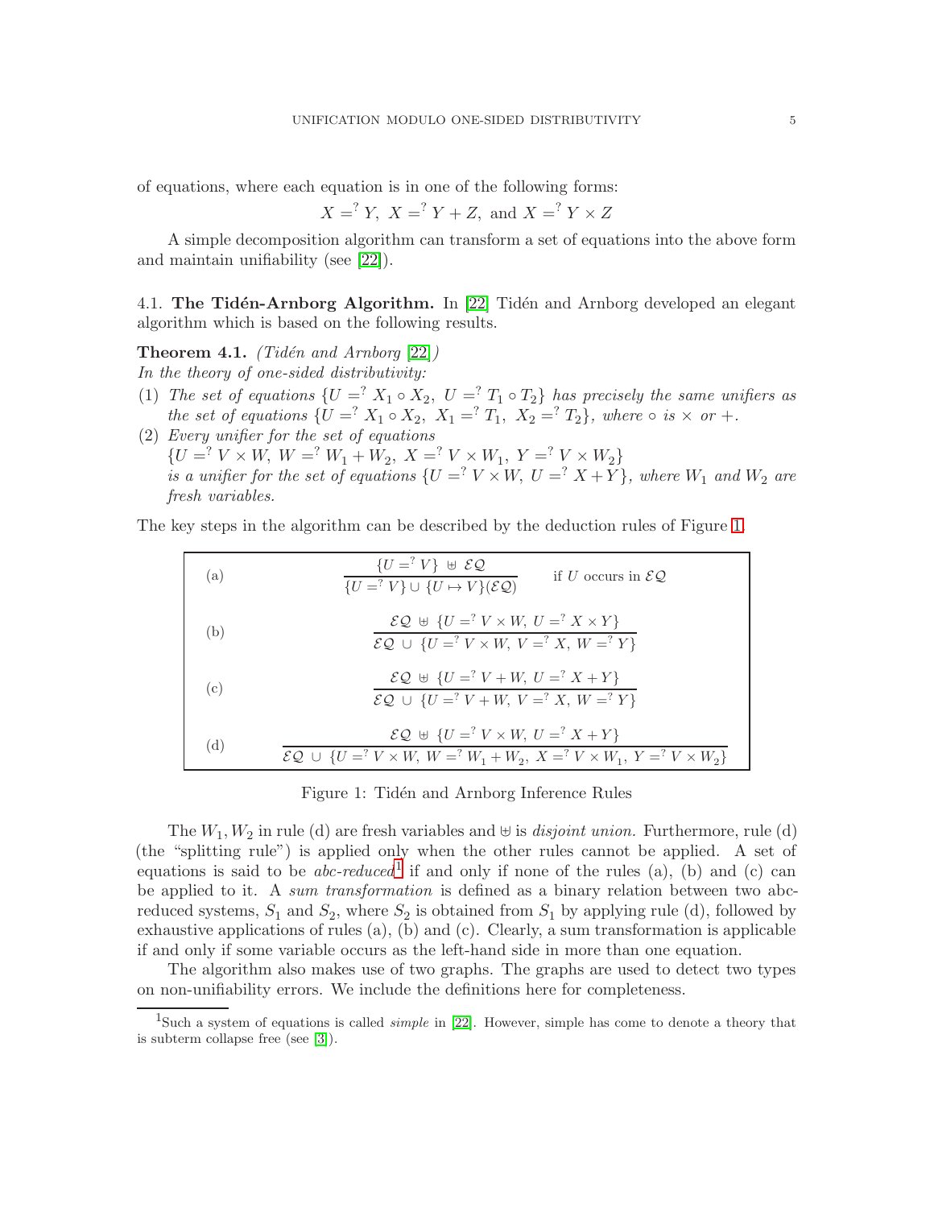of equations, where each equation is in one of the following forms:

$$X =^? Y,\ X =^? Y + Z, \text{ and } X =^? Y \times Z$$

A simple decomposition algorithm can transform a set of equations into the above form and maintain unifiability (see [22]).

4.1. **The Tidén-Arnborg Algorithm.** In [22] Tidén and Arnborg developed an elegant algorithm which is based on the following results.

**Theorem 4.1.** *(Tidén and Arnborg [22])*
*In the theory of one-sided distributivity:*

1. *The set of equations $\{U =^? X_1 \circ X_2,\ U =^? T_1 \circ T_2\}$ has precisely the same unifiers as the set of equations $\{U =^? X_1 \circ X_2,\ X_1 =^? T_1,\ X_2 =^? T_2\}$, where $\circ$ is $\times$ or $+$.*
2. *Every unifier for the set of equations $\{U =^? V \times W,\ W =^? W_1 + W_2,\ X =^? V \times W_1,\ Y =^? V \times W_2\}$ is a unifier for the set of equations $\{U =^? V \times W,\ U =^? X + Y\}$, where $W_1$ and $W_2$ are fresh variables.*

The key steps in the algorithm can be described by the deduction rules of Figure 1.

| | | |
|---|---|---|
| (a) | $$\frac{\{U =^? V\} \uplus \mathcal{EQ}}{\{U =^? V\} \cup \{U \mapsto V\}(\mathcal{EQ})}$$ | if $U$ occurs in $\mathcal{EQ}$ |
| (b) | $$\frac{\mathcal{EQ} \uplus \{U =^? V \times W,\ U =^? X \times Y\}}{\mathcal{EQ} \cup \{U =^? V \times W,\ V =^? X,\ W =^? Y\}}$$ | |
| (c) | $$\frac{\mathcal{EQ} \uplus \{U =^? V + W,\ U =^? X + Y\}}{\mathcal{EQ} \cup \{U =^? V + W,\ V =^? X,\ W =^? Y\}}$$ | |
| (d) | $$\frac{\mathcal{EQ} \uplus \{U =^? V \times W,\ U =^? X + Y\}}{\mathcal{EQ} \cup \{U =^? V \times W,\ W =^? W_1 + W_2,\ X =^? V \times W_1,\ Y =^? V \times W_2\}}$$ | |

Figure 1: Tidén and Arnborg Inference Rules

The $W_1, W_2$ in rule (d) are fresh variables and $\uplus$ is *disjoint union.* Furthermore, rule (d) (the "splitting rule") is applied only when the other rules cannot be applied. A set of equations is said to be *abc-reduced*[1] if and only if none of the rules (a), (b) and (c) can be applied to it. A *sum transformation* is defined as a binary relation between two abc-reduced systems, $S_1$ and $S_2$, where $S_2$ is obtained from $S_1$ by applying rule (d), followed by exhaustive applications of rules (a), (b) and (c). Clearly, a sum transformation is applicable if and only if some variable occurs as the left-hand side in more than one equation.

The algorithm also makes use of two graphs. The graphs are used to detect two types on non-unifiability errors. We include the definitions here for completeness.

[1] Such a system of equations is called *simple* in [22]. However, simple has come to denote a theory that is subterm collapse free (see [3]).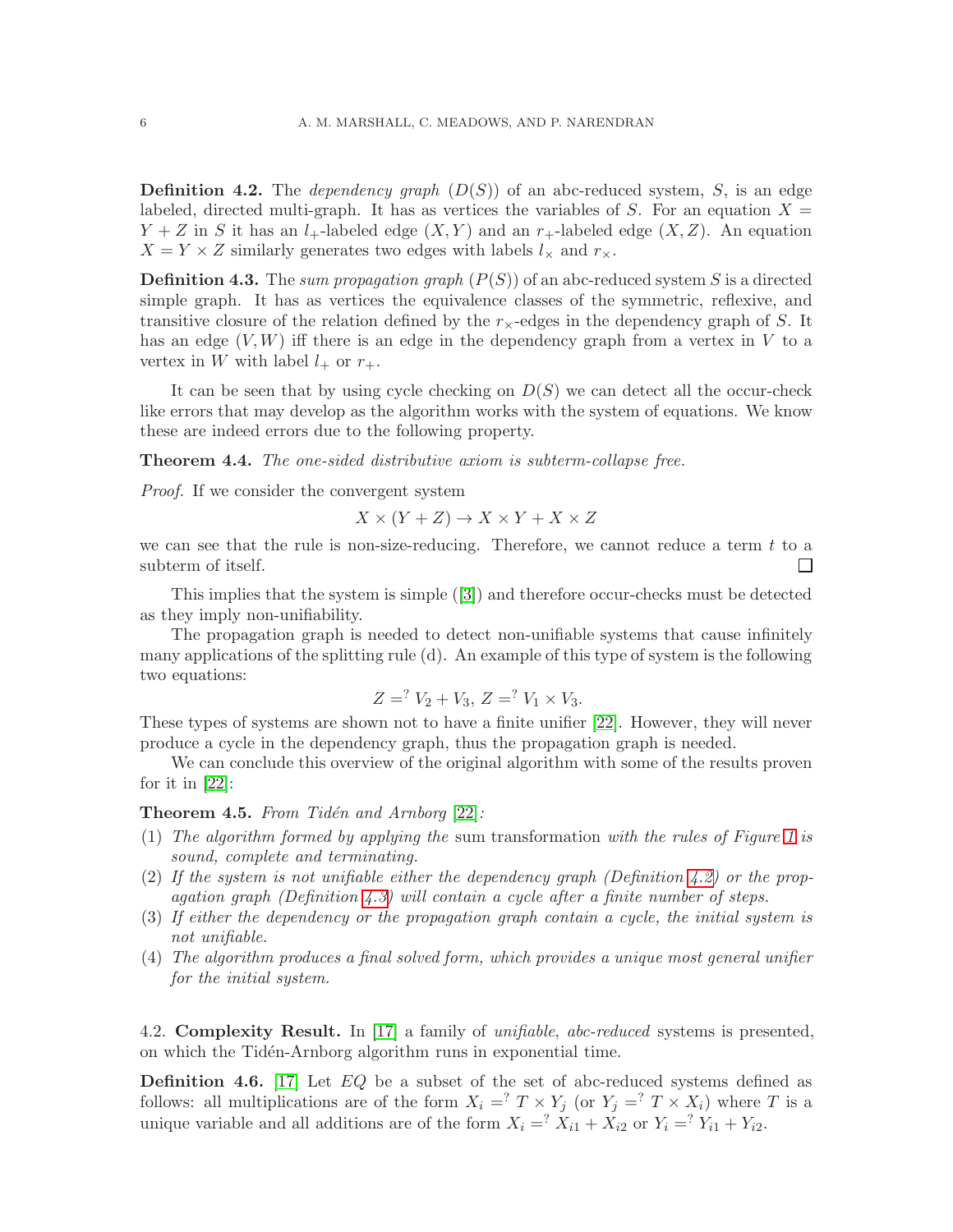**Definition 4.2.** The *dependency graph* ($D(S)$) of an abc-reduced system, $S$, is an edge labeled, directed multi-graph. It has as vertices the variables of $S$. For an equation $X = Y + Z$ in $S$ it has an $l_+$-labeled edge $(X, Y)$ and an $r_+$-labeled edge $(X, Z)$. An equation $X = Y \times Z$ similarly generates two edges with labels $l_\times$ and $r_\times$.

**Definition 4.3.** The *sum propagation graph* ($P(S)$) of an abc-reduced system $S$ is a directed simple graph. It has as vertices the equivalence classes of the symmetric, reflexive, and transitive closure of the relation defined by the $r_\times$-edges in the dependency graph of $S$. It has an edge $(V, W)$ iff there is an edge in the dependency graph from a vertex in $V$ to a vertex in $W$ with label $l_+$ or $r_+$.

It can be seen that by using cycle checking on $D(S)$ we can detect all the occur-check like errors that may develop as the algorithm works with the system of equations. We know these are indeed errors due to the following property.

**Theorem 4.4.** *The one-sided distributive axiom is subterm-collapse free.*

*Proof.* If we consider the convergent system

$$X \times (Y + Z) \to X \times Y + X \times Z$$

we can see that the rule is non-size-reducing. Therefore, we cannot reduce a term $t$ to a subterm of itself. □

This implies that the system is simple ([3]) and therefore occur-checks must be detected as they imply non-unifiability.

The propagation graph is needed to detect non-unifiable systems that cause infinitely many applications of the splitting rule (d). An example of this type of system is the following two equations:

$$Z =^? V_2 + V_3,\ Z =^? V_1 \times V_3.$$

These types of systems are shown not to have a finite unifier [22]. However, they will never produce a cycle in the dependency graph, thus the propagation graph is needed.

We can conclude this overview of the original algorithm with some of the results proven for it in [22]:

**Theorem 4.5.** *From Tidén and Arnborg [22]:*

1. *The algorithm formed by applying the* sum transformation *with the rules of Figure 1 is sound, complete and terminating.*
2. *If the system is not unifiable either the dependency graph (Definition 4.2) or the propagation graph (Definition 4.3) will contain a cycle after a finite number of steps.*
3. *If either the dependency or the propagation graph contain a cycle, the initial system is not unifiable.*
4. *The algorithm produces a final solved form, which provides a unique most general unifier for the initial system.*

4.2. **Complexity Result.** In [17] a family of *unifiable*, *abc-reduced* systems is presented, on which the Tidén-Arnborg algorithm runs in exponential time.

**Definition 4.6.** [17] Let $EQ$ be a subset of the set of abc-reduced systems defined as follows: all multiplications are of the form $X_i =^? T \times Y_j$ (or $Y_j =^? T \times X_i$) where $T$ is a unique variable and all additions are of the form $X_i =^? X_{i1} + X_{i2}$ or $Y_i =^? Y_{i1} + Y_{i2}$.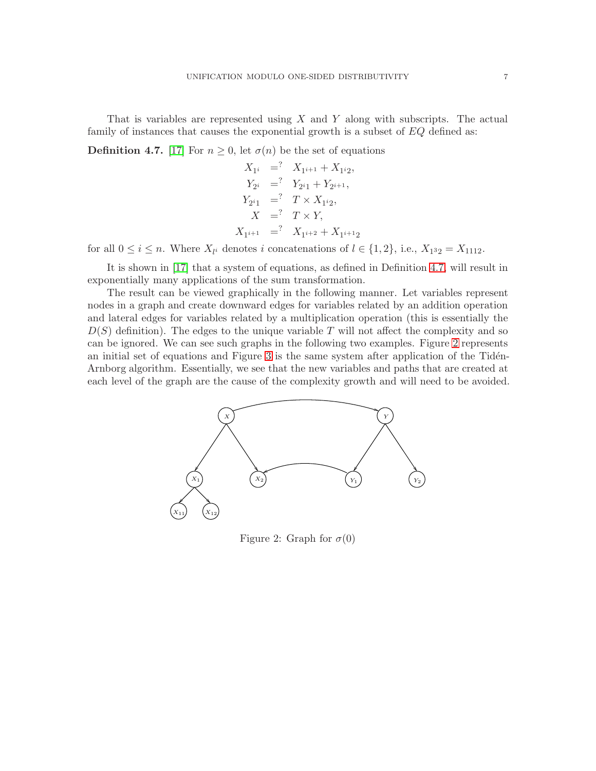That is variables are represented using $X$ and $Y$ along with subscripts. The actual family of instances that causes the exponential growth is a subset of $EQ$ defined as:

**Definition 4.7.** [17] For $n \geq 0$, let $\sigma(n)$ be the set of equations

$$
\begin{aligned}
X_{1^i} &=^? X_{1^{i+1}} + X_{1^i 2}, \\
Y_{2^i} &=^? Y_{2^i 1} + Y_{2^{i+1}}, \\
Y_{2^i 1} &=^? T \times X_{1^i 2}, \\
X &=^? T \times Y, \\
X_{1^{i+1}} &=^? X_{1^{i+2}} + X_{1^{i+1} 2}
\end{aligned}
$$

for all $0 \leq i \leq n$. Where $X_{l^i}$ denotes $i$ concatenations of $l \in \{1, 2\}$, i.e., $X_{1^3 2} = X_{1112}$.

It is shown in [17] that a system of equations, as defined in Definition 4.7, will result in exponentially many applications of the sum transformation.

The result can be viewed graphically in the following manner. Let variables represent nodes in a graph and create downward edges for variables related by an addition operation and lateral edges for variables related by a multiplication operation (this is essentially the $D(S)$ definition). The edges to the unique variable $T$ will not affect the complexity and so can be ignored. We can see such graphs in the following two examples. Figure 2 represents an initial set of equations and Figure 3 is the same system after application of the Tidén-Arnborg algorithm. Essentially, we see that the new variables and paths that are created at each level of the graph are the cause of the complexity growth and will need to be avoided.

Figure 2: Graph for $\sigma(0)$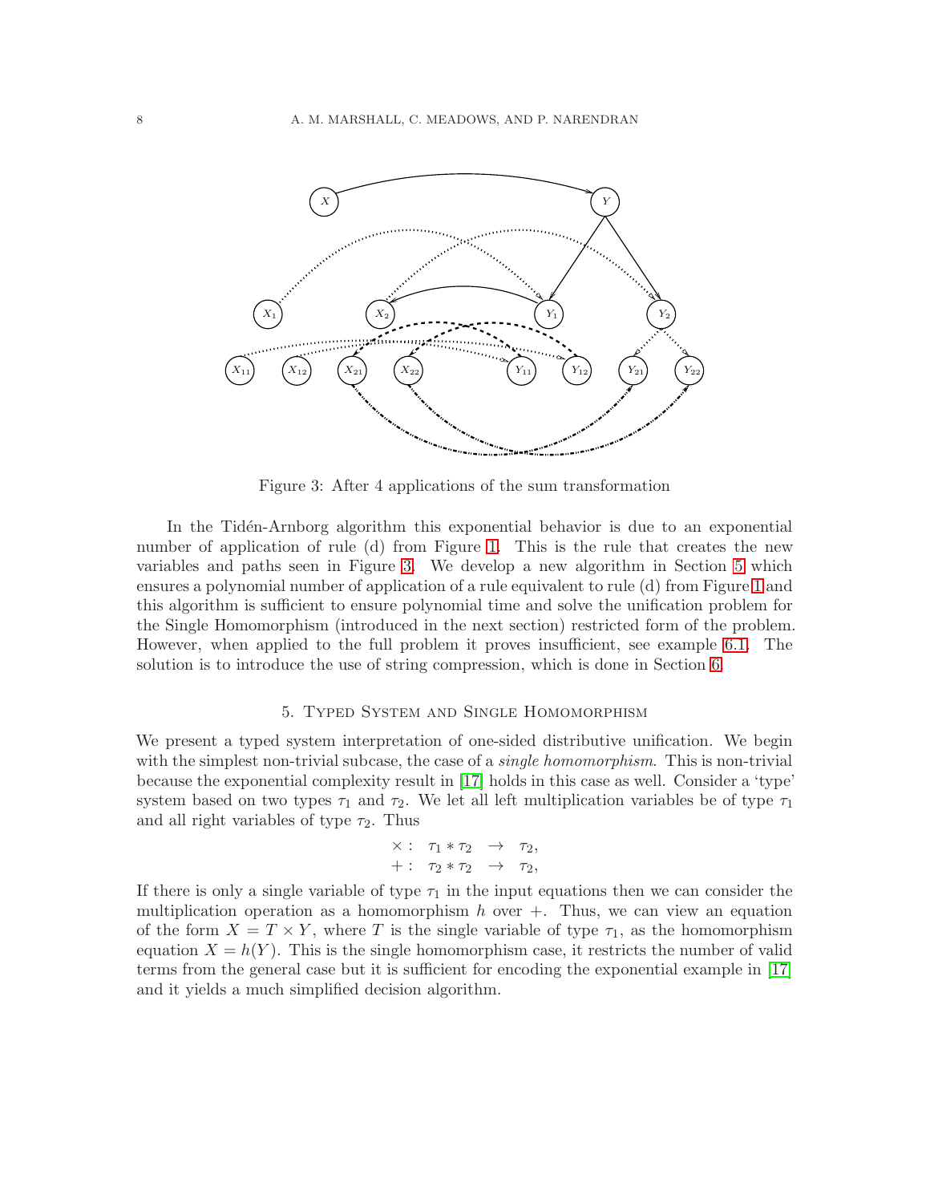Figure 3: After 4 applications of the sum transformation

In the Tidén-Arnborg algorithm this exponential behavior is due to an exponential number of application of rule (d) from Figure 1. This is the rule that creates the new variables and paths seen in Figure 3. We develop a new algorithm in Section 5 which ensures a polynomial number of application of a rule equivalent to rule (d) from Figure 1 and this algorithm is sufficient to ensure polynomial time and solve the unification problem for the Single Homomorphism (introduced in the next section) restricted form of the problem. However, when applied to the full problem it proves insufficient, see example 6.1. The solution is to introduce the use of string compression, which is done in Section 6.

## 5. Typed System and Single Homomorphism

We present a typed system interpretation of one-sided distributive unification. We begin with the simplest non-trivial subcase, the case of a *single homomorphism*. This is non-trivial because the exponential complexity result in [17] holds in this case as well. Consider a 'type' system based on two types $\tau_1$ and $\tau_2$. We let all left multiplication variables be of type $\tau_1$ and all right variables of type $\tau_2$. Thus

$$\begin{array}{rl} \times : & \tau_1 * \tau_2 \;\; \rightarrow \;\; \tau_2, \\ + : & \tau_2 * \tau_2 \;\; \rightarrow \;\; \tau_2, \end{array}$$

If there is only a single variable of type $\tau_1$ in the input equations then we can consider the multiplication operation as a homomorphism $h$ over $+$. Thus, we can view an equation of the form $X = T \times Y$, where $T$ is the single variable of type $\tau_1$, as the homomorphism equation $X = h(Y)$. This is the single homomorphism case, it restricts the number of valid terms from the general case but it is sufficient for encoding the exponential example in [17] and it yields a much simplified decision algorithm.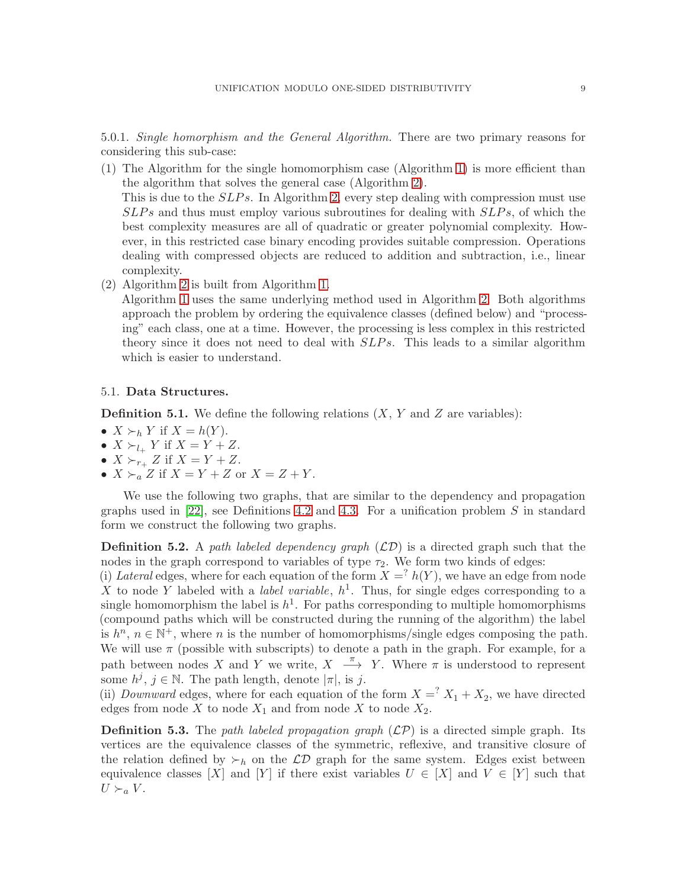5.0.1. *Single homorphism and the General Algorithm.* There are two primary reasons for considering this sub-case:

1. The Algorithm for the single homomorphism case (Algorithm 1) is more efficient than the algorithm that solves the general case (Algorithm 2).
   This is due to the *SLPs*. In Algorithm 2, every step dealing with compression must use *SLPs* and thus must employ various subroutines for dealing with *SLPs*, of which the best complexity measures are all of quadratic or greater polynomial complexity. However, in this restricted case binary encoding provides suitable compression. Operations dealing with compressed objects are reduced to addition and subtraction, i.e., linear complexity.
2. Algorithm 2 is built from Algorithm 1.
   Algorithm 1 uses the same underlying method used in Algorithm 2. Both algorithms approach the problem by ordering the equivalence classes (defined below) and "processing" each class, one at a time. However, the processing is less complex in this restricted theory since it does not need to deal with *SLPs*. This leads to a similar algorithm which is easier to understand.

## 5.1. **Data Structures.**

**Definition 5.1.** We define the following relations ($X$, $Y$ and $Z$ are variables):

- $X \succ_h Y$ if $X = h(Y)$.
- $X \succ_{l_+} Y$ if $X = Y + Z$.
- $X \succ_{r_+} Z$ if $X = Y + Z$.
- $X \succ_a Z$ if $X = Y + Z$ or $X = Z + Y$.

We use the following two graphs, that are similar to the dependency and propagation graphs used in [22], see Definitions 4.2 and 4.3. For a unification problem $S$ in standard form we construct the following two graphs.

**Definition 5.2.** A *path labeled dependency graph* ($\mathcal{LD}$) is a directed graph such that the nodes in the graph correspond to variables of type $\tau_2$. We form two kinds of edges:
(i) *Lateral* edges, where for each equation of the form $X =^? h(Y)$, we have an edge from node $X$ to node $Y$ labeled with a *label variable*, $h^1$. Thus, for single edges corresponding to a single homomorphism the label is $h^1$. For paths corresponding to multiple homomorphisms (compound paths which will be constructed during the running of the algorithm) the label is $h^n$, $n \in \mathbb{N}^+$, where $n$ is the number of homomorphisms/single edges composing the path. We will use $\pi$ (possible with subscripts) to denote a path in the graph. For example, for a path between nodes $X$ and $Y$ we write, $X \stackrel{\pi}{\longrightarrow} Y$. Where $\pi$ is understood to represent some $h^j$, $j \in \mathbb{N}$. The path length, denote $|\pi|$, is $j$.
(ii) *Downward* edges, where for each equation of the form $X =^? X_1 + X_2$, we have directed edges from node $X$ to node $X_1$ and from node $X$ to node $X_2$.

**Definition 5.3.** The *path labeled propagation graph* ($\mathcal{LP}$) is a directed simple graph. Its vertices are the equivalence classes of the symmetric, reflexive, and transitive closure of the relation defined by $\succ_h$ on the $\mathcal{LD}$ graph for the same system. Edges exist between equivalence classes $[X]$ and $[Y]$ if there exist variables $U \in [X]$ and $V \in [Y]$ such that $U \succ_a V$.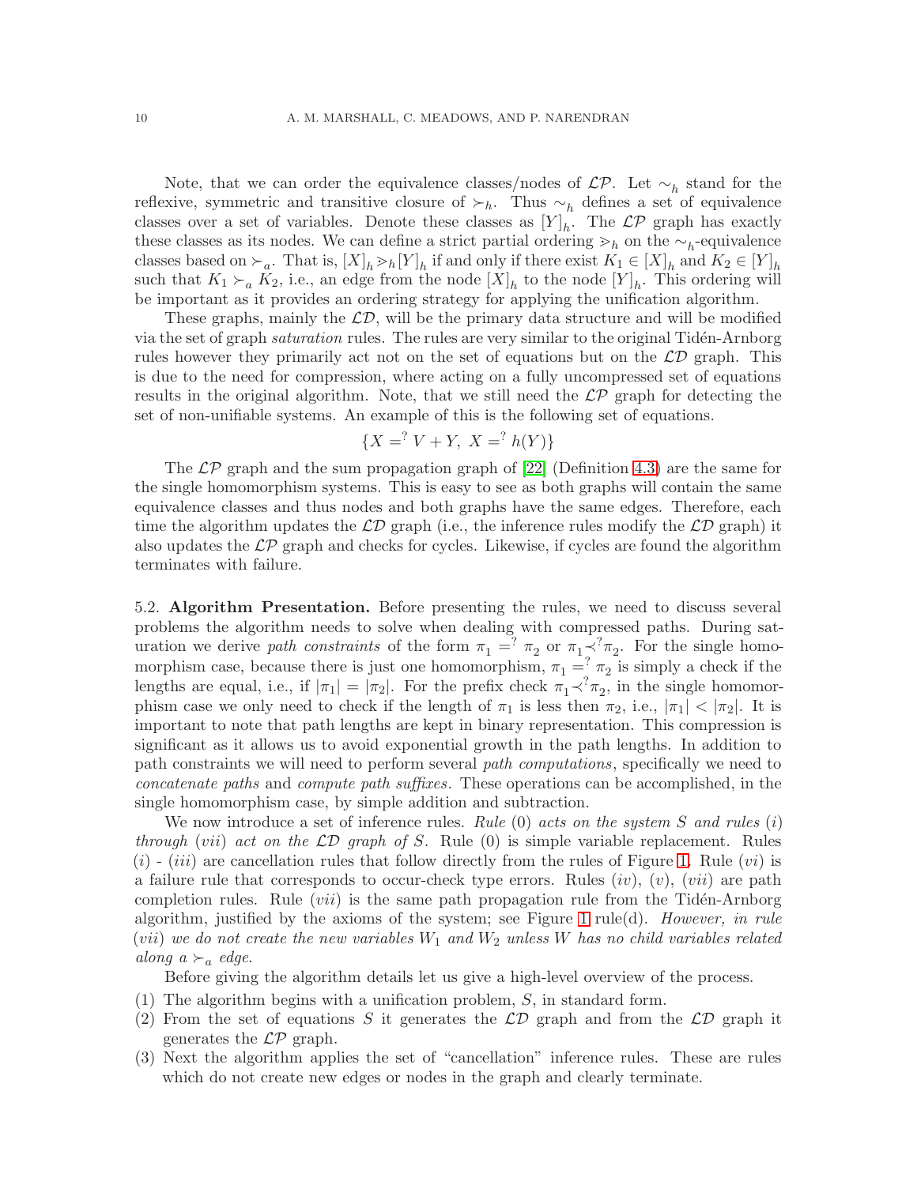Note, that we can order the equivalence classes/nodes of $\mathcal{LP}$. Let $\sim_h$ stand for the reflexive, symmetric and transitive closure of $\succ_h$. Thus $\sim_h$ defines a set of equivalence classes over a set of variables. Denote these classes as $[Y]_h$. The $\mathcal{LP}$ graph has exactly these classes as its nodes. We can define a strict partial ordering $\gg_h$ on the $\sim_h$-equivalence classes based on $\succ_a$. That is, $[X]_h \gg_h [Y]_h$ if and only if there exist $K_1 \in [X]_h$ and $K_2 \in [Y]_h$ such that $K_1 \succ_a K_2$, i.e., an edge from the node $[X]_h$ to the node $[Y]_h$. This ordering will be important as it provides an ordering strategy for applying the unification algorithm.

These graphs, mainly the $\mathcal{LD}$, will be the primary data structure and will be modified via the set of graph *saturation* rules. The rules are very similar to the original Tidén-Arnborg rules however they primarily act not on the set of equations but on the $\mathcal{LD}$ graph. This is due to the need for compression, where acting on a fully uncompressed set of equations results in the original algorithm. Note, that we still need the $\mathcal{LP}$ graph for detecting the set of non-unifiable systems. An example of this is the following set of equations.

$$\{X =^? V + Y,\ X =^? h(Y)\}$$

The $\mathcal{LP}$ graph and the sum propagation graph of [22] (Definition 4.3) are the same for the single homomorphism systems. This is easy to see as both graphs will contain the same equivalence classes and thus nodes and both graphs have the same edges. Therefore, each time the algorithm updates the $\mathcal{LD}$ graph (i.e., the inference rules modify the $\mathcal{LD}$ graph) it also updates the $\mathcal{LP}$ graph and checks for cycles. Likewise, if cycles are found the algorithm terminates with failure.

5.2. **Algorithm Presentation.** Before presenting the rules, we need to discuss several problems the algorithm needs to solve when dealing with compressed paths. During saturation we derive *path constraints* of the form $\pi_1 =^? \pi_2$ or $\pi_1 \prec^? \pi_2$. For the single homomorphism case, because there is just one homomorphism, $\pi_1 =^? \pi_2$ is simply a check if the lengths are equal, i.e., if $|\pi_1| = |\pi_2|$. For the prefix check $\pi_1 \prec^? \pi_2$, in the single homomorphism case we only need to check if the length of $\pi_1$ is less then $\pi_2$, i.e., $|\pi_1| < |\pi_2|$. It is important to note that path lengths are kept in binary representation. This compression is significant as it allows us to avoid exponential growth in the path lengths. In addition to path constraints we will need to perform several *path computations*, specifically we need to *concatenate paths* and *compute path suffixes*. These operations can be accomplished, in the single homomorphism case, by simple addition and subtraction.

We now introduce a set of inference rules. *Rule (0) acts on the system S and rules (i) through (vii) act on the $\mathcal{LD}$ graph of S.* Rule (0) is simple variable replacement. Rules (i) - (iii) are cancellation rules that follow directly from the rules of Figure 1. Rule (vi) is a failure rule that corresponds to occur-check type errors. Rules (iv), (v), (vii) are path completion rules. Rule (vii) is the same path propagation rule from the Tidén-Arnborg algorithm, justified by the axioms of the system; see Figure 1 rule(d). *However, in rule (vii) we do not create the new variables $W_1$ and $W_2$ unless $W$ has no child variables related along a $\succ_a$ edge.*

Before giving the algorithm details let us give a high-level overview of the process.

(1) The algorithm begins with a unification problem, $S$, in standard form.
(2) From the set of equations $S$ it generates the $\mathcal{LD}$ graph and from the $\mathcal{LD}$ graph it generates the $\mathcal{LP}$ graph.
(3) Next the algorithm applies the set of "cancellation" inference rules. These are rules which do not create new edges or nodes in the graph and clearly terminate.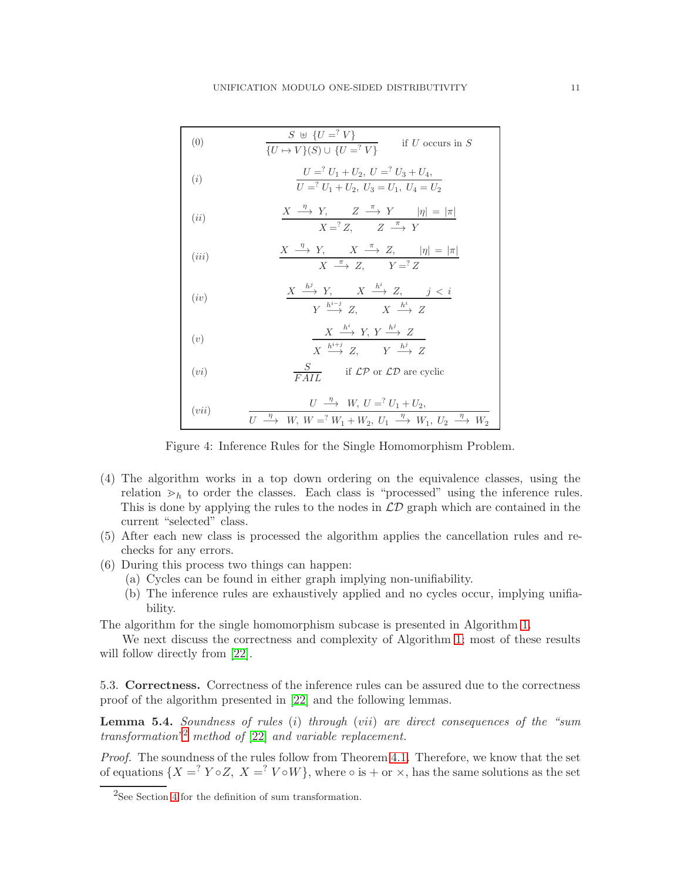| | | |
|---|---|---|
| (0) | $$\frac{S \uplus \{U =^? V\}}{\{U \mapsto V\}(S) \cup \{U =^? V\}}$$ | if $U$ occurs in $S$ |
| $(i)$ | $$\frac{U =^? U_1 + U_2,\ U =^? U_3 + U_4,}{U =^? U_1 + U_2,\ U_3 = U_1,\ U_4 = U_2}$$ | |
| $(ii)$ | $$\frac{X \overset{\eta}{\longrightarrow} Y, \qquad Z \overset{\pi}{\longrightarrow} Y \qquad \lvert\eta\rvert = \lvert\pi\rvert}{X =^? Z, \qquad Z \overset{\pi}{\longrightarrow} Y}$$ | |
| $(iii)$ | $$\frac{X \overset{\eta}{\longrightarrow} Y, \qquad X \overset{\pi}{\longrightarrow} Z, \qquad \lvert\eta\rvert = \lvert\pi\rvert}{X \overset{\pi}{\longrightarrow} Z, \qquad Y =^? Z}$$ | |
| $(iv)$ | $$\frac{X \overset{h^j}{\longrightarrow} Y, \qquad X \overset{h^i}{\longrightarrow} Z, \qquad j < i}{Y \overset{h^{i-j}}{\longrightarrow} Z, \qquad X \overset{h^i}{\longrightarrow} Z}$$ | |
| $(v)$ | $$\frac{X \overset{h^i}{\longrightarrow} Y,\ Y \overset{h^j}{\longrightarrow} Z}{X \overset{h^{i+j}}{\longrightarrow} Z, \qquad Y \overset{h^j}{\longrightarrow} Z}$$ | |
| $(vi)$ | $$\frac{S}{FAIL}$$ | if $\mathcal{LP}$ or $\mathcal{LD}$ are cyclic |
| $(vii)$ | $$\frac{U \overset{\eta}{\longrightarrow} W,\ U =^? U_1 + U_2,}{U \overset{\eta}{\longrightarrow} W,\ W =^? W_1 + W_2,\ U_1 \overset{\eta}{\longrightarrow} W_1,\ U_2 \overset{\eta}{\longrightarrow} W_2}$$ | |

Figure 4: Inference Rules for the Single Homomorphism Problem.

(4) The algorithm works in a top down ordering on the equivalence classes, using the relation $>_h$ to order the classes. Each class is "processed" using the inference rules. This is done by applying the rules to the nodes in $\mathcal{LD}$ graph which are contained in the current "selected" class.
(5) After each new class is processed the algorithm applies the cancellation rules and re-checks for any errors.
(6) During this process two things can happen:
   (a) Cycles can be found in either graph implying non-unifiability.
   (b) The inference rules are exhaustively applied and no cycles occur, implying unifiability.

The algorithm for the single homomorphism subcase is presented in Algorithm 1.

We next discuss the correctness and complexity of Algorithm 1; most of these results will follow directly from [22].

5.3. **Correctness.** Correctness of the inference rules can be assured due to the correctness proof of the algorithm presented in [22] and the following lemmas.

**Lemma 5.4.** *Soundness of rules* $(i)$ *through* $(vii)$ *are direct consequences of the "sum transformation"*[2] *method of* [22] *and variable replacement.*

*Proof.* The soundness of the rules follow from Theorem 4.1. Therefore, we know that the set of equations $\{X =^? Y \circ Z,\ X =^? V \circ W\}$, where $\circ$ is $+$ or $\times$, has the same solutions as the set

[2]See Section 4 for the definition of sum transformation.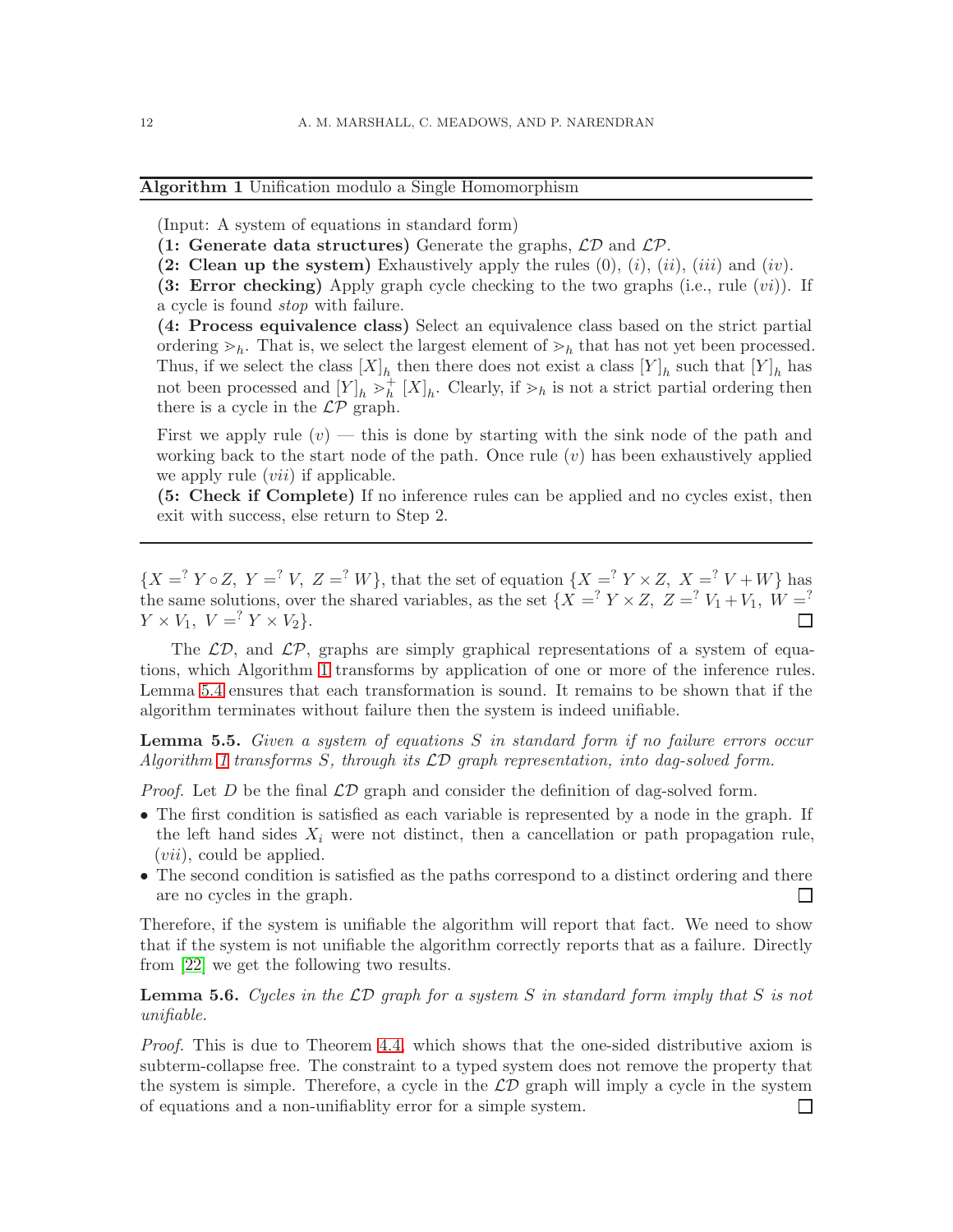---

**Algorithm 1** Unification modulo a Single Homomorphism

---

(Input: A system of equations in standard form)

**(1: Generate data structures)** Generate the graphs, $\mathcal{LD}$ and $\mathcal{LP}$.

**(2: Clean up the system)** Exhaustively apply the rules (0), $(i)$, $(ii)$, $(iii)$ and $(iv)$.

**(3: Error checking)** Apply graph cycle checking to the two graphs (i.e., rule $(vi)$). If a cycle is found *stop* with failure.

**(4: Process equivalence class)** Select an equivalence class based on the strict partial ordering $\gtrdot_h$. That is, we select the largest element of $\gtrdot_h$ that has not yet been processed. Thus, if we select the class $[X]_h$ then there does not exist a class $[Y]_h$ such that $[Y]_h$ has not been processed and $[Y]_h \gtrdot_h^+ [X]_h$. Clearly, if $\gtrdot_h$ is not a strict partial ordering then there is a cycle in the $\mathcal{LP}$ graph.

First we apply rule $(v)$ — this is done by starting with the sink node of the path and working back to the start node of the path. Once rule $(v)$ has been exhaustively applied we apply rule $(vii)$ if applicable.

**(5: Check if Complete)** If no inference rules can be applied and no cycles exist, then exit with success, else return to Step 2.

---

$\{X =^? Y \circ Z,\ Y =^? V,\ Z =^? W\}$, that the set of equation $\{X =^? Y \times Z,\ X =^? V + W\}$ has the same solutions, over the shared variables, as the set $\{X =^? Y \times Z,\ Z =^? V_1 + V_1,\ W =^? Y \times V_1,\ V =^? Y \times V_2\}$. □

The $\mathcal{LD}$, and $\mathcal{LP}$, graphs are simply graphical representations of a system of equations, which Algorithm 1 transforms by application of one or more of the inference rules. Lemma 5.4 ensures that each transformation is sound. It remains to be shown that if the algorithm terminates without failure then the system is indeed unifiable.

**Lemma 5.5.** *Given a system of equations $S$ in standard form if no failure errors occur Algorithm 1 transforms $S$, through its $\mathcal{LD}$ graph representation, into dag-solved form.*

*Proof.* Let $D$ be the final $\mathcal{LD}$ graph and consider the definition of dag-solved form.

- The first condition is satisfied as each variable is represented by a node in the graph. If the left hand sides $X_i$ were not distinct, then a cancellation or path propagation rule, $(vii)$, could be applied.
- The second condition is satisfied as the paths correspond to a distinct ordering and there are no cycles in the graph. □

Therefore, if the system is unifiable the algorithm will report that fact. We need to show that if the system is not unifiable the algorithm correctly reports that as a failure. Directly from [22] we get the following two results.

**Lemma 5.6.** *Cycles in the $\mathcal{LD}$ graph for a system $S$ in standard form imply that $S$ is not unifiable.*

*Proof.* This is due to Theorem 4.4, which shows that the one-sided distributive axiom is subterm-collapse free. The constraint to a typed system does not remove the property that the system is simple. Therefore, a cycle in the $\mathcal{LD}$ graph will imply a cycle in the system of equations and a non-unifiablity error for a simple system. □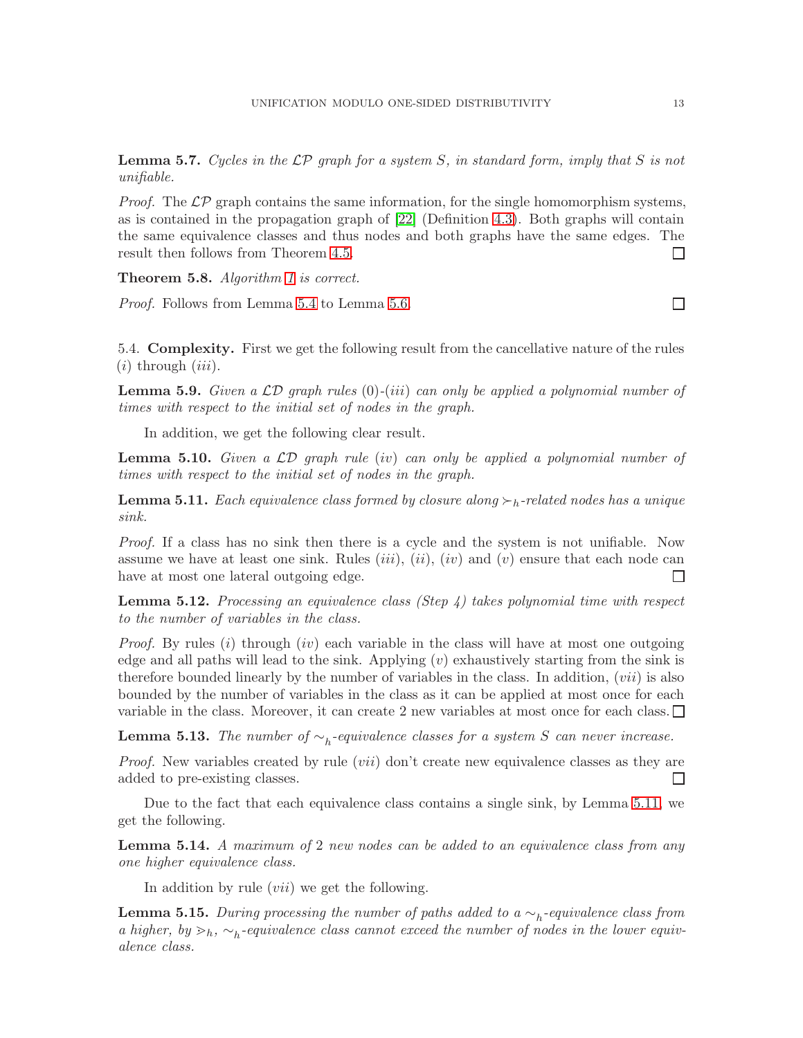**Lemma 5.7.** *Cycles in the $\mathcal{LP}$ graph for a system $S$, in standard form, imply that $S$ is not unifiable.*

*Proof.* The $\mathcal{LP}$ graph contains the same information, for the single homomorphism systems, as is contained in the propagation graph of [22] (Definition 4.3). Both graphs will contain the same equivalence classes and thus nodes and both graphs have the same edges. The result then follows from Theorem 4.5. □

**Theorem 5.8.** *Algorithm 1 is correct.*

*Proof.* Follows from Lemma 5.4 to Lemma 5.6. □

5.4. **Complexity.** First we get the following result from the cancellative nature of the rules $(i)$ through $(iii)$.

**Lemma 5.9.** *Given a $\mathcal{LD}$ graph rules* (0)-$(iii)$ *can only be applied a polynomial number of times with respect to the initial set of nodes in the graph.*

In addition, we get the following clear result.

**Lemma 5.10.** *Given a $\mathcal{LD}$ graph rule $(iv)$ can only be applied a polynomial number of times with respect to the initial set of nodes in the graph.*

**Lemma 5.11.** *Each equivalence class formed by closure along $\succ_h$-related nodes has a unique sink.*

*Proof.* If a class has no sink then there is a cycle and the system is not unifiable. Now assume we have at least one sink. Rules $(iii)$, $(ii)$, $(iv)$ and $(v)$ ensure that each node can have at most one lateral outgoing edge. □

**Lemma 5.12.** *Processing an equivalence class (Step 4) takes polynomial time with respect to the number of variables in the class.*

*Proof.* By rules $(i)$ through $(iv)$ each variable in the class will have at most one outgoing edge and all paths will lead to the sink. Applying $(v)$ exhaustively starting from the sink is therefore bounded linearly by the number of variables in the class. In addition, $(vii)$ is also bounded by the number of variables in the class as it can be applied at most once for each variable in the class. Moreover, it can create 2 new variables at most once for each class. □

**Lemma 5.13.** *The number of $\sim_h$-equivalence classes for a system $S$ can never increase.*

*Proof.* New variables created by rule $(vii)$ don't create new equivalence classes as they are added to pre-existing classes. □

Due to the fact that each equivalence class contains a single sink, by Lemma 5.11, we get the following.

**Lemma 5.14.** *A maximum of* 2 *new nodes can be added to an equivalence class from any one higher equivalence class.*

In addition by rule $(vii)$ we get the following.

**Lemma 5.15.** *During processing the number of paths added to a $\sim_h$-equivalence class from a higher, by $\gg_h$, $\sim_h$-equivalence class cannot exceed the number of nodes in the lower equivalence class.*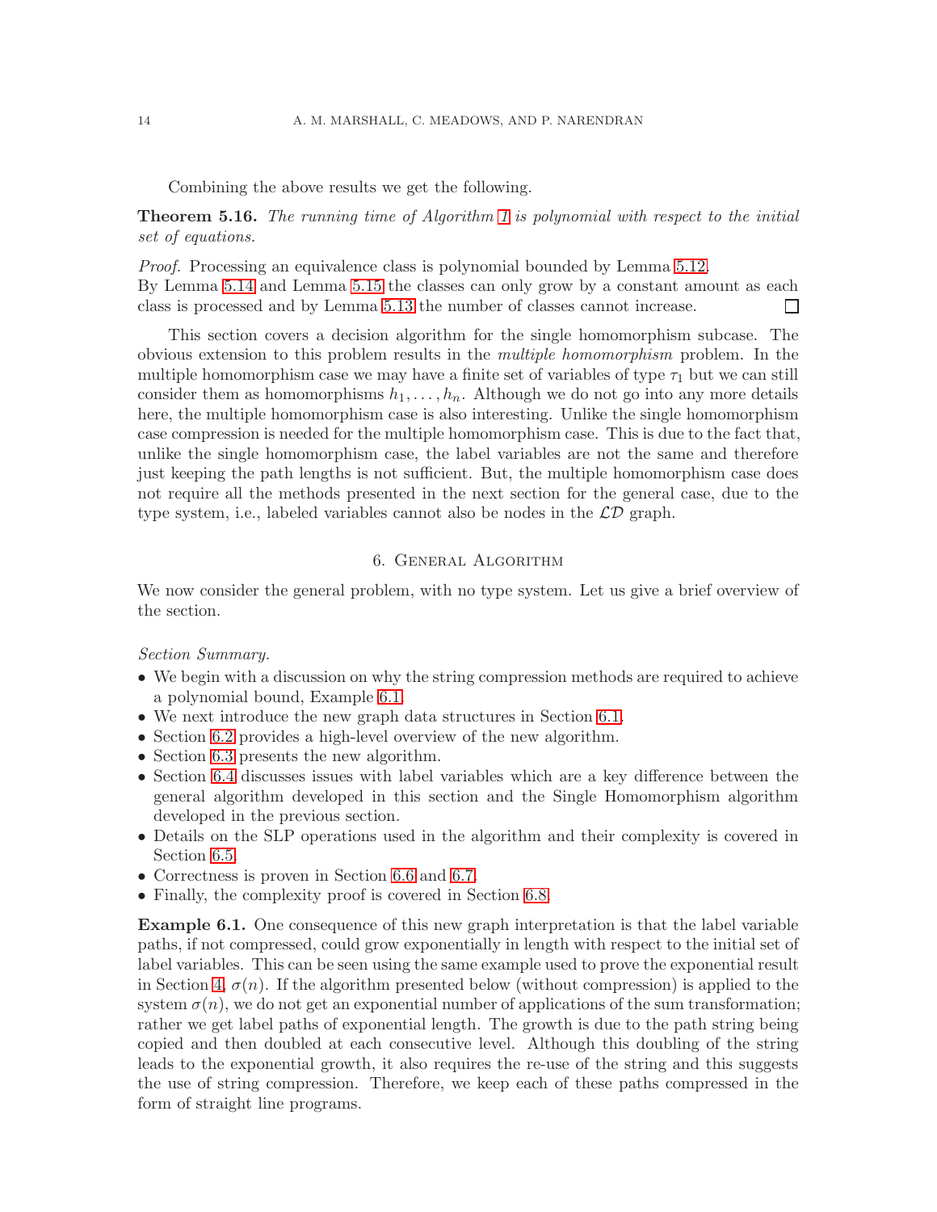Combining the above results we get the following.

**Theorem 5.16.** *The running time of Algorithm 1 is polynomial with respect to the initial set of equations.*

*Proof.* Processing an equivalence class is polynomial bounded by Lemma 5.12. By Lemma 5.14 and Lemma 5.15 the classes can only grow by a constant amount as each class is processed and by Lemma 5.13 the number of classes cannot increase. □

This section covers a decision algorithm for the single homomorphism subcase. The obvious extension to this problem results in the *multiple homomorphism* problem. In the multiple homomorphism case we may have a finite set of variables of type $\tau_1$ but we can still consider them as homomorphisms $h_1, \ldots, h_n$. Although we do not go into any more details here, the multiple homomorphism case is also interesting. Unlike the single homomorphism case compression is needed for the multiple homomorphism case. This is due to the fact that, unlike the single homomorphism case, the label variables are not the same and therefore just keeping the path lengths is not sufficient. But, the multiple homomorphism case does not require all the methods presented in the next section for the general case, due to the type system, i.e., labeled variables cannot also be nodes in the $\mathcal{LD}$ graph.

## 6. General Algorithm

We now consider the general problem, with no type system. Let us give a brief overview of the section.

*Section Summary.*

- We begin with a discussion on why the string compression methods are required to achieve a polynomial bound, Example 6.1.
- We next introduce the new graph data structures in Section 6.1.
- Section 6.2 provides a high-level overview of the new algorithm.
- Section 6.3 presents the new algorithm.
- Section 6.4 discusses issues with label variables which are a key difference between the general algorithm developed in this section and the Single Homomorphism algorithm developed in the previous section.
- Details on the SLP operations used in the algorithm and their complexity is covered in Section 6.5.
- Correctness is proven in Section 6.6 and 6.7.
- Finally, the complexity proof is covered in Section 6.8.

**Example 6.1.** One consequence of this new graph interpretation is that the label variable paths, if not compressed, could grow exponentially in length with respect to the initial set of label variables. This can be seen using the same example used to prove the exponential result in Section 4, $\sigma(n)$. If the algorithm presented below (without compression) is applied to the system $\sigma(n)$, we do not get an exponential number of applications of the sum transformation; rather we get label paths of exponential length. The growth is due to the path string being copied and then doubled at each consecutive level. Although this doubling of the string leads to the exponential growth, it also requires the re-use of the string and this suggests the use of string compression. Therefore, we keep each of these paths compressed in the form of straight line programs.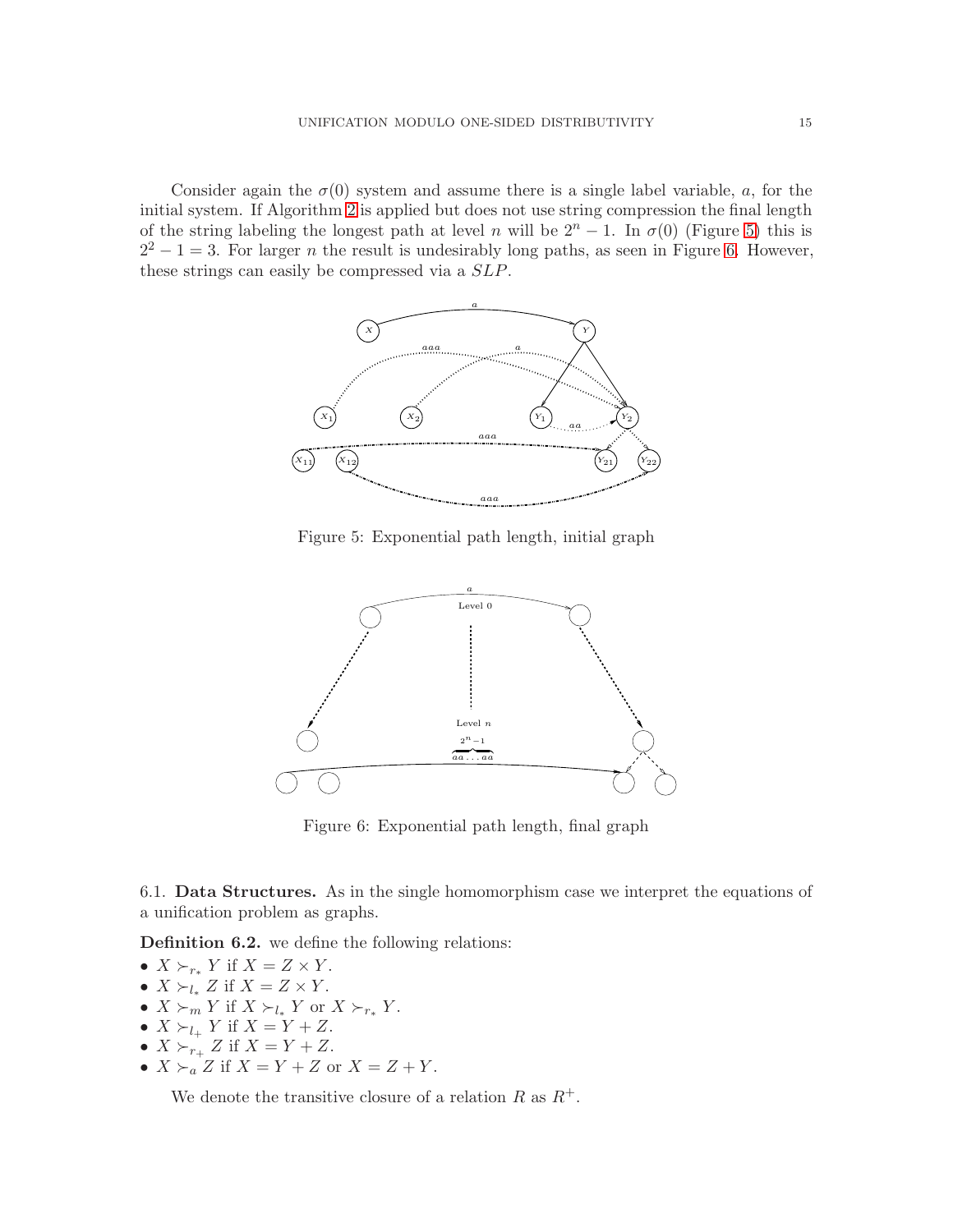Consider again the $\sigma(0)$ system and assume there is a single label variable, $a$, for the initial system. If Algorithm 2 is applied but does not use string compression the final length of the string labeling the longest path at level $n$ will be $2^n - 1$. In $\sigma(0)$ (Figure 5) this is $2^2 - 1 = 3$. For larger $n$ the result is undesirably long paths, as seen in Figure 6. However, these strings can easily be compressed via a $SLP$.

Figure 5: Exponential path length, initial graph

Figure 6: Exponential path length, final graph

6.1. **Data Structures.** As in the single homomorphism case we interpret the equations of a unification problem as graphs.

**Definition 6.2.** we define the following relations:

- $X \succ_{r_*} Y$ if $X = Z \times Y$.
- $X \succ_{l_*} Z$ if $X = Z \times Y$.
- $X \succ_m Y$ if $X \succ_{l_*} Y$ or $X \succ_{r_*} Y$.
- $X \succ_{l_+} Y$ if $X = Y + Z$.
- $X \succ_{r_+} Z$ if $X = Y + Z$.
- $X \succ_a Z$ if $X = Y + Z$ or $X = Z + Y$.

We denote the transitive closure of a relation $R$ as $R^+$.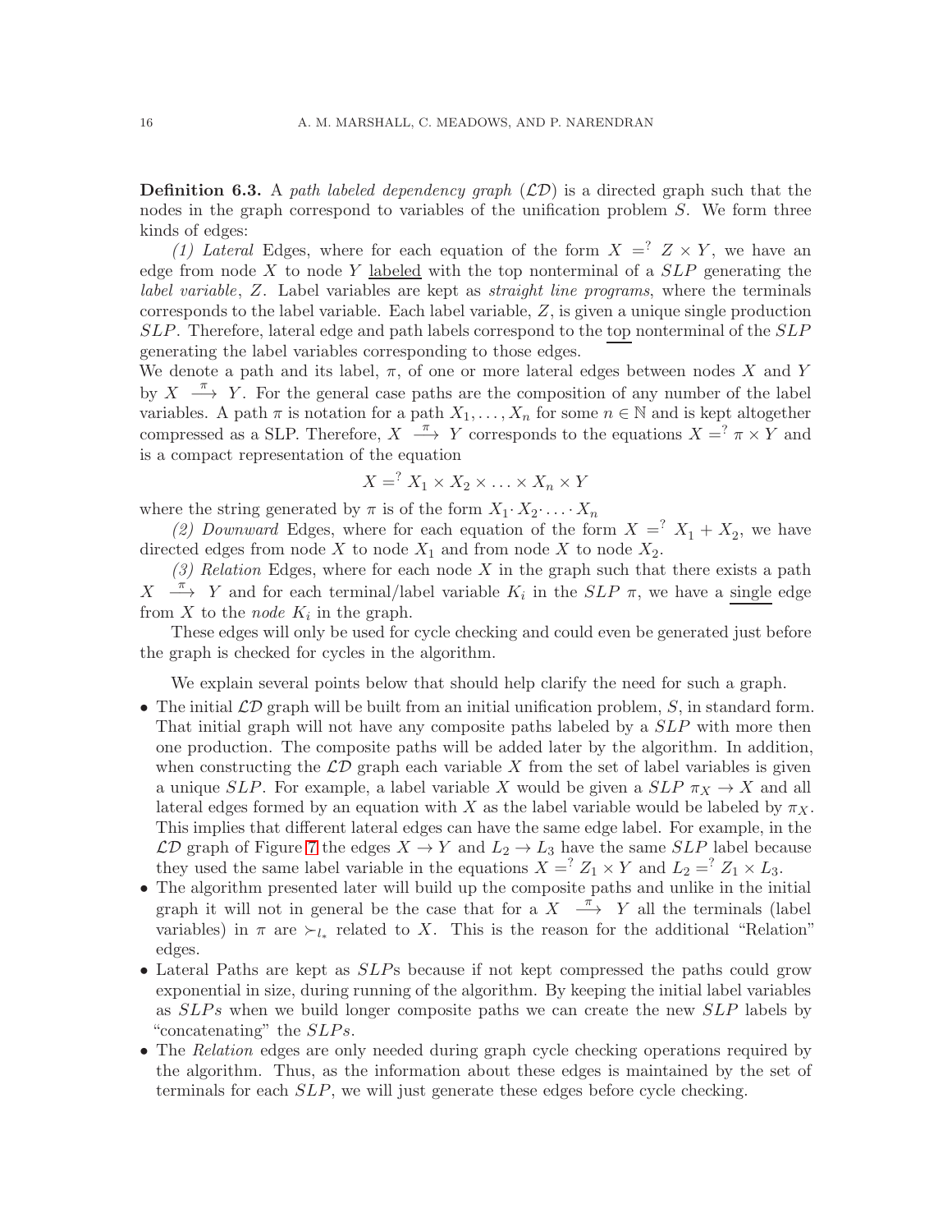**Definition 6.3.** A *path labeled dependency graph* ($\mathcal{LD}$) is a directed graph such that the nodes in the graph correspond to variables of the unification problem $S$. We form three kinds of edges:

*(1) Lateral* Edges, where for each equation of the form $X =^? Z \times Y$, we have an edge from node $X$ to node $Y$ labeled with the top nonterminal of a $SLP$ generating the *label variable*, $Z$. Label variables are kept as *straight line programs*, where the terminals corresponds to the label variable. Each label variable, $Z$, is given a unique single production $SLP$. Therefore, lateral edge and path labels correspond to the top nonterminal of the $SLP$ generating the label variables corresponding to those edges.

We denote a path and its label, $\pi$, of one or more lateral edges between nodes $X$ and $Y$ by $X \stackrel{\pi}{\longrightarrow} Y$. For the general case paths are the composition of any number of the label variables. A path $\pi$ is notation for a path $X_1, \ldots, X_n$ for some $n \in \mathbb{N}$ and is kept altogether compressed as a SLP. Therefore, $X \stackrel{\pi}{\longrightarrow} Y$ corresponds to the equations $X =^? \pi \times Y$ and is a compact representation of the equation

$$X =^? X_1 \times X_2 \times \ldots \times X_n \times Y$$

where the string generated by $\pi$ is of the form $X_1 \cdot X_2 \cdot \ldots \cdot X_n$

*(2) Downward* Edges, where for each equation of the form $X =^? X_1 + X_2$, we have directed edges from node $X$ to node $X_1$ and from node $X$ to node $X_2$.

*(3) Relation* Edges, where for each node $X$ in the graph such that there exists a path $X \stackrel{\pi}{\longrightarrow} Y$ and for each terminal/label variable $K_i$ in the $SLP$ $\pi$, we have a single edge from $X$ to the *node* $K_i$ in the graph.

These edges will only be used for cycle checking and could even be generated just before the graph is checked for cycles in the algorithm.

We explain several points below that should help clarify the need for such a graph.

- The initial $\mathcal{LD}$ graph will be built from an initial unification problem, $S$, in standard form. That initial graph will not have any composite paths labeled by a $SLP$ with more then one production. The composite paths will be added later by the algorithm. In addition, when constructing the $\mathcal{LD}$ graph each variable $X$ from the set of label variables is given a unique $SLP$. For example, a label variable $X$ would be given a $SLP$ $\pi_X \rightarrow X$ and all lateral edges formed by an equation with $X$ as the label variable would be labeled by $\pi_X$. This implies that different lateral edges can have the same edge label. For example, in the $\mathcal{LD}$ graph of Figure 7 the edges $X \rightarrow Y$ and $L_2 \rightarrow L_3$ have the same $SLP$ label because they used the same label variable in the equations $X =^? Z_1 \times Y$ and $L_2 =^? Z_1 \times L_3$.
- The algorithm presented later will build up the composite paths and unlike in the initial graph it will not in general be the case that for a $X \stackrel{\pi}{\longrightarrow} Y$ all the terminals (label variables) in $\pi$ are $\succ_{l_*}$ related to $X$. This is the reason for the additional "Relation" edges.
- Lateral Paths are kept as $SLP$s because if not kept compressed the paths could grow exponential in size, during running of the algorithm. By keeping the initial label variables as $SLPs$ when we build longer composite paths we can create the new $SLP$ labels by "concatenating" the $SLPs$.
- The *Relation* edges are only needed during graph cycle checking operations required by the algorithm. Thus, as the information about these edges is maintained by the set of terminals for each $SLP$, we will just generate these edges before cycle checking.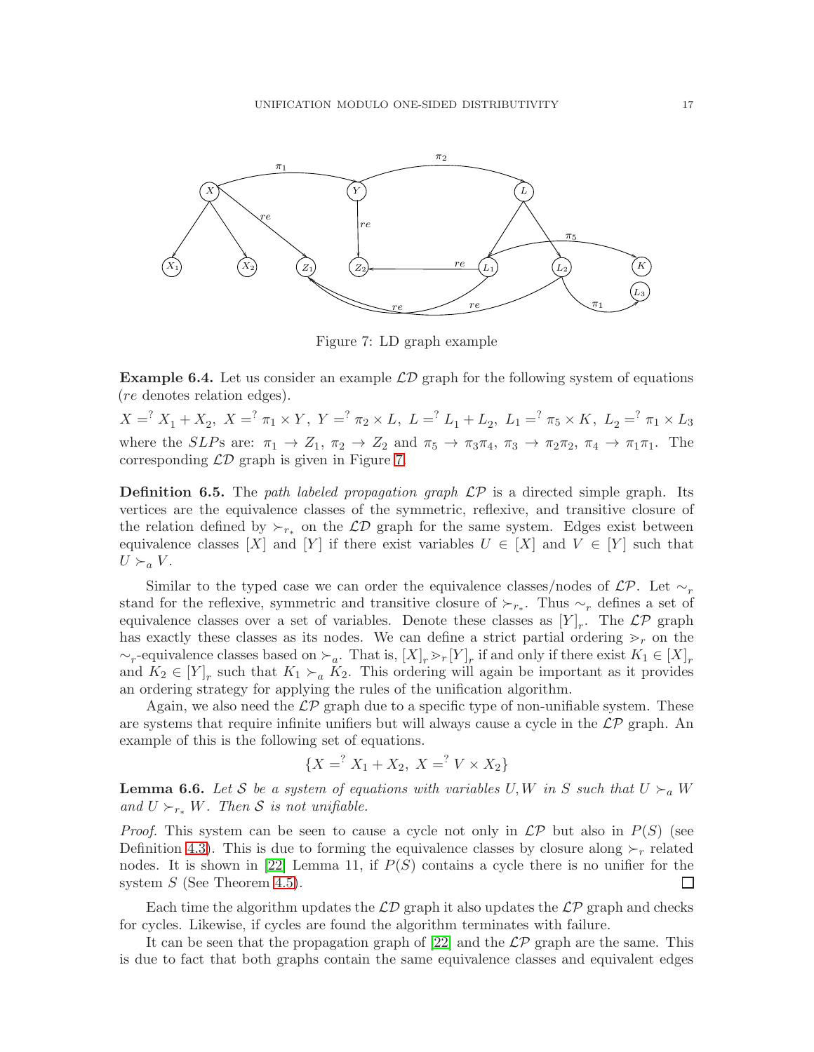Figure 7: LD graph example

**Example 6.4.** Let us consider an example $\mathcal{LD}$ graph for the following system of equations ($re$ denotes relation edges).

$X =^? X_1 + X_2,\ X =^? \pi_1 \times Y,\ Y =^? \pi_2 \times L,\ L =^? L_1 + L_2,\ L_1 =^? \pi_5 \times K,\ L_2 =^? \pi_1 \times L_3$ where the $SLP$s are: $\pi_1 \to Z_1$, $\pi_2 \to Z_2$ and $\pi_5 \to \pi_3\pi_4$, $\pi_3 \to \pi_2\pi_2$, $\pi_4 \to \pi_1\pi_1$. The corresponding $\mathcal{LD}$ graph is given in Figure 7.

**Definition 6.5.** The *path labeled propagation graph* $\mathcal{LP}$ is a directed simple graph. Its vertices are the equivalence classes of the symmetric, reflexive, and transitive closure of the relation defined by $\succ_{r_*}$ on the $\mathcal{LD}$ graph for the same system. Edges exist between equivalence classes $[X]$ and $[Y]$ if there exist variables $U \in [X]$ and $V \in [Y]$ such that $U \succ_a V$.

Similar to the typed case we can order the equivalence classes/nodes of $\mathcal{LP}$. Let $\sim_r$ stand for the reflexive, symmetric and transitive closure of $\succ_{r_*}$. Thus $\sim_r$ defines a set of equivalence classes over a set of variables. Denote these classes as $[Y]_r$. The $\mathcal{LP}$ graph has exactly these classes as its nodes. We can define a strict partial ordering $\gg_r$ on the $\sim_r$-equivalence classes based on $\succ_a$. That is, $[X]_r \gg_r [Y]_r$ if and only if there exist $K_1 \in [X]_r$ and $K_2 \in [Y]_r$ such that $K_1 \succ_a K_2$. This ordering will again be important as it provides an ordering strategy for applying the rules of the unification algorithm.

Again, we also need the $\mathcal{LP}$ graph due to a specific type of non-unifiable system. These are systems that require infinite unifiers but will always cause a cycle in the $\mathcal{LP}$ graph. An example of this is the following set of equations.

$$\{X =^? X_1 + X_2,\ X =^? V \times X_2\}$$

**Lemma 6.6.** *Let $\mathcal{S}$ be a system of equations with variables $U, W$ in $S$ such that $U \succ_a W$ and $U \succ_{r_*} W$. Then $\mathcal{S}$ is not unifiable.*

*Proof.* This system can be seen to cause a cycle not only in $\mathcal{LP}$ but also in $P(S)$ (see Definition 4.3). This is due to forming the equivalence classes by closure along $\succ_r$ related nodes. It is shown in [22] Lemma 11, if $P(S)$ contains a cycle there is no unifier for the system $S$ (See Theorem 4.5). □

Each time the algorithm updates the $\mathcal{LD}$ graph it also updates the $\mathcal{LP}$ graph and checks for cycles. Likewise, if cycles are found the algorithm terminates with failure.

It can be seen that the propagation graph of [22] and the $\mathcal{LP}$ graph are the same. This is due to fact that both graphs contain the same equivalence classes and equivalent edges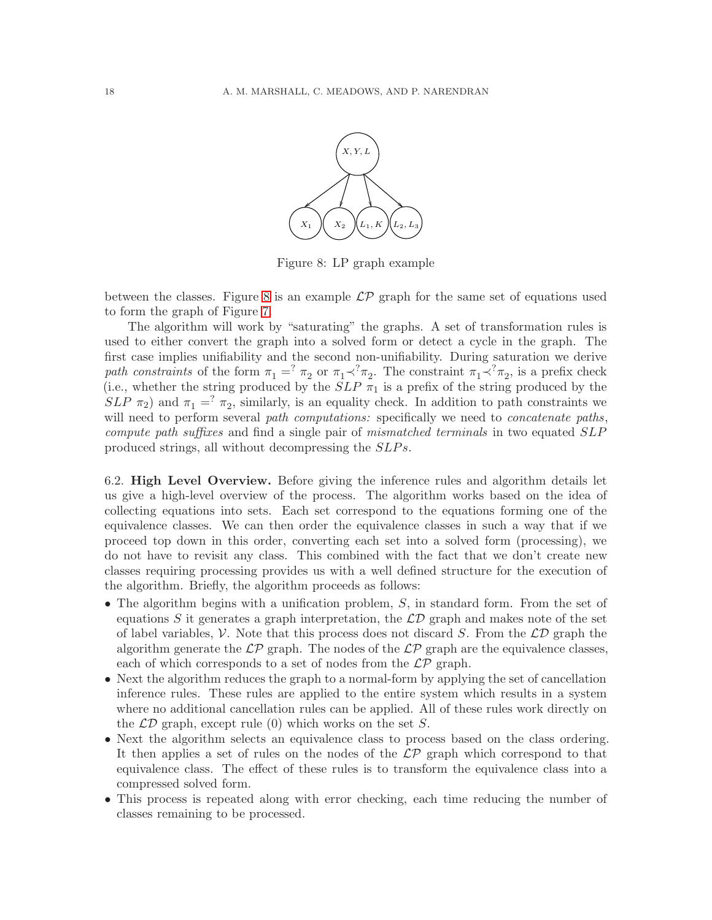Figure 8: LP graph example

between the classes. Figure 8 is an example $\mathcal{LP}$ graph for the same set of equations used to form the graph of Figure 7.

The algorithm will work by "saturating" the graphs. A set of transformation rules is used to either convert the graph into a solved form or detect a cycle in the graph. The first case implies unifiability and the second non-unifiability. During saturation we derive *path constraints* of the form $\pi_1 =^? \pi_2$ or $\pi_1 \prec^? \pi_2$. The constraint $\pi_1 \prec^? \pi_2$, is a prefix check (i.e., whether the string produced by the *SLP* $\pi_1$ is a prefix of the string produced by the *SLP* $\pi_2$) and $\pi_1 =^? \pi_2$, similarly, is an equality check. In addition to path constraints we will need to perform several *path computations:* specifically we need to *concatenate paths*, *compute path suffixes* and find a single pair of *mismatched terminals* in two equated *SLP* produced strings, all without decompressing the *SLPs*.

6.2. **High Level Overview.** Before giving the inference rules and algorithm details let us give a high-level overview of the process. The algorithm works based on the idea of collecting equations into sets. Each set correspond to the equations forming one of the equivalence classes. We can then order the equivalence classes in such a way that if we proceed top down in this order, converting each set into a solved form (processing), we do not have to revisit any class. This combined with the fact that we don't create new classes requiring processing provides us with a well defined structure for the execution of the algorithm. Briefly, the algorithm proceeds as follows:

- The algorithm begins with a unification problem, $S$, in standard form. From the set of equations $S$ it generates a graph interpretation, the $\mathcal{LD}$ graph and makes note of the set of label variables, $\mathcal{V}$. Note that this process does not discard $S$. From the $\mathcal{LD}$ graph the algorithm generate the $\mathcal{LP}$ graph. The nodes of the $\mathcal{LP}$ graph are the equivalence classes, each of which corresponds to a set of nodes from the $\mathcal{LP}$ graph.
- Next the algorithm reduces the graph to a normal-form by applying the set of cancellation inference rules. These rules are applied to the entire system which results in a system where no additional cancellation rules can be applied. All of these rules work directly on the $\mathcal{LD}$ graph, except rule (0) which works on the set $S$.
- Next the algorithm selects an equivalence class to process based on the class ordering. It then applies a set of rules on the nodes of the $\mathcal{LP}$ graph which correspond to that equivalence class. The effect of these rules is to transform the equivalence class into a compressed solved form.
- This process is repeated along with error checking, each time reducing the number of classes remaining to be processed.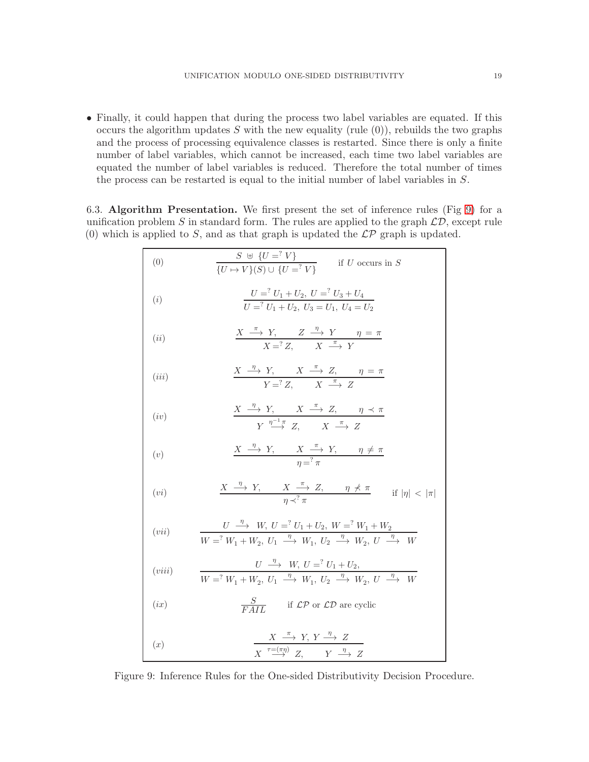- Finally, it could happen that during the process two label variables are equated. If this occurs the algorithm updates $S$ with the new equality (rule (0)), rebuilds the two graphs and the process of processing equivalence classes is restarted. Since there is only a finite number of label variables, which cannot be increased, each time two label variables are equated the number of label variables is reduced. Therefore the total number of times the process can be restarted is equal to the initial number of label variables in $S$.

6.3. **Algorithm Presentation.** We first present the set of inference rules (Fig 9) for a unification problem $S$ in standard form. The rules are applied to the graph $\mathcal{LD}$, except rule (0) which is applied to $S$, and as that graph is updated the $\mathcal{LP}$ graph is updated.

$$(0)\qquad \frac{S \uplus \{U =^? V\}}{\{U \mapsto V\}(S) \cup \{U =^? V\}} \quad \text{if } U \text{ occurs in } S$$

$$(i)\qquad \frac{U =^? U_1 + U_2,\; U =^? U_3 + U_4}{U =^? U_1 + U_2,\; U_3 = U_1,\; U_4 = U_2}$$

$$(ii)\qquad \frac{X \xrightarrow{\pi} Y, \quad Z \xrightarrow{\eta} Y \quad \eta = \pi}{X =^? Z, \quad X \xrightarrow{\pi} Y}$$

$$(iii)\qquad \frac{X \xrightarrow{\eta} Y, \quad X \xrightarrow{\pi} Z, \quad \eta = \pi}{Y =^? Z, \quad X \xrightarrow{\pi} Z}$$

$$(iv)\qquad \frac{X \xrightarrow{\eta} Y, \quad X \xrightarrow{\pi} Z, \quad \eta \prec \pi}{Y \xrightarrow{\eta^{-1}\pi} Z, \quad X \xrightarrow{\pi} Z}$$

$$(v)\qquad \frac{X \xrightarrow{\eta} Y, \quad X \xrightarrow{\pi} Y, \quad \eta \neq \pi}{\eta =^? \pi}$$

$$(vi)\qquad \frac{X \xrightarrow{\eta} Y, \quad X \xrightarrow{\pi} Z, \quad \eta \not\prec \pi}{\eta \prec^? \pi} \quad \text{if } |\eta| < |\pi|$$

$$(vii)\qquad \frac{U \xrightarrow{\eta} W,\; U =^? U_1 + U_2,\; W =^? W_1 + W_2}{W =^? W_1 + W_2,\; U_1 \xrightarrow{\eta} W_1,\; U_2 \xrightarrow{\eta} W_2,\; U \xrightarrow{\eta} W}$$

$$(viii)\qquad \frac{U \xrightarrow{\eta} W,\; U =^? U_1 + U_2,}{W =^? W_1 + W_2,\; U_1 \xrightarrow{\eta} W_1,\; U_2 \xrightarrow{\eta} W_2,\; U \xrightarrow{\eta} W}$$

$$(ix)\qquad \frac{S}{FAIL} \quad \text{if } \mathcal{LP} \text{ or } \mathcal{LD} \text{ are cyclic}$$

$$(x)\qquad \frac{X \xrightarrow{\pi} Y,\; Y \xrightarrow{\eta} Z}{X \xrightarrow{\tau=(\pi\eta)} Z, \quad Y \xrightarrow{\eta} Z}$$

Figure 9: Inference Rules for the One-sided Distributivity Decision Procedure.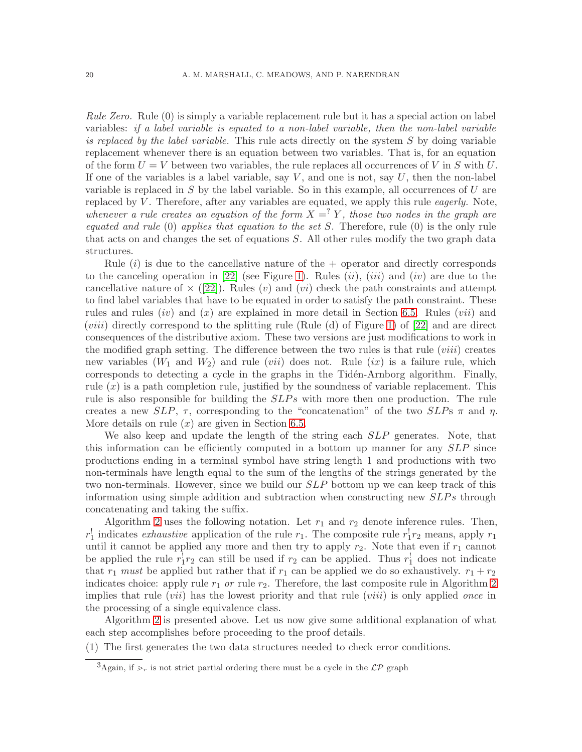*Rule Zero.* Rule (0) is simply a variable replacement rule but it has a special action on label variables: *if a label variable is equated to a non-label variable, then the non-label variable is replaced by the label variable.* This rule acts directly on the system $S$ by doing variable replacement whenever there is an equation between two variables. That is, for an equation of the form $U = V$ between two variables, the rule replaces all occurrences of $V$ in $S$ with $U$. If one of the variables is a label variable, say $V$, and one is not, say $U$, then the non-label variable is replaced in $S$ by the label variable. So in this example, all occurrences of $U$ are replaced by $V$. Therefore, after any variables are equated, we apply this rule *eagerly.* Note, *whenever a rule creates an equation of the form $X =^? Y$, those two nodes in the graph are equated and rule* (0) *applies that equation to the set $S$.* Therefore, rule (0) is the only rule that acts on and changes the set of equations $S$. All other rules modify the two graph data structures.

Rule $(i)$ is due to the cancellative nature of the $+$ operator and directly corresponds to the canceling operation in [22] (see Figure 1). Rules $(ii)$, $(iii)$ and $(iv)$ are due to the cancellative nature of $\times$ ([22]). Rules $(v)$ and $(vi)$ check the path constraints and attempt to find label variables that have to be equated in order to satisfy the path constraint. These rules and rules $(iv)$ and $(x)$ are explained in more detail in Section 6.5. Rules $(vii)$ and $(viii)$ directly correspond to the splitting rule (Rule (d) of Figure 1) of [22] and are direct consequences of the distributive axiom. These two versions are just modifications to work in the modified graph setting. The difference between the two rules is that rule $(viii)$ creates new variables ($W_1$ and $W_2$) and rule $(vii)$ does not. Rule $(ix)$ is a failure rule, which corresponds to detecting a cycle in the graphs in the Tidén-Arnborg algorithm. Finally, rule $(x)$ is a path completion rule, justified by the soundness of variable replacement. This rule is also responsible for building the *SLPs* with more then one production. The rule creates a new *SLP*, $\tau$, corresponding to the "concatenation" of the two *SLP*s $\pi$ and $\eta$. More details on rule $(x)$ are given in Section 6.5.

We also keep and update the length of the string each *SLP* generates. Note, that this information can be efficiently computed in a bottom up manner for any *SLP* since productions ending in a terminal symbol have string length 1 and productions with two non-terminals have length equal to the sum of the lengths of the strings generated by the two non-terminals. However, since we build our *SLP* bottom up we can keep track of this information using simple addition and subtraction when constructing new *SLPs* through concatenating and taking the suffix.

Algorithm 2 uses the following notation. Let $r_1$ and $r_2$ denote inference rules. Then, $r_1^!$ indicates *exhaustive* application of the rule $r_1$. The composite rule $r_1^! r_2$ means, apply $r_1$ until it cannot be applied any more and then try to apply $r_2$. Note that even if $r_1$ cannot be applied the rule $r_1^! r_2$ can still be used if $r_2$ can be applied. Thus $r_1^!$ does not indicate that $r_1$ *must* be applied but rather that if $r_1$ can be applied we do so exhaustively. $r_1 + r_2$ indicates choice: apply rule $r_1$ *or* rule $r_2$. Therefore, the last composite rule in Algorithm 2 implies that rule $(vii)$ has the lowest priority and that rule $(viii)$ is only applied *once* in the processing of a single equivalence class.

Algorithm 2 is presented above. Let us now give some additional explanation of what each step accomplishes before proceeding to the proof details.

(1) The first generates the two data structures needed to check error conditions.

[3] Again, if $>_r$ is not strict partial ordering there must be a cycle in the $\mathcal{LP}$ graph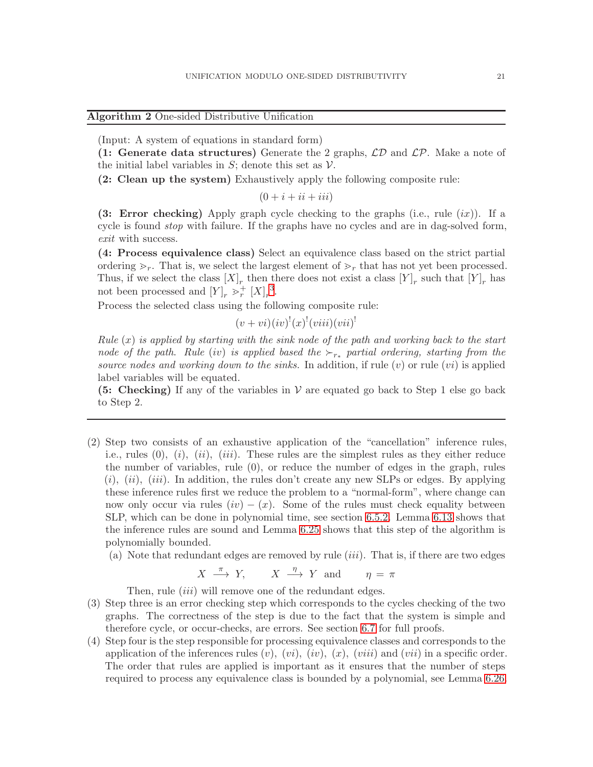**Algorithm 2** One-sided Distributive Unification

(Input: A system of equations in standard form)

**(1: Generate data structures)** Generate the 2 graphs, $\mathcal{LD}$ and $\mathcal{LP}$. Make a note of the initial label variables in $S$; denote this set as $\mathcal{V}$.

**(2: Clean up the system)** Exhaustively apply the following composite rule:

$$(0 + i + ii + iii)$$

**(3: Error checking)** Apply graph cycle checking to the graphs (i.e., rule $(ix)$). If a cycle is found *stop* with failure. If the graphs have no cycles and are in dag-solved form, *exit* with success.

**(4: Process equivalence class)** Select an equivalence class based on the strict partial ordering $\gtrdot_r$. That is, we select the largest element of $\gtrdot_r$ that has not yet been processed. Thus, if we select the class $[X]_r$ then there does not exist a class $[Y]_r$ such that $[Y]_r$ has not been processed and $[Y]_r \gtrdot_r^+ [X]_r$[3].

Process the selected class using the following composite rule:

$$(v + vi)(iv)^!(x)^!(viii)(vii)^!$$

*Rule* $(x)$ *is applied by starting with the sink node of the path and working back to the start node of the path. Rule* $(iv)$ *is applied based the* $\succ_{r_*}$ *partial ordering, starting from the source nodes and working down to the sinks.* In addition, if rule $(v)$ or rule $(vi)$ is applied label variables will be equated.

**(5: Checking)** If any of the variables in $\mathcal{V}$ are equated go back to Step 1 else go back to Step 2.

---

(2) Step two consists of an exhaustive application of the "cancellation" inference rules, i.e., rules $(0)$, $(i)$, $(ii)$, $(iii)$. These rules are the simplest rules as they either reduce the number of variables, rule $(0)$, or reduce the number of edges in the graph, rules $(i)$, $(ii)$, $(iii)$. In addition, the rules don't create any new SLPs or edges. By applying these inference rules first we reduce the problem to a "normal-form", where change can now only occur via rules $(iv) - (x)$. Some of the rules must check equality between SLP, which can be done in polynomial time, see section 6.5.2. Lemma 6.13 shows that the inference rules are sound and Lemma 6.25 shows that this step of the algorithm is polynomially bounded.

   (a) Note that redundant edges are removed by rule $(iii)$. That is, if there are two edges

   $$X \xrightarrow{\;\pi\;} Y, \qquad X \xrightarrow{\;\eta\;} Y \;\text{ and } \qquad \eta = \pi$$

   Then, rule $(iii)$ will remove one of the redundant edges.

(3) Step three is an error checking step which corresponds to the cycles checking of the two graphs. The correctness of the step is due to the fact that the system is simple and therefore cycle, or occur-checks, are errors. See section 6.7 for full proofs.

(4) Step four is the step responsible for processing equivalence classes and corresponds to the application of the inferences rules $(v)$, $(vi)$, $(iv)$, $(x)$, $(viii)$ and $(vii)$ in a specific order. The order that rules are applied is important as it ensures that the number of steps required to process any equivalence class is bounded by a polynomial, see Lemma 6.26.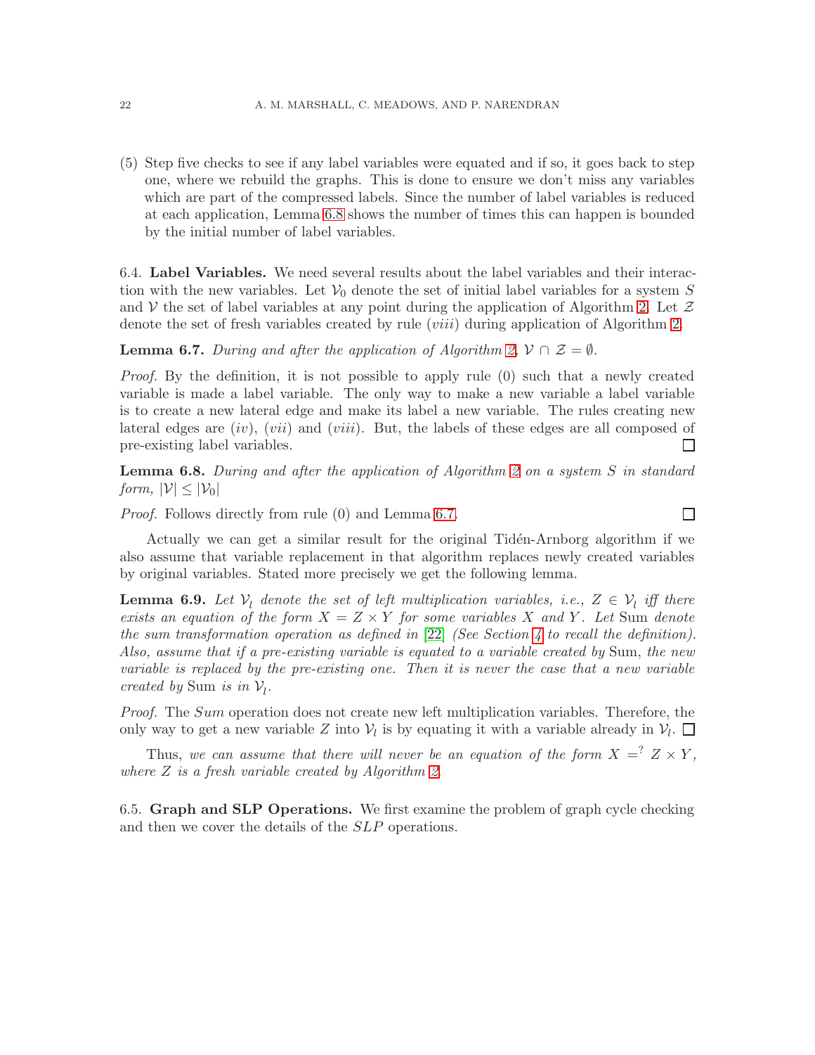(5) Step five checks to see if any label variables were equated and if so, it goes back to step one, where we rebuild the graphs. This is done to ensure we don't miss any variables which are part of the compressed labels. Since the number of label variables is reduced at each application, Lemma 6.8 shows the number of times this can happen is bounded by the initial number of label variables.

6.4. **Label Variables.** We need several results about the label variables and their interaction with the new variables. Let $\mathcal{V}_0$ denote the set of initial label variables for a system $S$ and $\mathcal{V}$ the set of label variables at any point during the application of Algorithm 2. Let $\mathcal{Z}$ denote the set of fresh variables created by rule $(viii)$ during application of Algorithm 2.

**Lemma 6.7.** *During and after the application of Algorithm 2, $\mathcal{V} \cap \mathcal{Z} = \emptyset$.*

*Proof.* By the definition, it is not possible to apply rule (0) such that a newly created variable is made a label variable. The only way to make a new variable a label variable is to create a new lateral edge and make its label a new variable. The rules creating new lateral edges are $(iv)$, $(vii)$ and $(viii)$. But, the labels of these edges are all composed of pre-existing label variables. □

**Lemma 6.8.** *During and after the application of Algorithm 2 on a system $S$ in standard form, $|\mathcal{V}| \leq |\mathcal{V}_0|$*

*Proof.* Follows directly from rule (0) and Lemma 6.7. □

Actually we can get a similar result for the original Tidén-Arnborg algorithm if we also assume that variable replacement in that algorithm replaces newly created variables by original variables. Stated more precisely we get the following lemma.

**Lemma 6.9.** *Let $\mathcal{V}_l$ denote the set of left multiplication variables, i.e., $Z \in \mathcal{V}_l$ iff there exists an equation of the form $X = Z \times Y$ for some variables $X$ and $Y$. Let* Sum *denote the sum transformation operation as defined in [22] (See Section 4 to recall the definition). Also, assume that if a pre-existing variable is equated to a variable created by* Sum, *the new variable is replaced by the pre-existing one. Then it is never the case that a new variable created by* Sum *is in $\mathcal{V}_l$.*

*Proof.* The *Sum* operation does not create new left multiplication variables. Therefore, the only way to get a new variable $Z$ into $\mathcal{V}_l$ is by equating it with a variable already in $\mathcal{V}_l$. □

Thus, *we can assume that there will never be an equation of the form $X =^? Z \times Y$, where $Z$ is a fresh variable created by Algorithm 2.*

6.5. **Graph and SLP Operations.** We first examine the problem of graph cycle checking and then we cover the details of the $SLP$ operations.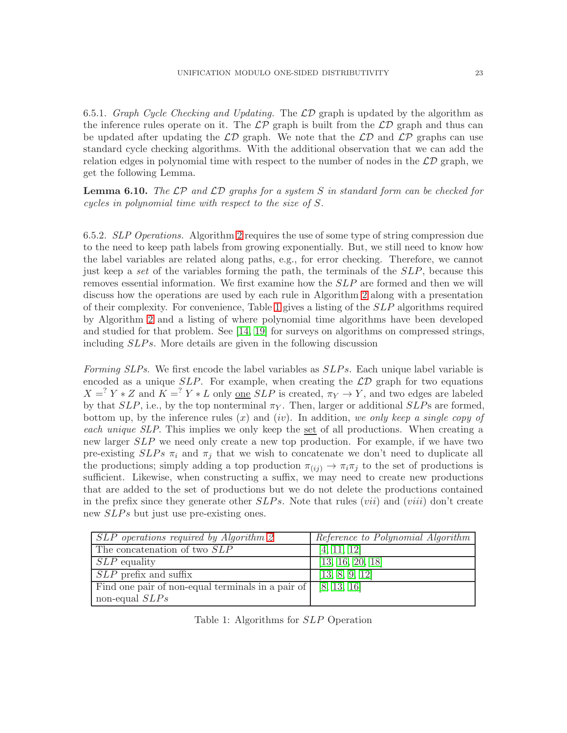6.5.1. *Graph Cycle Checking and Updating.* The $\mathcal{LD}$ graph is updated by the algorithm as the inference rules operate on it. The $\mathcal{LP}$ graph is built from the $\mathcal{LD}$ graph and thus can be updated after updating the $\mathcal{LD}$ graph. We note that the $\mathcal{LD}$ and $\mathcal{LP}$ graphs can use standard cycle checking algorithms. With the additional observation that we can add the relation edges in polynomial time with respect to the number of nodes in the $\mathcal{LD}$ graph, we get the following Lemma.

**Lemma 6.10.** *The $\mathcal{LP}$ and $\mathcal{LD}$ graphs for a system $S$ in standard form can be checked for cycles in polynomial time with respect to the size of $S$.*

6.5.2. *SLP Operations.* Algorithm 2 requires the use of some type of string compression due to the need to keep path labels from growing exponentially. But, we still need to know how the label variables are related along paths, e.g., for error checking. Therefore, we cannot just keep a *set* of the variables forming the path, the terminals of the $SLP$, because this removes essential information. We first examine how the $SLP$ are formed and then we will discuss how the operations are used by each rule in Algorithm 2 along with a presentation of their complexity. For convenience, Table 1 gives a listing of the $SLP$ algorithms required by Algorithm 2 and a listing of where polynomial time algorithms have been developed and studied for that problem. See [14, 19] for surveys on algorithms on compressed strings, including $SLPs$. More details are given in the following discussion

*Forming SLPs.* We first encode the label variables as $SLPs$. Each unique label variable is encoded as a unique $SLP$. For example, when creating the $\mathcal{LD}$ graph for two equations $X =^? Y * Z$ and $K =^? Y * L$ only one $SLP$ is created, $\pi_Y \rightarrow Y$, and two edges are labeled by that $SLP$, i.e., by the top nonterminal $\pi_Y$. Then, larger or additional $SLP$s are formed, bottom up, by the inference rules $(x)$ and $(iv)$. In addition, *we only keep a single copy of each unique SLP*. This implies we only keep the set of all productions. When creating a new larger $SLP$ we need only create a new top production. For example, if we have two pre-existing $SLPs$ $\pi_i$ and $\pi_j$ that we wish to concatenate we don't need to duplicate all the productions; simply adding a top production $\pi_{(ij)} \rightarrow \pi_i\pi_j$ to the set of productions is sufficient. Likewise, when constructing a suffix, we may need to create new productions that are added to the set of productions but we do not delete the productions contained in the prefix since they generate other $SLPs$. Note that rules $(vii)$ and $(viii)$ don't create new $SLPs$ but just use pre-existing ones.

| *$SLP$ operations required by Algorithm 2* | *Reference to Polynomial Algorithm* |
|---|---|
| The concatenation of two $SLP$ | [4, 11, 12] |
| $SLP$ equality | [13, 16, 20, 18] |
| $SLP$ prefix and suffix | [13, 8, 9, 12] |
| Find one pair of non-equal terminals in a pair of non-equal $SLPs$ | [8, 13, 16] |

Table 1: Algorithms for $SLP$ Operation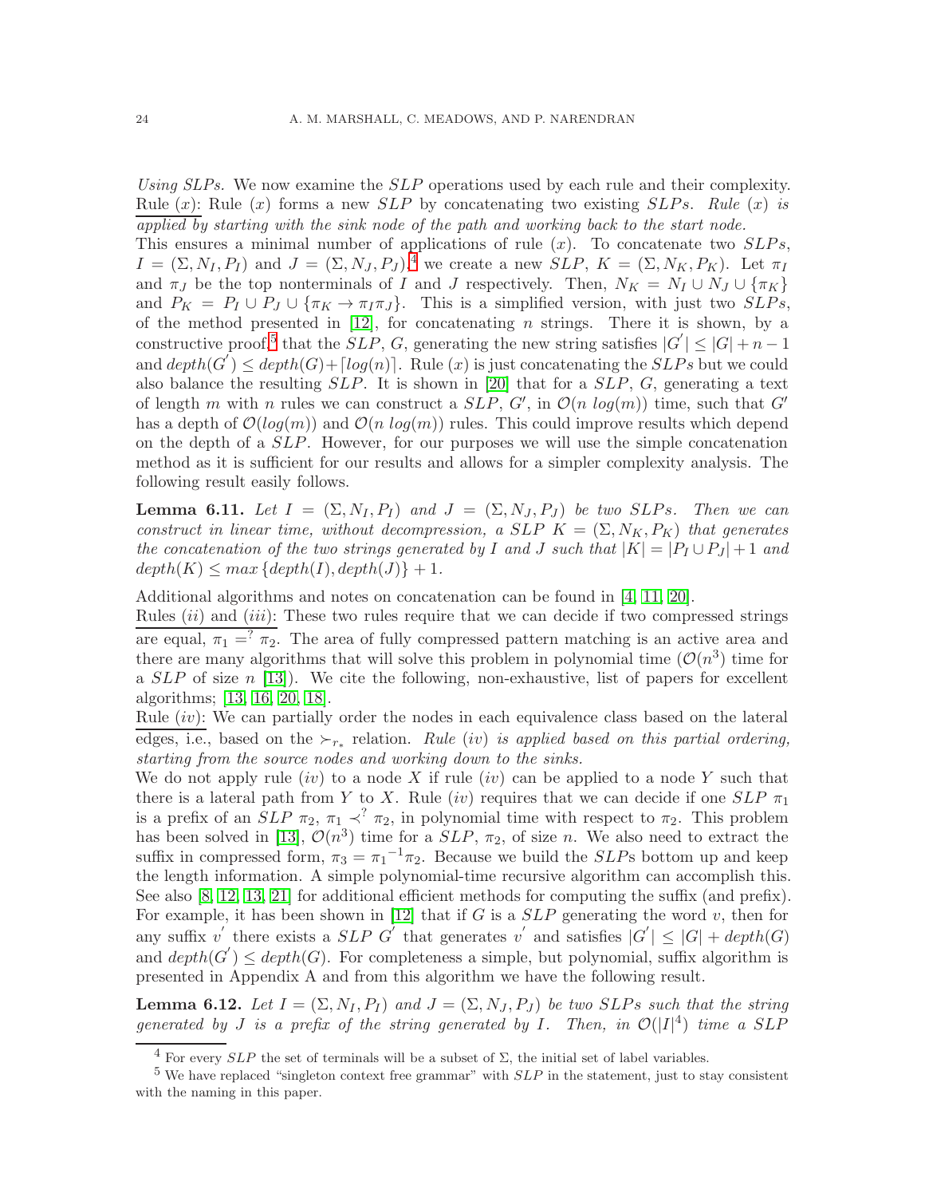*Using SLPs.* We now examine the $SLP$ operations used by each rule and their complexity. Rule $(x)$: Rule $(x)$ forms a new $SLP$ by concatenating two existing $SLPs$. *Rule $(x)$ is applied by starting with the sink node of the path and working back to the start node.*

This ensures a minimal number of applications of rule $(x)$. To concatenate two $SLPs$, $I = (\Sigma, N_I, P_I)$ and $J = (\Sigma, N_J, P_J)$,[4] we create a new $SLP$, $K = (\Sigma, N_K, P_K)$. Let $\pi_I$ and $\pi_J$ be the top nonterminals of $I$ and $J$ respectively. Then, $N_K = N_I \cup N_J \cup \{\pi_K\}$ and $P_K = P_I \cup P_J \cup \{\pi_K \to \pi_I \pi_J\}$. This is a simplified version, with just two $SLPs$, of the method presented in [12], for concatenating $n$ strings. There it is shown, by a constructive proof,[5] that the $SLP$, $G$, generating the new string satisfies $|G^{'}| \leq |G| + n - 1$ and $depth(G^{'}) \leq depth(G) + \lceil log(n) \rceil$. Rule $(x)$ is just concatenating the $SLPs$ but we could also balance the resulting $SLP$. It is shown in [20] that for a $SLP$, $G$, generating a text of length $m$ with $n$ rules we can construct a $SLP$, $G'$, in $\mathcal{O}(n\ log(m))$ time, such that $G'$ has a depth of $\mathcal{O}(log(m))$ and $\mathcal{O}(n\ log(m))$ rules. This could improve results which depend on the depth of a $SLP$. However, for our purposes we will use the simple concatenation method as it is sufficient for our results and allows for a simpler complexity analysis. The following result easily follows.

**Lemma 6.11.** *Let $I = (\Sigma, N_I, P_I)$ and $J = (\Sigma, N_J, P_J)$ be two $SLPs$. Then we can construct in linear time, without decompression, a $SLP$ $K = (\Sigma, N_K, P_K)$ that generates the concatenation of the two strings generated by $I$ and $J$ such that $|K| = |P_I \cup P_J| + 1$ and $depth(K) \leq max\{depth(I), depth(J)\} + 1$.*

Additional algorithms and notes on concatenation can be found in [4, 11, 20].

Rules $(ii)$ and $(iii)$: These two rules require that we can decide if two compressed strings are equal, $\pi_1 =^? \pi_2$. The area of fully compressed pattern matching is an active area and there are many algorithms that will solve this problem in polynomial time ($\mathcal{O}(n^3)$ time for a $SLP$ of size $n$ [13]). We cite the following, non-exhaustive, list of papers for excellent algorithms; [13, 16, 20, 18].

Rule $(iv)$: We can partially order the nodes in each equivalence class based on the lateral edges, i.e., based on the $\succ_{r_*}$ relation. *Rule $(iv)$ is applied based on this partial ordering, starting from the source nodes and working down to the sinks.*

We do not apply rule $(iv)$ to a node $X$ if rule $(iv)$ can be applied to a node $Y$ such that there is a lateral path from $Y$ to $X$. Rule $(iv)$ requires that we can decide if one $SLP$ $\pi_1$ is a prefix of an $SLP$ $\pi_2$, $\pi_1 \prec^? \pi_2$, in polynomial time with respect to $\pi_2$. This problem has been solved in [13], $\mathcal{O}(n^3)$ time for a $SLP$, $\pi_2$, of size $n$. We also need to extract the suffix in compressed form, $\pi_3 = {\pi_1}^{-1}\pi_2$. Because we build the $SLP$s bottom up and keep the length information. A simple polynomial-time recursive algorithm can accomplish this. See also [8, 12, 13, 21] for additional efficient methods for computing the suffix (and prefix). For example, it has been shown in [12] that if $G$ is a $SLP$ generating the word $v$, then for any suffix $v^{'}$ there exists a $SLP$ $G^{'}$ that generates $v^{'}$ and satisfies $|G^{'}| \leq |G| + depth(G)$ and $depth(G^{'}) \leq depth(G)$. For completeness a simple, but polynomial, suffix algorithm is presented in Appendix A and from this algorithm we have the following result.

**Lemma 6.12.** *Let $I = (\Sigma, N_I, P_I)$ and $J = (\Sigma, N_J, P_J)$ be two $SLPs$ such that the string generated by $J$ is a prefix of the string generated by $I$. Then, in $\mathcal{O}(|I|^4)$ time a $SLP$*

---

[4] For every $SLP$ the set of terminals will be a subset of $\Sigma$, the initial set of label variables.

[5] We have replaced "singleton context free grammar" with $SLP$ in the statement, just to stay consistent with the naming in this paper.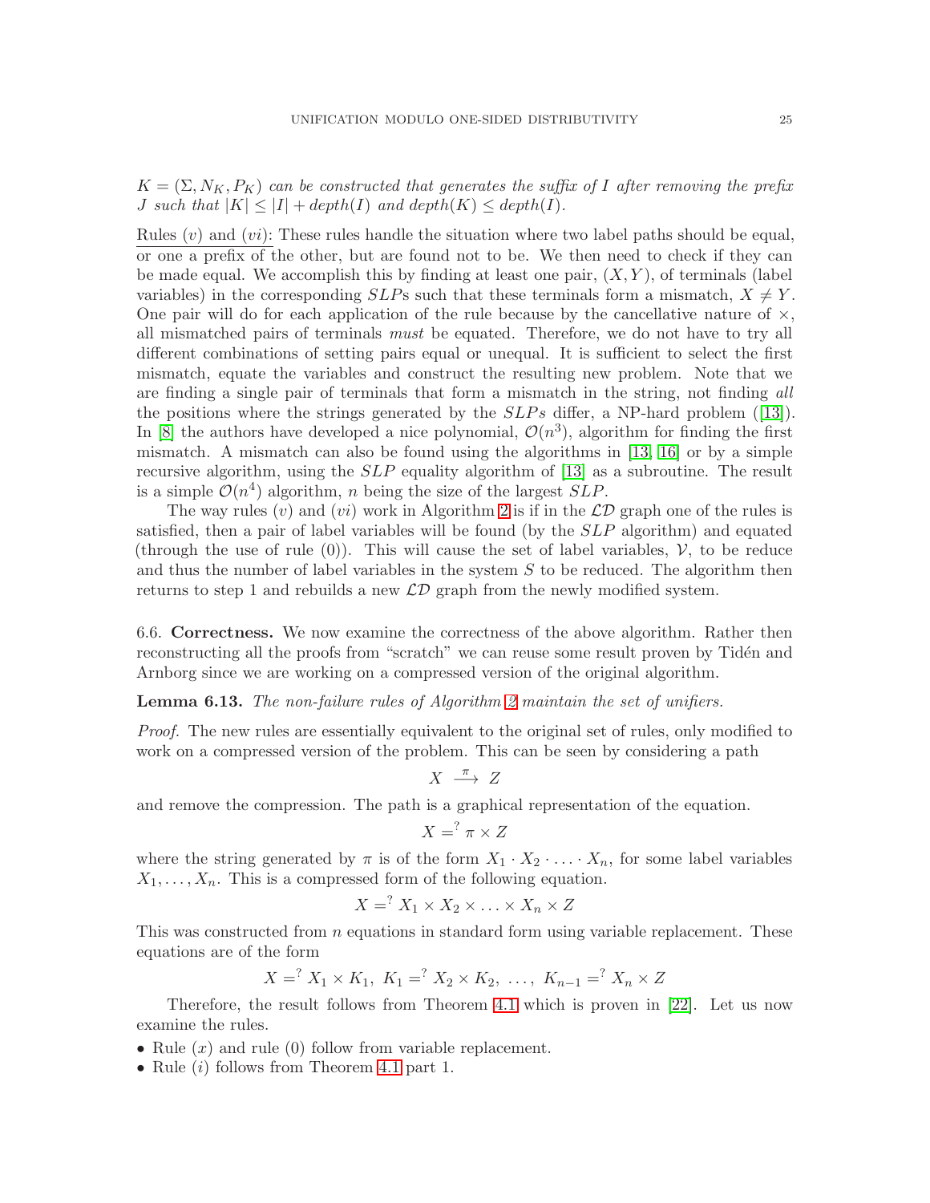*$K = (\Sigma, N_K, P_K)$ can be constructed that generates the suffix of $I$ after removing the prefix $J$ such that $|K| \leq |I| + depth(I)$ and $depth(K) \leq depth(I)$.*

Rules $(v)$ and $(vi)$: These rules handle the situation where two label paths should be equal, or one a prefix of the other, but are found not to be. We then need to check if they can be made equal. We accomplish this by finding at least one pair, $(X, Y)$, of terminals (label variables) in the corresponding $SLP$s such that these terminals form a mismatch, $X \neq Y$. One pair will do for each application of the rule because by the cancellative nature of $\times$, all mismatched pairs of terminals *must* be equated. Therefore, we do not have to try all different combinations of setting pairs equal or unequal. It is sufficient to select the first mismatch, equate the variables and construct the resulting new problem. Note that we are finding a single pair of terminals that form a mismatch in the string, not finding *all* the positions where the strings generated by the $SLPs$ differ, a NP-hard problem ([13]). In [8] the authors have developed a nice polynomial, $\mathcal{O}(n^3)$, algorithm for finding the first mismatch. A mismatch can also be found using the algorithms in [13, 16] or by a simple recursive algorithm, using the $SLP$ equality algorithm of [13] as a subroutine. The result is a simple $\mathcal{O}(n^4)$ algorithm, $n$ being the size of the largest $SLP$.

The way rules $(v)$ and $(vi)$ work in Algorithm 2 is if in the $\mathcal{LD}$ graph one of the rules is satisfied, then a pair of label variables will be found (by the $SLP$ algorithm) and equated (through the use of rule (0)). This will cause the set of label variables, $\mathcal{V}$, to be reduce and thus the number of label variables in the system $S$ to be reduced. The algorithm then returns to step 1 and rebuilds a new $\mathcal{LD}$ graph from the newly modified system.

6.6. **Correctness.** We now examine the correctness of the above algorithm. Rather then reconstructing all the proofs from "scratch" we can reuse some result proven by Tidén and Arnborg since we are working on a compressed version of the original algorithm.

**Lemma 6.13.** *The non-failure rules of Algorithm 2 maintain the set of unifiers.*

*Proof.* The new rules are essentially equivalent to the original set of rules, only modified to work on a compressed version of the problem. This can be seen by considering a path

$$X \xrightarrow{\pi} Z$$

and remove the compression. The path is a graphical representation of the equation.

$$X =^? \pi \times Z$$

where the string generated by $\pi$ is of the form $X_1 \cdot X_2 \cdot \ldots \cdot X_n$, for some label variables $X_1, \ldots, X_n$. This is a compressed form of the following equation.

$$X =^? X_1 \times X_2 \times \ldots \times X_n \times Z$$

This was constructed from $n$ equations in standard form using variable replacement. These equations are of the form

$$X =^? X_1 \times K_1,\ K_1 =^? X_2 \times K_2,\ \ldots,\ K_{n-1} =^? X_n \times Z$$

Therefore, the result follows from Theorem 4.1 which is proven in [22]. Let us now examine the rules.

- Rule $(x)$ and rule (0) follow from variable replacement.
- Rule $(i)$ follows from Theorem 4.1 part 1.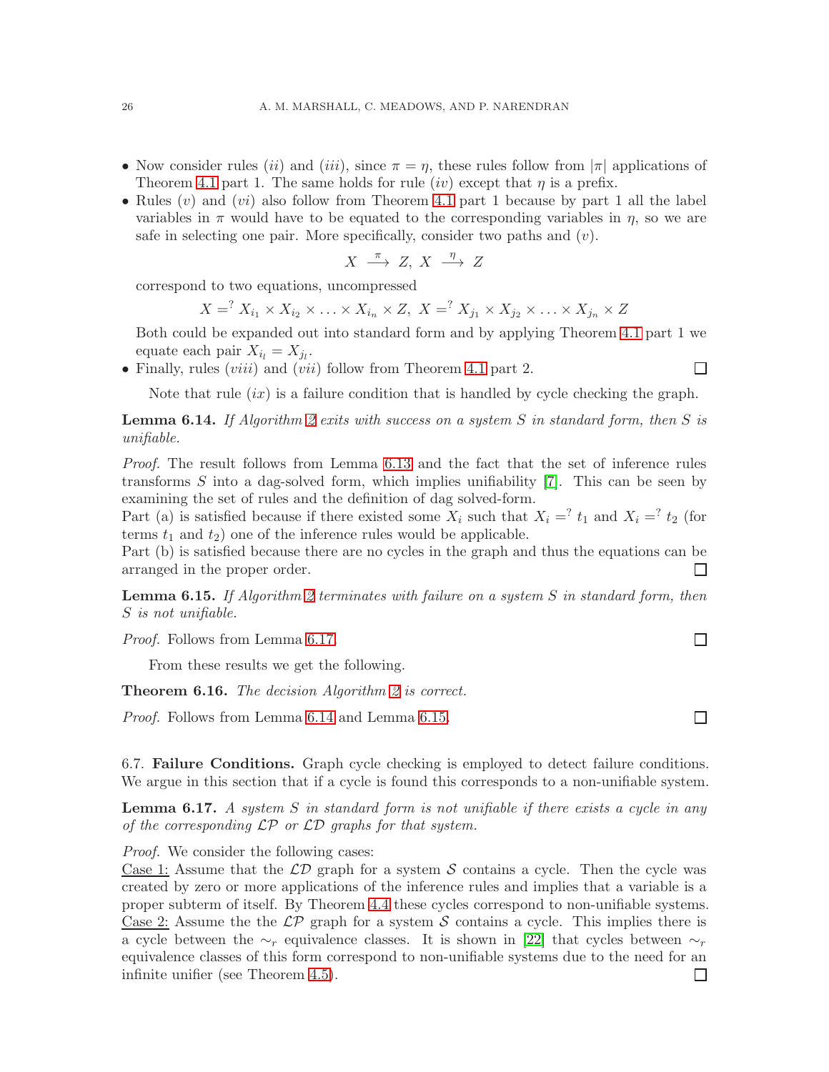- Now consider rules $(ii)$ and $(iii)$, since $\pi = \eta$, these rules follow from $|\pi|$ applications of Theorem 4.1 part 1. The same holds for rule $(iv)$ except that $\eta$ is a prefix.
- Rules $(v)$ and $(vi)$ also follow from Theorem 4.1 part 1 because by part 1 all the label variables in $\pi$ would have to be equated to the corresponding variables in $\eta$, so we are safe in selecting one pair. More specifically, consider two paths and $(v)$.

  $$X \xrightarrow{\pi} Z,\; X \xrightarrow{\eta} Z$$

  correspond to two equations, uncompressed

  $$X =^? X_{i_1} \times X_{i_2} \times \ldots \times X_{i_n} \times Z,\; X =^? X_{j_1} \times X_{j_2} \times \ldots \times X_{j_n} \times Z$$

  Both could be expanded out into standard form and by applying Theorem 4.1 part 1 we equate each pair $X_{i_l} = X_{j_l}$.
- Finally, rules $(viii)$ and $(vii)$ follow from Theorem 4.1 part 2. □

Note that rule $(ix)$ is a failure condition that is handled by cycle checking the graph.

**Lemma 6.14.** *If Algorithm 2 exits with success on a system $S$ in standard form, then $S$ is unifiable.*

*Proof.* The result follows from Lemma 6.13 and the fact that the set of inference rules transforms $S$ into a dag-solved form, which implies unifiability [7]. This can be seen by examining the set of rules and the definition of dag solved-form.
Part (a) is satisfied because if there existed some $X_i$ such that $X_i =^? t_1$ and $X_i =^? t_2$ (for terms $t_1$ and $t_2$) one of the inference rules would be applicable.
Part (b) is satisfied because there are no cycles in the graph and thus the equations can be arranged in the proper order. □

**Lemma 6.15.** *If Algorithm 2 terminates with failure on a system $S$ in standard form, then $S$ is not unifiable.*

*Proof.* Follows from Lemma 6.17. □

From these results we get the following.

**Theorem 6.16.** *The decision Algorithm 2 is correct.*

*Proof.* Follows from Lemma 6.14 and Lemma 6.15. □

6.7. **Failure Conditions.** Graph cycle checking is employed to detect failure conditions. We argue in this section that if a cycle is found this corresponds to a non-unifiable system.

**Lemma 6.17.** *A system $S$ in standard form is not unifiable if there exists a cycle in any of the corresponding $\mathcal{LP}$ or $\mathcal{LD}$ graphs for that system.*

*Proof.* We consider the following cases:
Case 1: Assume that the $\mathcal{LD}$ graph for a system $\mathcal{S}$ contains a cycle. Then the cycle was created by zero or more applications of the inference rules and implies that a variable is a proper subterm of itself. By Theorem 4.4 these cycles correspond to non-unifiable systems.
Case 2: Assume the the $\mathcal{LP}$ graph for a system $\mathcal{S}$ contains a cycle. This implies there is a cycle between the $\sim_r$ equivalence classes. It is shown in [22] that cycles between $\sim_r$ equivalence classes of this form correspond to non-unifiable systems due to the need for an infinite unifier (see Theorem 4.5). □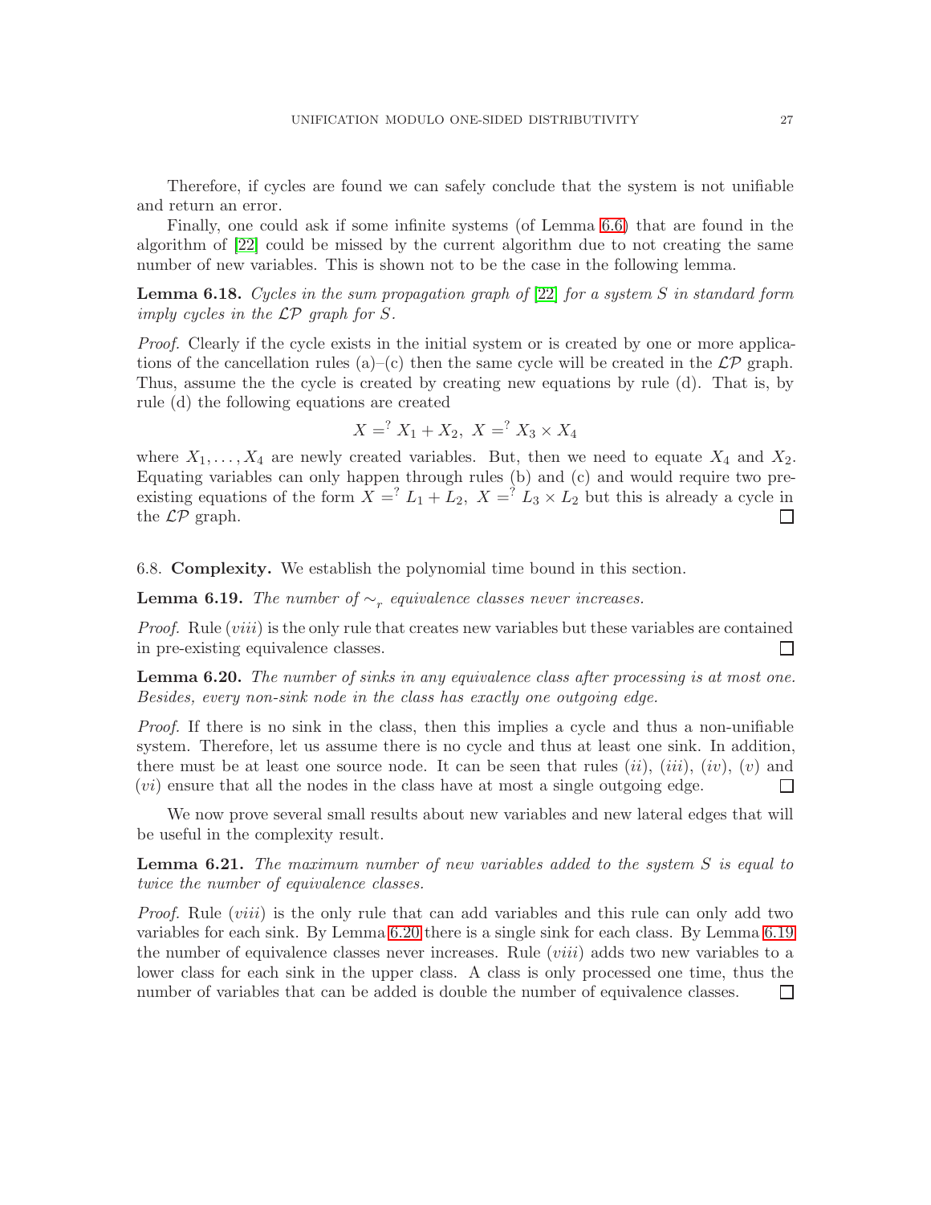Therefore, if cycles are found we can safely conclude that the system is not unifiable and return an error.

Finally, one could ask if some infinite systems (of Lemma 6.6) that are found in the algorithm of [22] could be missed by the current algorithm due to not creating the same number of new variables. This is shown not to be the case in the following lemma.

**Lemma 6.18.** *Cycles in the sum propagation graph of [22] for a system $S$ in standard form imply cycles in the $\mathcal{LP}$ graph for $S$.*

*Proof.* Clearly if the cycle exists in the initial system or is created by one or more applications of the cancellation rules (a)–(c) then the same cycle will be created in the $\mathcal{LP}$ graph. Thus, assume the the cycle is created by creating new equations by rule (d). That is, by rule (d) the following equations are created

$$X =^? X_1 + X_2,\ X =^? X_3 \times X_4$$

where $X_1, \ldots, X_4$ are newly created variables. But, then we need to equate $X_4$ and $X_2$. Equating variables can only happen through rules (b) and (c) and would require two pre-existing equations of the form $X =^? L_1 + L_2,\ X =^? L_3 \times L_2$ but this is already a cycle in the $\mathcal{LP}$ graph. □

## 6.8. **Complexity.**

We establish the polynomial time bound in this section.

**Lemma 6.19.** *The number of $\sim_r$ equivalence classes never increases.*

*Proof.* Rule $(viii)$ is the only rule that creates new variables but these variables are contained in pre-existing equivalence classes. □

**Lemma 6.20.** *The number of sinks in any equivalence class after processing is at most one. Besides, every non-sink node in the class has exactly one outgoing edge.*

*Proof.* If there is no sink in the class, then this implies a cycle and thus a non-unifiable system. Therefore, let us assume there is no cycle and thus at least one sink. In addition, there must be at least one source node. It can be seen that rules $(ii)$, $(iii)$, $(iv)$, $(v)$ and $(vi)$ ensure that all the nodes in the class have at most a single outgoing edge. □

We now prove several small results about new variables and new lateral edges that will be useful in the complexity result.

**Lemma 6.21.** *The maximum number of new variables added to the system $S$ is equal to twice the number of equivalence classes.*

*Proof.* Rule $(viii)$ is the only rule that can add variables and this rule can only add two variables for each sink. By Lemma 6.20 there is a single sink for each class. By Lemma 6.19 the number of equivalence classes never increases. Rule $(viii)$ adds two new variables to a lower class for each sink in the upper class. A class is only processed one time, thus the number of variables that can be added is double the number of equivalence classes. □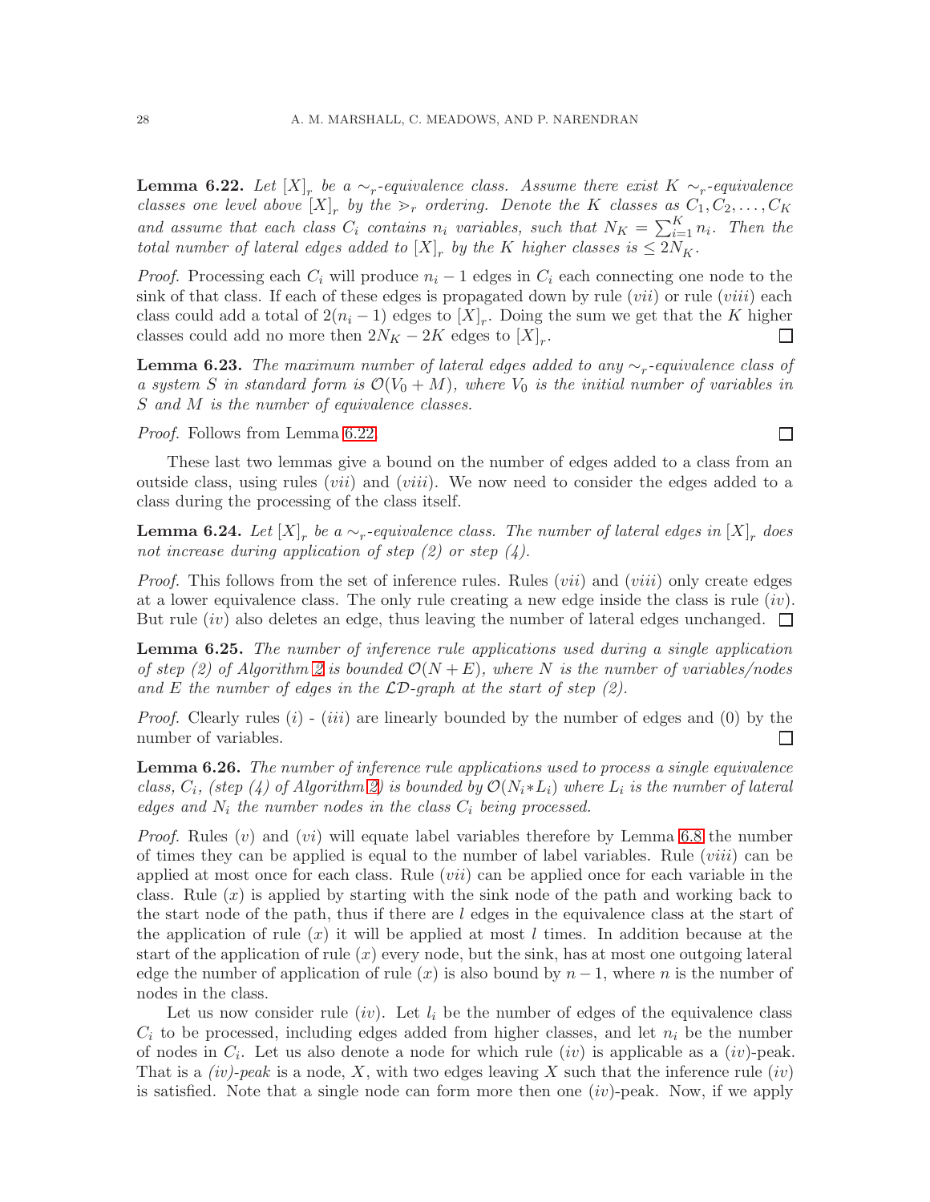**Lemma 6.22.** *Let $[X]_r$ be a $\sim_r$-equivalence class. Assume there exist $K$ $\sim_r$-equivalence classes one level above $[X]_r$ by the $>_r$ ordering. Denote the $K$ classes as $C_1, C_2, \ldots, C_K$ and assume that each class $C_i$ contains $n_i$ variables, such that $N_K = \sum_{i=1}^{K} n_i$. Then the total number of lateral edges added to $[X]_r$ by the $K$ higher classes is $\leq 2N_K$.*

*Proof.* Processing each $C_i$ will produce $n_i - 1$ edges in $C_i$ each connecting one node to the sink of that class. If each of these edges is propagated down by rule $(vii)$ or rule $(viii)$ each class could add a total of $2(n_i - 1)$ edges to $[X]_r$. Doing the sum we get that the $K$ higher classes could add no more then $2N_K - 2K$ edges to $[X]_r$. □

**Lemma 6.23.** *The maximum number of lateral edges added to any $\sim_r$-equivalence class of a system $S$ in standard form is $\mathcal{O}(V_0 + M)$, where $V_0$ is the initial number of variables in $S$ and $M$ is the number of equivalence classes.*

*Proof.* Follows from Lemma 6.22. □

These last two lemmas give a bound on the number of edges added to a class from an outside class, using rules $(vii)$ and $(viii)$. We now need to consider the edges added to a class during the processing of the class itself.

**Lemma 6.24.** *Let $[X]_r$ be a $\sim_r$-equivalence class. The number of lateral edges in $[X]_r$ does not increase during application of step (2) or step (4).*

*Proof.* This follows from the set of inference rules. Rules $(vii)$ and $(viii)$ only create edges at a lower equivalence class. The only rule creating a new edge inside the class is rule $(iv)$. But rule $(iv)$ also deletes an edge, thus leaving the number of lateral edges unchanged. □

**Lemma 6.25.** *The number of inference rule applications used during a single application of step (2) of Algorithm 2 is bounded $\mathcal{O}(N + E)$, where $N$ is the number of variables/nodes and $E$ the number of edges in the $\mathcal{LD}$-graph at the start of step (2).*

*Proof.* Clearly rules $(i)$ - $(iii)$ are linearly bounded by the number of edges and (0) by the number of variables. □

**Lemma 6.26.** *The number of inference rule applications used to process a single equivalence class, $C_i$, (step (4) of Algorithm 2) is bounded by $\mathcal{O}(N_i * L_i)$ where $L_i$ is the number of lateral edges and $N_i$ the number nodes in the class $C_i$ being processed.*

*Proof.* Rules $(v)$ and $(vi)$ will equate label variables therefore by Lemma 6.8 the number of times they can be applied is equal to the number of label variables. Rule $(viii)$ can be applied at most once for each class. Rule $(vii)$ can be applied once for each variable in the class. Rule $(x)$ is applied by starting with the sink node of the path and working back to the start node of the path, thus if there are $l$ edges in the equivalence class at the start of the application of rule $(x)$ it will be applied at most $l$ times. In addition because at the start of the application of rule $(x)$ every node, but the sink, has at most one outgoing lateral edge the number of application of rule $(x)$ is also bound by $n - 1$, where $n$ is the number of nodes in the class.

Let us now consider rule $(iv)$. Let $l_i$ be the number of edges of the equivalence class $C_i$ to be processed, including edges added from higher classes, and let $n_i$ be the number of nodes in $C_i$. Let us also denote a node for which rule $(iv)$ is applicable as a $(iv)$-peak. That is a *$(iv)$-peak* is a node, $X$, with two edges leaving $X$ such that the inference rule $(iv)$ is satisfied. Note that a single node can form more then one $(iv)$-peak. Now, if we apply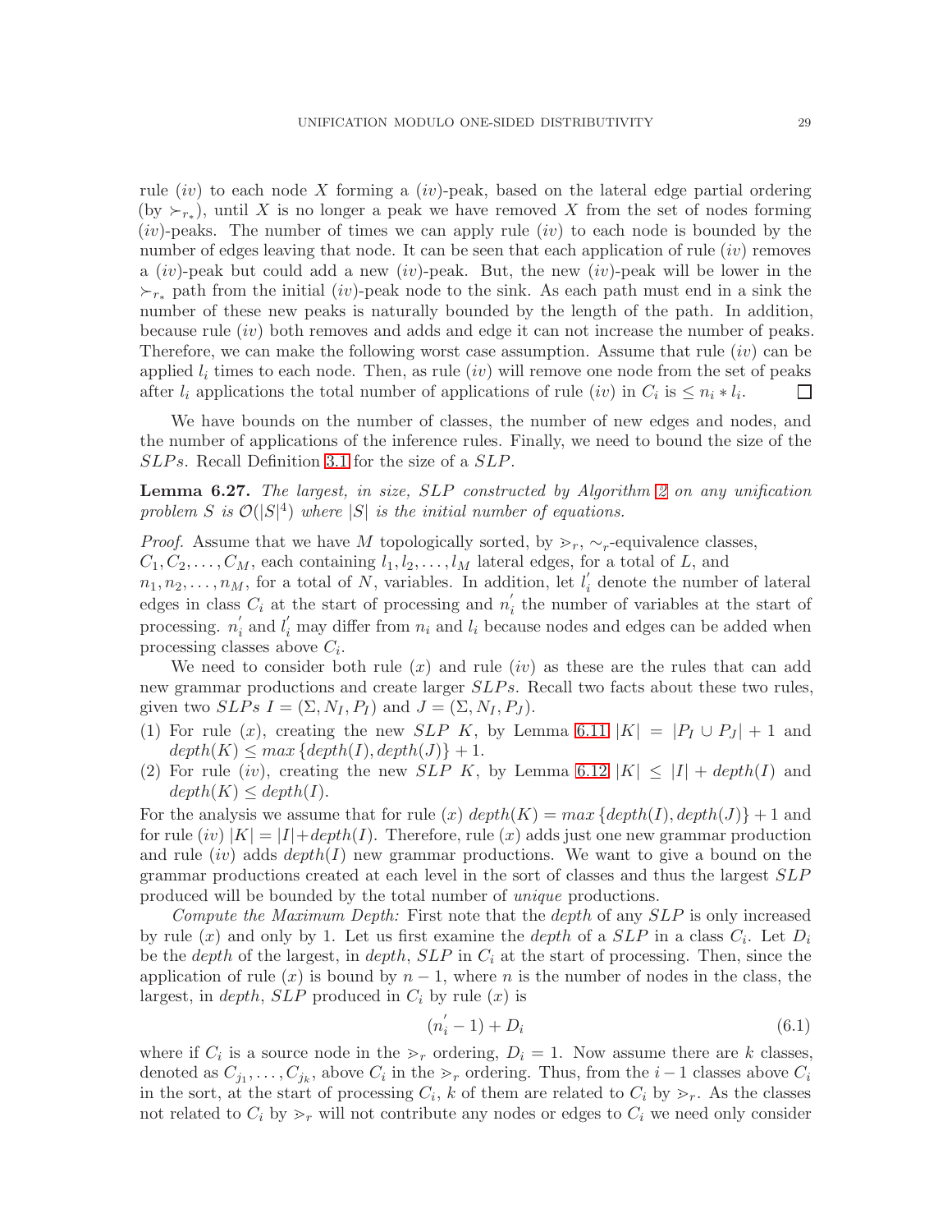rule $(iv)$ to each node $X$ forming a $(iv)$-peak, based on the lateral edge partial ordering (by $\succ_{r_*}$), until $X$ is no longer a peak we have removed $X$ from the set of nodes forming $(iv)$-peaks. The number of times we can apply rule $(iv)$ to each node is bounded by the number of edges leaving that node. It can be seen that each application of rule $(iv)$ removes a $(iv)$-peak but could add a new $(iv)$-peak. But, the new $(iv)$-peak will be lower in the $\succ_{r_*}$ path from the initial $(iv)$-peak node to the sink. As each path must end in a sink the number of these new peaks is naturally bounded by the length of the path. In addition, because rule $(iv)$ both removes and adds and edge it can not increase the number of peaks. Therefore, we can make the following worst case assumption. Assume that rule $(iv)$ can be applied $l_i$ times to each node. Then, as rule $(iv)$ will remove one node from the set of peaks after $l_i$ applications the total number of applications of rule $(iv)$ in $C_i$ is $\leq n_i * l_i$. ☐

We have bounds on the number of classes, the number of new edges and nodes, and the number of applications of the inference rules. Finally, we need to bound the size of the $SLPs$. Recall Definition 3.1 for the size of a $SLP$.

**Lemma 6.27.** *The largest, in size, SLP constructed by Algorithm 2 on any unification problem $S$ is $\mathcal{O}(|S|^4)$ where $|S|$ is the initial number of equations.*

*Proof.* Assume that we have $M$ topologically sorted, by $\gg_r$, $\sim_r$-equivalence classes, $C_1, C_2, \ldots, C_M$, each containing $l_1, l_2, \ldots, l_M$ lateral edges, for a total of $L$, and $n_1, n_2, \ldots, n_M$, for a total of $N$, variables. In addition, let $l_i^{'}$ denote the number of lateral edges in class $C_i$ at the start of processing and $n_i^{'}$ the number of variables at the start of processing. $n_i^{'}$ and $l_i^{'}$ may differ from $n_i$ and $l_i$ because nodes and edges can be added when processing classes above $C_i$.

We need to consider both rule $(x)$ and rule $(iv)$ as these are the rules that can add new grammar productions and create larger $SLPs$. Recall two facts about these two rules, given two $SLPs$ $I = (\Sigma, N_I, P_I)$ and $J = (\Sigma, N_I, P_J)$.

1. For rule $(x)$, creating the new $SLP$ $K$, by Lemma 6.11 $|K| = |P_I \cup P_J| + 1$ and $depth(K) \leq max\{depth(I), depth(J)\} + 1$.
2. For rule $(iv)$, creating the new $SLP$ $K$, by Lemma 6.12 $|K| \leq |I| + depth(I)$ and $depth(K) \leq depth(I)$.

For the analysis we assume that for rule $(x)$ $depth(K) = max\{depth(I), depth(J)\} + 1$ and for rule $(iv)$ $|K| = |I| + depth(I)$. Therefore, rule $(x)$ adds just one new grammar production and rule $(iv)$ adds $depth(I)$ new grammar productions. We want to give a bound on the grammar productions created at each level in the sort of classes and thus the largest $SLP$ produced will be bounded by the total number of *unique* productions.

*Compute the Maximum Depth:* First note that the *depth* of any $SLP$ is only increased by rule $(x)$ and only by 1. Let us first examine the *depth* of a $SLP$ in a class $C_i$. Let $D_i$ be the *depth* of the largest, in *depth*, $SLP$ in $C_i$ at the start of processing. Then, since the application of rule $(x)$ is bound by $n - 1$, where $n$ is the number of nodes in the class, the largest, in *depth*, $SLP$ produced in $C_i$ by rule $(x)$ is

$$(n_i^{'} - 1) + D_i \tag{6.1}$$

where if $C_i$ is a source node in the $\gg_r$ ordering, $D_i = 1$. Now assume there are $k$ classes, denoted as $C_{j_1}, \ldots, C_{j_k}$, above $C_i$ in the $\gg_r$ ordering. Thus, from the $i-1$ classes above $C_i$ in the sort, at the start of processing $C_i$, $k$ of them are related to $C_i$ by $\gg_r$. As the classes not related to $C_i$ by $\gg_r$ will not contribute any nodes or edges to $C_i$ we need only consider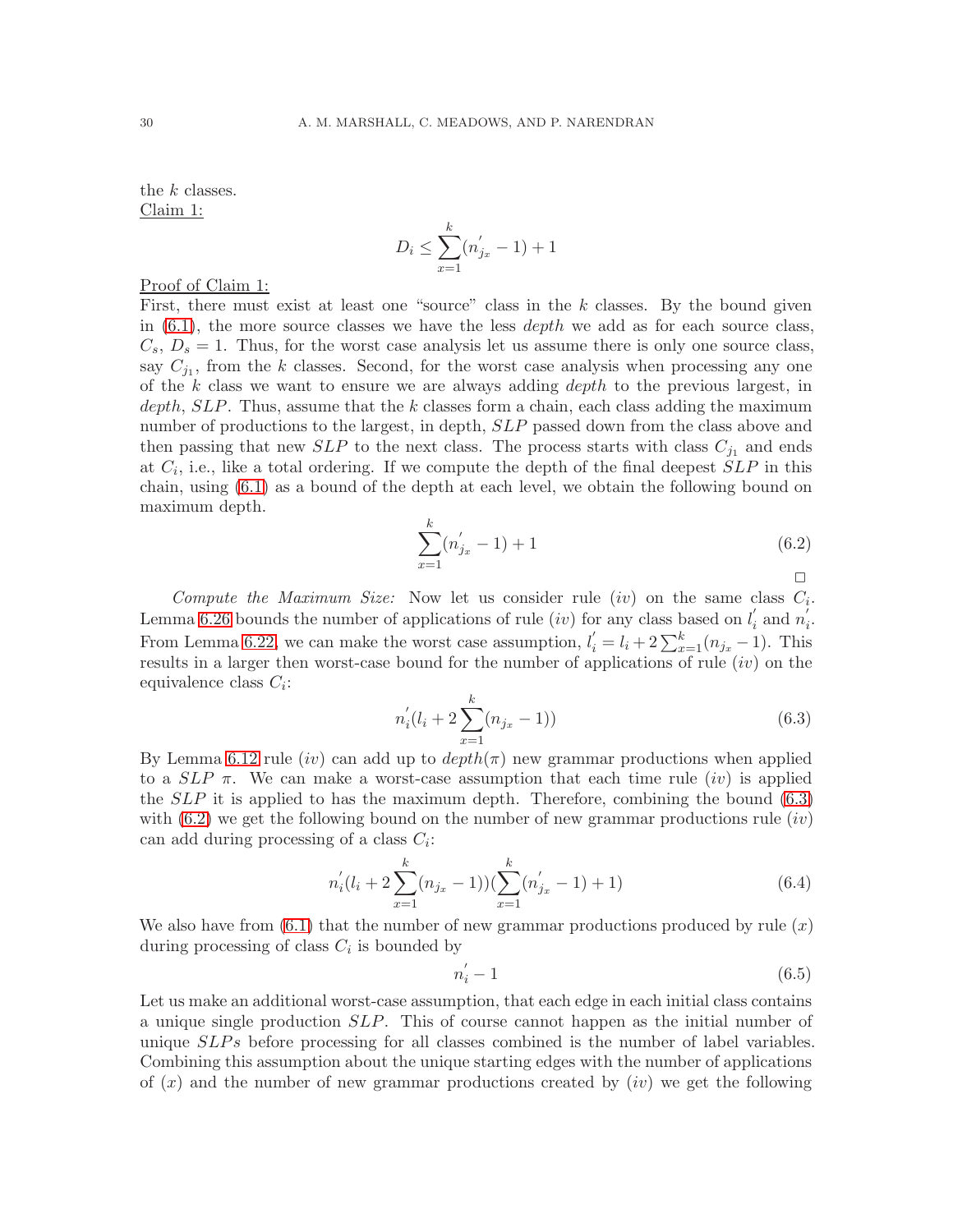the $k$ classes.
<u>Claim 1:</u>

$$D_i \leq \sum_{x=1}^{k}(n^{'}_{j_x} - 1) + 1$$

<u>Proof of Claim 1:</u>
First, there must exist at least one "source" class in the $k$ classes. By the bound given in (6.1), the more source classes we have the less *depth* we add as for each source class, $C_s$, $D_s = 1$. Thus, for the worst case analysis let us assume there is only one source class, say $C_{j_1}$, from the $k$ classes. Second, for the worst case analysis when processing any one of the $k$ class we want to ensure we are always adding *depth* to the previous largest, in *depth*, $SLP$. Thus, assume that the $k$ classes form a chain, each class adding the maximum number of productions to the largest, in depth, $SLP$ passed down from the class above and then passing that new $SLP$ to the next class. The process starts with class $C_{j_1}$ and ends at $C_i$, i.e., like a total ordering. If we compute the depth of the final deepest $SLP$ in this chain, using (6.1) as a bound of the depth at each level, we obtain the following bound on maximum depth.

$$\sum_{x=1}^{k}(n^{'}_{j_x} - 1) + 1 \tag{6.2}$$

□

*Compute the Maximum Size:* Now let us consider rule $(iv)$ on the same class $C_i$. Lemma 6.26 bounds the number of applications of rule $(iv)$ for any class based on $l^{'}_i$ and $n^{'}_i$. From Lemma 6.22, we can make the worst case assumption, $l^{'}_i = l_i + 2\sum_{x=1}^{k}(n_{j_x} - 1)$. This results in a larger then worst-case bound for the number of applications of rule $(iv)$ on the equivalence class $C_i$:

$$n^{'}_i(l_i + 2\sum_{x=1}^{k}(n_{j_x} - 1)) \tag{6.3}$$

By Lemma 6.12 rule $(iv)$ can add up to $depth(\pi)$ new grammar productions when applied to a $SLP$ $\pi$. We can make a worst-case assumption that each time rule $(iv)$ is applied the $SLP$ it is applied to has the maximum depth. Therefore, combining the bound (6.3) with (6.2) we get the following bound on the number of new grammar productions rule $(iv)$ can add during processing of a class $C_i$:

$$n^{'}_i(l_i + 2\sum_{x=1}^{k}(n_{j_x} - 1))(\sum_{x=1}^{k}(n^{'}_{j_x} - 1) + 1) \tag{6.4}$$

We also have from (6.1) that the number of new grammar productions produced by rule $(x)$ during processing of class $C_i$ is bounded by

$$n^{'}_i - 1 \tag{6.5}$$

Let us make an additional worst-case assumption, that each edge in each initial class contains a unique single production $SLP$. This of course cannot happen as the initial number of unique $SLPs$ before processing for all classes combined is the number of label variables. Combining this assumption about the unique starting edges with the number of applications of $(x)$ and the number of new grammar productions created by $(iv)$ we get the following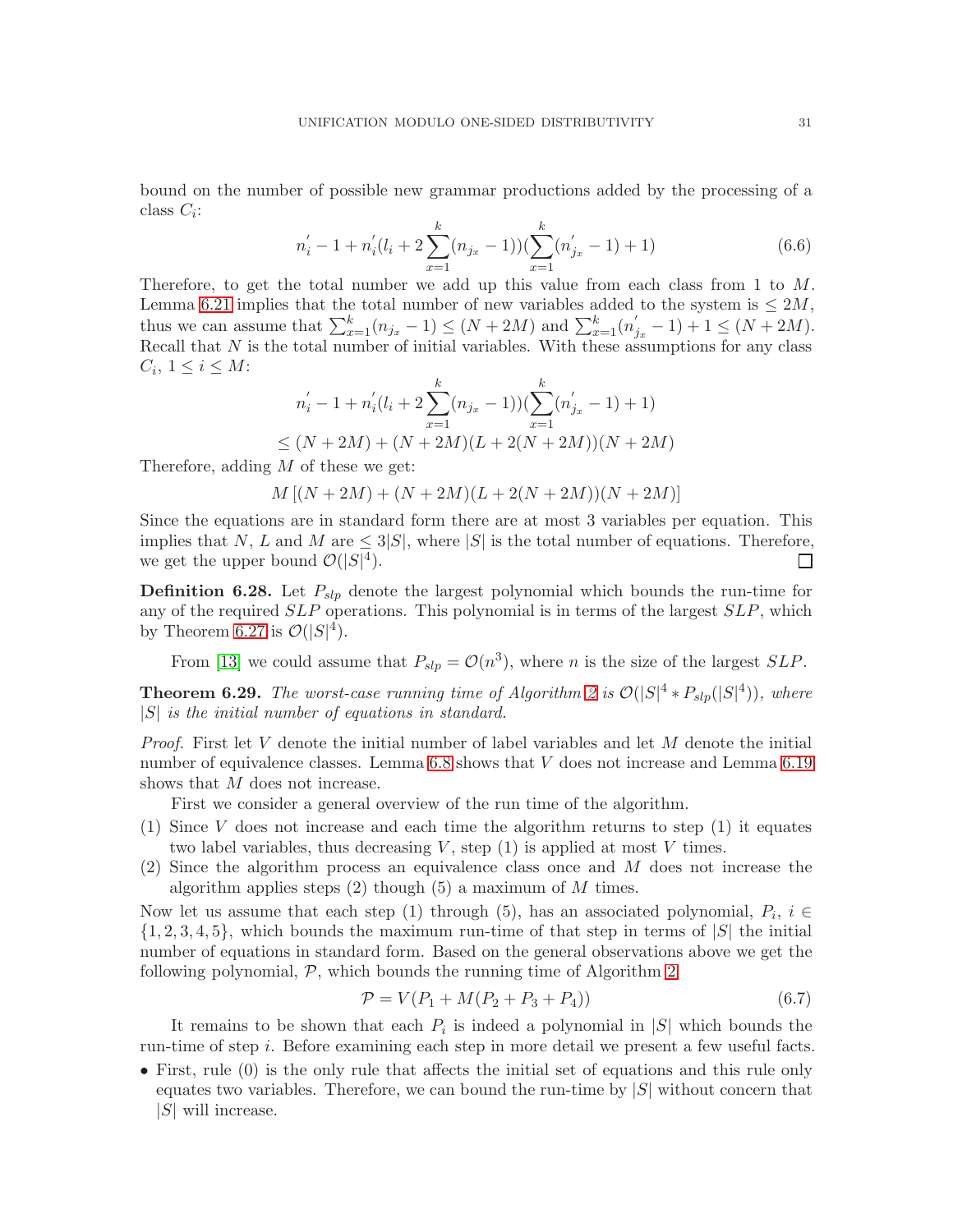bound on the number of possible new grammar productions added by the processing of a class $C_i$:

$$n_i^{'} - 1 + n_i^{'}(l_i + 2\sum_{x=1}^{k}(n_{j_x} - 1))(\sum_{x=1}^{k}(n_{j_x}^{'} - 1) + 1) \tag{6.6}$$

Therefore, to get the total number we add up this value from each class from 1 to $M$. Lemma 6.21 implies that the total number of new variables added to the system is $\leq 2M$, thus we can assume that $\sum_{x=1}^{k}(n_{j_x} - 1) \leq (N + 2M)$ and $\sum_{x=1}^{k}(n_{j_x}^{'} - 1) + 1 \leq (N + 2M)$. Recall that $N$ is the total number of initial variables. With these assumptions for any class $C_i$, $1 \leq i \leq M$:

$$\begin{aligned} &n_i^{'} - 1 + n_i^{'}(l_i + 2\sum_{x=1}^{k}(n_{j_x} - 1))(\sum_{x=1}^{k}(n_{j_x}^{'} - 1) + 1) \\ &\leq (N + 2M) + (N + 2M)(L + 2(N + 2M))(N + 2M) \end{aligned}$$

Therefore, adding $M$ of these we get:

$$M\left[(N + 2M) + (N + 2M)(L + 2(N + 2M))(N + 2M)\right]$$

Since the equations are in standard form there are at most 3 variables per equation. This implies that $N$, $L$ and $M$ are $\leq 3|S|$, where $|S|$ is the total number of equations. Therefore, we get the upper bound $\mathcal{O}(|S|^4)$. □

**Definition 6.28.** Let $P_{slp}$ denote the largest polynomial which bounds the run-time for any of the required $SLP$ operations. This polynomial is in terms of the largest $SLP$, which by Theorem 6.27 is $\mathcal{O}(|S|^4)$.

From [13] we could assume that $P_{slp} = \mathcal{O}(n^3)$, where $n$ is the size of the largest $SLP$.

**Theorem 6.29.** *The worst-case running time of Algorithm 2 is $\mathcal{O}(|S|^4 * P_{slp}(|S|^4))$, where $|S|$ is the initial number of equations in standard.*

*Proof.* First let $V$ denote the initial number of label variables and let $M$ denote the initial number of equivalence classes. Lemma 6.8 shows that $V$ does not increase and Lemma 6.19 shows that $M$ does not increase.

First we consider a general overview of the run time of the algorithm.

(1) Since $V$ does not increase and each time the algorithm returns to step (1) it equates two label variables, thus decreasing $V$, step (1) is applied at most $V$ times.
(2) Since the algorithm process an equivalence class once and $M$ does not increase the algorithm applies steps (2) though (5) a maximum of $M$ times.

Now let us assume that each step (1) through (5), has an associated polynomial, $P_i$, $i \in \{1, 2, 3, 4, 5\}$, which bounds the maximum run-time of that step in terms of $|S|$ the initial number of equations in standard form. Based on the general observations above we get the following polynomial, $\mathcal{P}$, which bounds the running time of Algorithm 2

$$\mathcal{P} = V(P_1 + M(P_2 + P_3 + P_4)) \tag{6.7}$$

It remains to be shown that each $P_i$ is indeed a polynomial in $|S|$ which bounds the run-time of step $i$. Before examining each step in more detail we present a few useful facts.

- First, rule (0) is the only rule that affects the initial set of equations and this rule only equates two variables. Therefore, we can bound the run-time by $|S|$ without concern that $|S|$ will increase.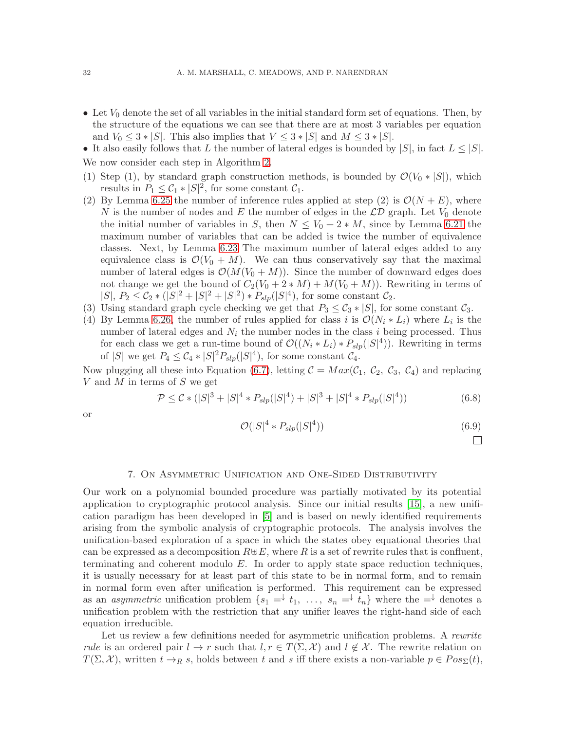- Let $V_0$ denote the set of all variables in the initial standard form set of equations. Then, by the structure of the equations we can see that there are at most 3 variables per equation and $V_0 \leq 3 * |S|$. This also implies that $V \leq 3 * |S|$ and $M \leq 3 * |S|$.
- It also easily follows that $L$ the number of lateral edges is bounded by $|S|$, in fact $L \leq |S|$.

We now consider each step in Algorithm 2.

1. Step (1), by standard graph construction methods, is bounded by $\mathcal{O}(V_0 * |S|)$, which results in $P_1 \leq \mathcal{C}_1 * |S|^2$, for some constant $\mathcal{C}_1$.
2. By Lemma 6.25 the number of inference rules applied at step (2) is $\mathcal{O}(N + E)$, where $N$ is the number of nodes and $E$ the number of edges in the $\mathcal{LD}$ graph. Let $V_0$ denote the initial number of variables in $S$, then $N \leq V_0 + 2 * M$, since by Lemma 6.21 the maximum number of variables that can be added is twice the number of equivalence classes. Next, by Lemma 6.23 The maximum number of lateral edges added to any equivalence class is $\mathcal{O}(V_0 + M)$. We can thus conservatively say that the maximal number of lateral edges is $\mathcal{O}(M(V_0 + M))$. Since the number of downward edges does not change we get the bound of $C_2(V_0 + 2 * M) + M(V_0 + M))$. Rewriting in terms of $|S|$, $P_2 \leq \mathcal{C}_2 * (|S|^2 + |S|^2 + |S|^2) * P_{slp}(|S|^4)$, for some constant $\mathcal{C}_2$.
3. Using standard graph cycle checking we get that $P_3 \leq \mathcal{C}_3 * |S|$, for some constant $\mathcal{C}_3$.
4. By Lemma 6.26, the number of rules applied for class $i$ is $\mathcal{O}(N_i * L_i)$ where $L_i$ is the number of lateral edges and $N_i$ the number nodes in the class $i$ being processed. Thus for each class we get a run-time bound of $\mathcal{O}((N_i * L_i) * P_{slp}(|S|^4))$. Rewriting in terms of $|S|$ we get $P_4 \leq \mathcal{C}_4 * |S|^2 P_{slp}(|S|^4)$, for some constant $\mathcal{C}_4$.

Now plugging all these into Equation (6.7), letting $\mathcal{C} = Max(\mathcal{C}_1,\ \mathcal{C}_2,\ \mathcal{C}_3,\ \mathcal{C}_4)$ and replacing $V$ and $M$ in terms of $S$ we get

$$\mathcal{P} \leq \mathcal{C} * (|S|^3 + |S|^4 * P_{slp}(|S|^4) + |S|^3 + |S|^4 * P_{slp}(|S|^4)) \tag{6.8}$$

or

$$\mathcal{O}(|S|^4 * P_{slp}(|S|^4)) \tag{6.9}$$

□

## 7. On Asymmetric Unification and One-Sided Distributivity

Our work on a polynomial bounded procedure was partially motivated by its potential application to cryptographic protocol analysis. Since our initial results [15], a new unification paradigm has been developed in [5] and is based on newly identified requirements arising from the symbolic analysis of cryptographic protocols. The analysis involves the unification-based exploration of a space in which the states obey equational theories that can be expressed as a decomposition $R \uplus E$, where $R$ is a set of rewrite rules that is confluent, terminating and coherent modulo $E$. In order to apply state space reduction techniques, it is usually necessary for at least part of this state to be in normal form, and to remain in normal form even after unification is performed. This requirement can be expressed as an *asymmetric* unification problem $\{s_1 =^{\downarrow} t_1,\ \ldots,\ s_n =^{\downarrow} t_n\}$ where the $=^{\downarrow}$ denotes a unification problem with the restriction that any unifier leaves the right-hand side of each equation irreducible.

Let us review a few definitions needed for asymmetric unification problems. A *rewrite rule* is an ordered pair $l \to r$ such that $l, r \in T(\Sigma, \mathcal{X})$ and $l \notin \mathcal{X}$. The rewrite relation on $T(\Sigma, \mathcal{X})$, written $t \to_R s$, holds between $t$ and $s$ iff there exists a non-variable $p \in Pos_{\Sigma}(t)$,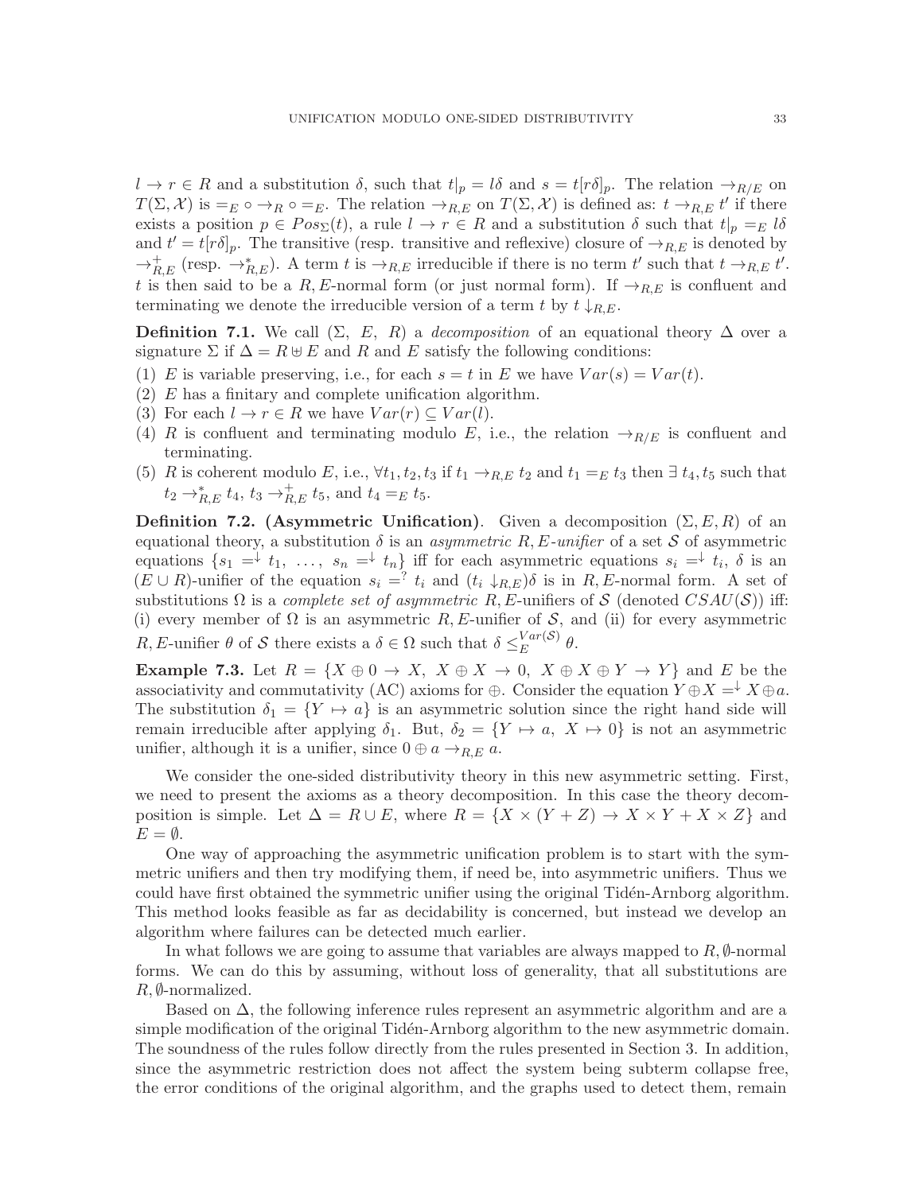$l \to r \in R$ and a substitution $\delta$, such that $t|_p = l\delta$ and $s = t[r\delta]_p$. The relation $\to_{R/E}$ on $T(\Sigma, \mathcal{X})$ is $=_E \circ \to_R \circ =_E$. The relation $\to_{R,E}$ on $T(\Sigma, \mathcal{X})$ is defined as: $t \to_{R,E} t'$ if there exists a position $p \in Pos_\Sigma(t)$, a rule $l \to r \in R$ and a substitution $\delta$ such that $t|_p =_E l\delta$ and $t' = t[r\delta]_p$. The transitive (resp. transitive and reflexive) closure of $\to_{R,E}$ is denoted by $\to^+_{R,E}$ (resp. $\to^*_{R,E}$). A term $t$ is $\to_{R,E}$ irreducible if there is no term $t'$ such that $t \to_{R,E} t'$. $t$ is then said to be a $R, E$-normal form (or just normal form). If $\to_{R,E}$ is confluent and terminating we denote the irreducible version of a term $t$ by $t \downarrow_{R,E}$.

**Definition 7.1.** We call $(\Sigma,\ E,\ R)$ a *decomposition* of an equational theory $\Delta$ over a signature $\Sigma$ if $\Delta = R \uplus E$ and $R$ and $E$ satisfy the following conditions:

(1) $E$ is variable preserving, i.e., for each $s = t$ in $E$ we have $Var(s) = Var(t)$.
(2) $E$ has a finitary and complete unification algorithm.
(3) For each $l \to r \in R$ we have $Var(r) \subseteq Var(l)$.
(4) $R$ is confluent and terminating modulo $E$, i.e., the relation $\to_{R/E}$ is confluent and terminating.
(5) $R$ is coherent modulo $E$, i.e., $\forall t_1, t_2, t_3$ if $t_1 \to_{R,E} t_2$ and $t_1 =_E t_3$ then $\exists\, t_4, t_5$ such that $t_2 \to^*_{R,E} t_4$, $t_3 \to^+_{R,E} t_5$, and $t_4 =_E t_5$.

**Definition 7.2. (Asymmetric Unification)**. Given a decomposition $(\Sigma, E, R)$ of an equational theory, a substitution $\delta$ is an *asymmetric $R, E$-unifier* of a set $\mathcal{S}$ of asymmetric equations $\{s_1 =^\downarrow t_1,\ \ldots,\ s_n =^\downarrow t_n\}$ iff for each asymmetric equations $s_i =^\downarrow t_i$, $\delta$ is an $(E \cup R)$-unifier of the equation $s_i =^? t_i$ and $(t_i \downarrow_{R,E})\delta$ is in $R, E$-normal form. A set of substitutions $\Omega$ is a *complete set of asymmetric* $R, E$-unifiers of $\mathcal{S}$ (denoted $CSAU(\mathcal{S})$) iff: (i) every member of $\Omega$ is an asymmetric $R, E$-unifier of $\mathcal{S}$, and (ii) for every asymmetric $R, E$-unifier $\theta$ of $\mathcal{S}$ there exists a $\delta \in \Omega$ such that $\delta \leq_E^{Var(\mathcal{S})} \theta$.

**Example 7.3.** Let $R = \{X \oplus 0 \to X,\ X \oplus X \to 0,\ X \oplus X \oplus Y \to Y\}$ and $E$ be the associativity and commutativity (AC) axioms for $\oplus$. Consider the equation $Y \oplus X =^\downarrow X \oplus a$. The substitution $\delta_1 = \{Y \mapsto a\}$ is an asymmetric solution since the right hand side will remain irreducible after applying $\delta_1$. But, $\delta_2 = \{Y \mapsto a,\ X \mapsto 0\}$ is not an asymmetric unifier, although it is a unifier, since $0 \oplus a \to_{R,E} a$.

We consider the one-sided distributivity theory in this new asymmetric setting. First, we need to present the axioms as a theory decomposition. In this case the theory decomposition is simple. Let $\Delta = R \cup E$, where $R = \{X \times (Y + Z) \to X \times Y + X \times Z\}$ and $E = \emptyset$.

One way of approaching the asymmetric unification problem is to start with the symmetric unifiers and then try modifying them, if need be, into asymmetric unifiers. Thus we could have first obtained the symmetric unifier using the original Tidén-Arnborg algorithm. This method looks feasible as far as decidability is concerned, but instead we develop an algorithm where failures can be detected much earlier.

In what follows we are going to assume that variables are always mapped to $R, \emptyset$-normal forms. We can do this by assuming, without loss of generality, that all substitutions are $R, \emptyset$-normalized.

Based on $\Delta$, the following inference rules represent an asymmetric algorithm and are a simple modification of the original Tidén-Arnborg algorithm to the new asymmetric domain. The soundness of the rules follow directly from the rules presented in Section 3. In addition, since the asymmetric restriction does not affect the system being subterm collapse free, the error conditions of the original algorithm, and the graphs used to detect them, remain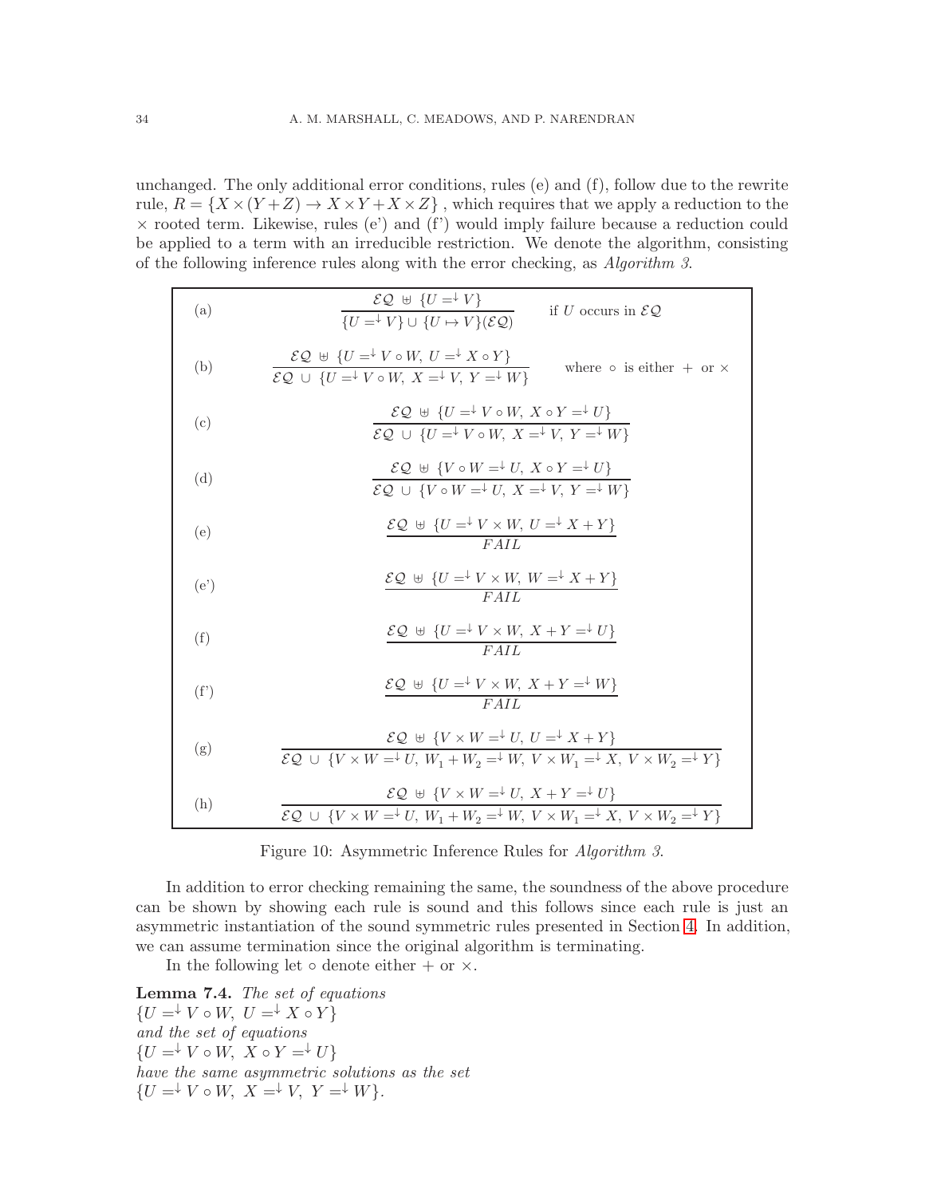unchanged. The only additional error conditions, rules (e) and (f), follow due to the rewrite rule, $R = \{X \times (Y + Z) \to X \times Y + X \times Z\}$ , which requires that we apply a reduction to the $\times$ rooted term. Likewise, rules (e') and (f') would imply failure because a reduction could be applied to a term with an irreducible restriction. We denote the algorithm, consisting of the following inference rules along with the error checking, as *Algorithm 3*.

(a)
$$\frac{\mathcal{EQ} \uplus \{U =^{\downarrow} V\}}{\{U =^{\downarrow} V\} \cup \{U \mapsto V\}(\mathcal{EQ})} \quad \text{if } U \text{ occurs in } \mathcal{EQ}$$

(b)
$$\frac{\mathcal{EQ} \uplus \{U =^{\downarrow} V \circ W,\ U =^{\downarrow} X \circ Y\}}{\mathcal{EQ} \cup \{U =^{\downarrow} V \circ W,\ X =^{\downarrow} V,\ Y =^{\downarrow} W\}} \quad \text{where } \circ \text{ is either } + \text{ or } \times$$

(c)
$$\frac{\mathcal{EQ} \uplus \{U =^{\downarrow} V \circ W,\ X \circ Y =^{\downarrow} U\}}{\mathcal{EQ} \cup \{U =^{\downarrow} V \circ W,\ X =^{\downarrow} V,\ Y =^{\downarrow} W\}}$$

(d)
$$\frac{\mathcal{EQ} \uplus \{V \circ W =^{\downarrow} U,\ X \circ Y =^{\downarrow} U\}}{\mathcal{EQ} \cup \{V \circ W =^{\downarrow} U,\ X =^{\downarrow} V,\ Y =^{\downarrow} W\}}$$

(e)
$$\frac{\mathcal{EQ} \uplus \{U =^{\downarrow} V \times W,\ U =^{\downarrow} X + Y\}}{FAIL}$$

(e')
$$\frac{\mathcal{EQ} \uplus \{U =^{\downarrow} V \times W,\ W =^{\downarrow} X + Y\}}{FAIL}$$

(f)
$$\frac{\mathcal{EQ} \uplus \{U =^{\downarrow} V \times W,\ X + Y =^{\downarrow} U\}}{FAIL}$$

(f')
$$\frac{\mathcal{EQ} \uplus \{U =^{\downarrow} V \times W,\ X + Y =^{\downarrow} W\}}{FAIL}$$

(g)
$$\frac{\mathcal{EQ} \uplus \{V \times W =^{\downarrow} U,\ U =^{\downarrow} X + Y\}}{\mathcal{EQ} \cup \{V \times W =^{\downarrow} U,\ W_1 + W_2 =^{\downarrow} W,\ V \times W_1 =^{\downarrow} X,\ V \times W_2 =^{\downarrow} Y\}}$$

(h)
$$\frac{\mathcal{EQ} \uplus \{V \times W =^{\downarrow} U,\ X + Y =^{\downarrow} U\}}{\mathcal{EQ} \cup \{V \times W =^{\downarrow} U,\ W_1 + W_2 =^{\downarrow} W,\ V \times W_1 =^{\downarrow} X,\ V \times W_2 =^{\downarrow} Y\}}$$

Figure 10: Asymmetric Inference Rules for *Algorithm 3*.

In addition to error checking remaining the same, the soundness of the above procedure can be shown by showing each rule is sound and this follows since each rule is just an asymmetric instantiation of the sound symmetric rules presented in Section 4. In addition, we can assume termination since the original algorithm is terminating.

In the following let $\circ$ denote either $+$ or $\times$.

**Lemma 7.4.** *The set of equations*
$\{U =^{\downarrow} V \circ W,\ U =^{\downarrow} X \circ Y\}$
*and the set of equations*
$\{U =^{\downarrow} V \circ W,\ X \circ Y =^{\downarrow} U\}$
*have the same asymmetric solutions as the set*
$\{U =^{\downarrow} V \circ W,\ X =^{\downarrow} V,\ Y =^{\downarrow} W\}$.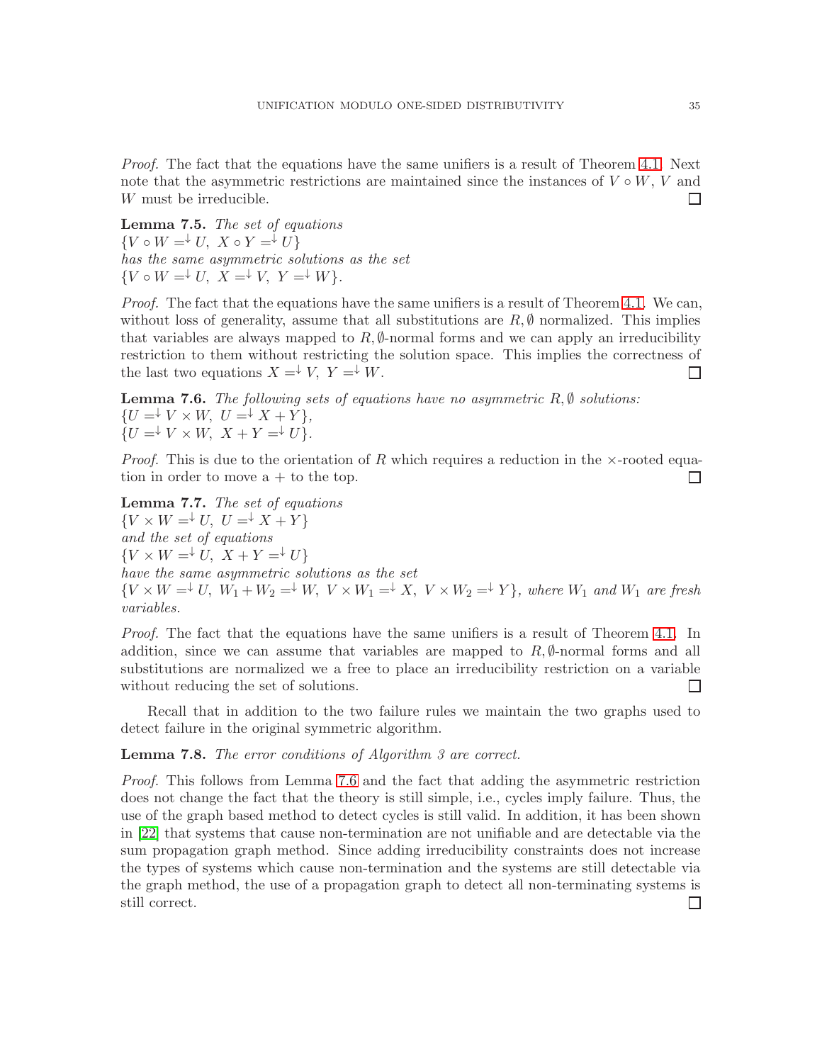*Proof.* The fact that the equations have the same unifiers is a result of Theorem 4.1. Next note that the asymmetric restrictions are maintained since the instances of $V \circ W$, $V$ and $W$ must be irreducible. □

**Lemma 7.5.** *The set of equations*
$\{V \circ W =^{\downarrow} U,\ X \circ Y =^{\downarrow} U\}$
*has the same asymmetric solutions as the set*
$\{V \circ W =^{\downarrow} U,\ X =^{\downarrow} V,\ Y =^{\downarrow} W\}$.

*Proof.* The fact that the equations have the same unifiers is a result of Theorem 4.1. We can, without loss of generality, assume that all substitutions are $R, \emptyset$ normalized. This implies that variables are always mapped to $R, \emptyset$-normal forms and we can apply an irreducibility restriction to them without restricting the solution space. This implies the correctness of the last two equations $X =^{\downarrow} V,\ Y =^{\downarrow} W$. □

**Lemma 7.6.** *The following sets of equations have no asymmetric $R, \emptyset$ solutions:*
$\{U =^{\downarrow} V \times W,\ U =^{\downarrow} X + Y\}$,
$\{U =^{\downarrow} V \times W,\ X + Y =^{\downarrow} U\}$.

*Proof.* This is due to the orientation of $R$ which requires a reduction in the $\times$-rooted equation in order to move a $+$ to the top. □

**Lemma 7.7.** *The set of equations*
$\{V \times W =^{\downarrow} U,\ U =^{\downarrow} X + Y\}$
*and the set of equations*
$\{V \times W =^{\downarrow} U,\ X + Y =^{\downarrow} U\}$
*have the same asymmetric solutions as the set*
$\{V \times W =^{\downarrow} U,\ W_1 + W_2 =^{\downarrow} W,\ V \times W_1 =^{\downarrow} X,\ V \times W_2 =^{\downarrow} Y\}$, *where $W_1$ and $W_1$ are fresh variables.*

*Proof.* The fact that the equations have the same unifiers is a result of Theorem 4.1. In addition, since we can assume that variables are mapped to $R, \emptyset$-normal forms and all substitutions are normalized we a free to place an irreducibility restriction on a variable without reducing the set of solutions. □

Recall that in addition to the two failure rules we maintain the two graphs used to detect failure in the original symmetric algorithm.

**Lemma 7.8.** *The error conditions of Algorithm 3 are correct.*

*Proof.* This follows from Lemma 7.6 and the fact that adding the asymmetric restriction does not change the fact that the theory is still simple, i.e., cycles imply failure. Thus, the use of the graph based method to detect cycles is still valid. In addition, it has been shown in [22] that systems that cause non-termination are not unifiable and are detectable via the sum propagation graph method. Since adding irreducibility constraints does not increase the types of systems which cause non-termination and the systems are still detectable via the graph method, the use of a propagation graph to detect all non-terminating systems is still correct. □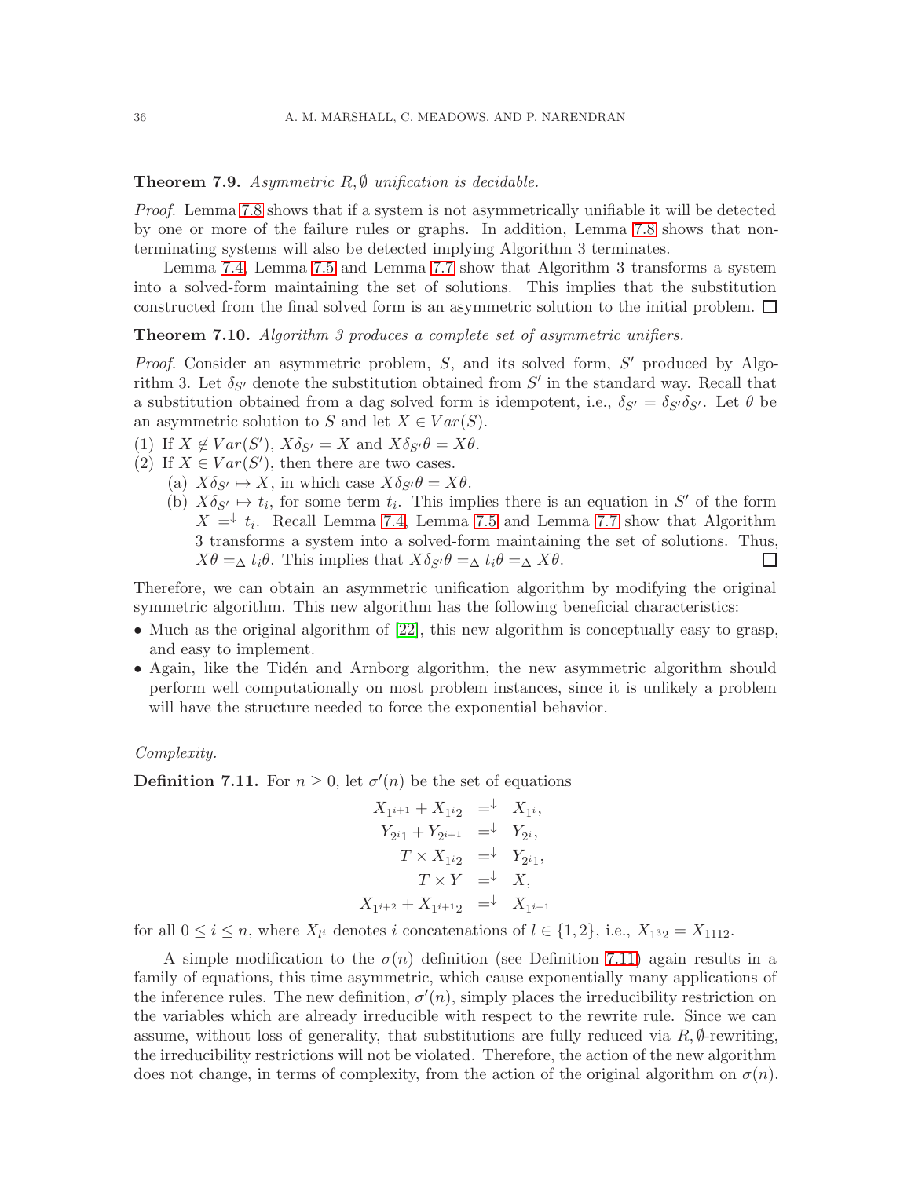**Theorem 7.9.** *Asymmetric $R, \emptyset$ unification is decidable.*

*Proof.* Lemma 7.8 shows that if a system is not asymmetrically unifiable it will be detected by one or more of the failure rules or graphs. In addition, Lemma 7.8 shows that non-terminating systems will also be detected implying Algorithm 3 terminates.

Lemma 7.4, Lemma 7.5 and Lemma 7.7 show that Algorithm 3 transforms a system into a solved-form maintaining the set of solutions. This implies that the substitution constructed from the final solved form is an asymmetric solution to the initial problem. □

**Theorem 7.10.** *Algorithm 3 produces a complete set of asymmetric unifiers.*

*Proof.* Consider an asymmetric problem, $S$, and its solved form, $S'$ produced by Algorithm 3. Let $\delta_{S'}$ denote the substitution obtained from $S'$ in the standard way. Recall that a substitution obtained from a dag solved form is idempotent, i.e., $\delta_{S'} = \delta_{S'}\delta_{S'}$. Let $\theta$ be an asymmetric solution to $S$ and let $X \in Var(S)$.

(1) If $X \notin Var(S')$, $X\delta_{S'} = X$ and $X\delta_{S'}\theta = X\theta$.
(2) If $X \in Var(S')$, then there are two cases.
  (a) $X\delta_{S'} \mapsto X$, in which case $X\delta_{S'}\theta = X\theta$.
  (b) $X\delta_{S'} \mapsto t_i$, for some term $t_i$. This implies there is an equation in $S'$ of the form $X =^{\downarrow} t_i$. Recall Lemma 7.4, Lemma 7.5 and Lemma 7.7 show that Algorithm 3 transforms a system into a solved-form maintaining the set of solutions. Thus, $X\theta =_{\Delta} t_i\theta$. This implies that $X\delta_{S'}\theta =_{\Delta} t_i\theta =_{\Delta} X\theta$. □

Therefore, we can obtain an asymmetric unification algorithm by modifying the original symmetric algorithm. This new algorithm has the following beneficial characteristics:

- Much as the original algorithm of [22], this new algorithm is conceptually easy to grasp, and easy to implement.
- Again, like the Tidén and Arnborg algorithm, the new asymmetric algorithm should perform well computationally on most problem instances, since it is unlikely a problem will have the structure needed to force the exponential behavior.

*Complexity.*

**Definition 7.11.** For $n \geq 0$, let $\sigma'(n)$ be the set of equations

$$
\begin{aligned}
X_{1^{i+1}} + X_{1^i 2} &=^{\downarrow} X_{1^i}, \\
Y_{2^i 1} + Y_{2^{i+1}} &=^{\downarrow} Y_{2^i}, \\
T \times X_{1^i 2} &=^{\downarrow} Y_{2^i 1}, \\
T \times Y &=^{\downarrow} X, \\
X_{1^{i+2}} + X_{1^{i+1} 2} &=^{\downarrow} X_{1^{i+1}}
\end{aligned}
$$

for all $0 \leq i \leq n$, where $X_{l^i}$ denotes $i$ concatenations of $l \in \{1, 2\}$, i.e., $X_{1^3 2} = X_{1112}$.

A simple modification to the $\sigma(n)$ definition (see Definition 7.11) again results in a family of equations, this time asymmetric, which cause exponentially many applications of the inference rules. The new definition, $\sigma'(n)$, simply places the irreducibility restriction on the variables which are already irreducible with respect to the rewrite rule. Since we can assume, without loss of generality, that substitutions are fully reduced via $R, \emptyset$-rewriting, the irreducibility restrictions will not be violated. Therefore, the action of the new algorithm does not change, in terms of complexity, from the action of the original algorithm on $\sigma(n)$.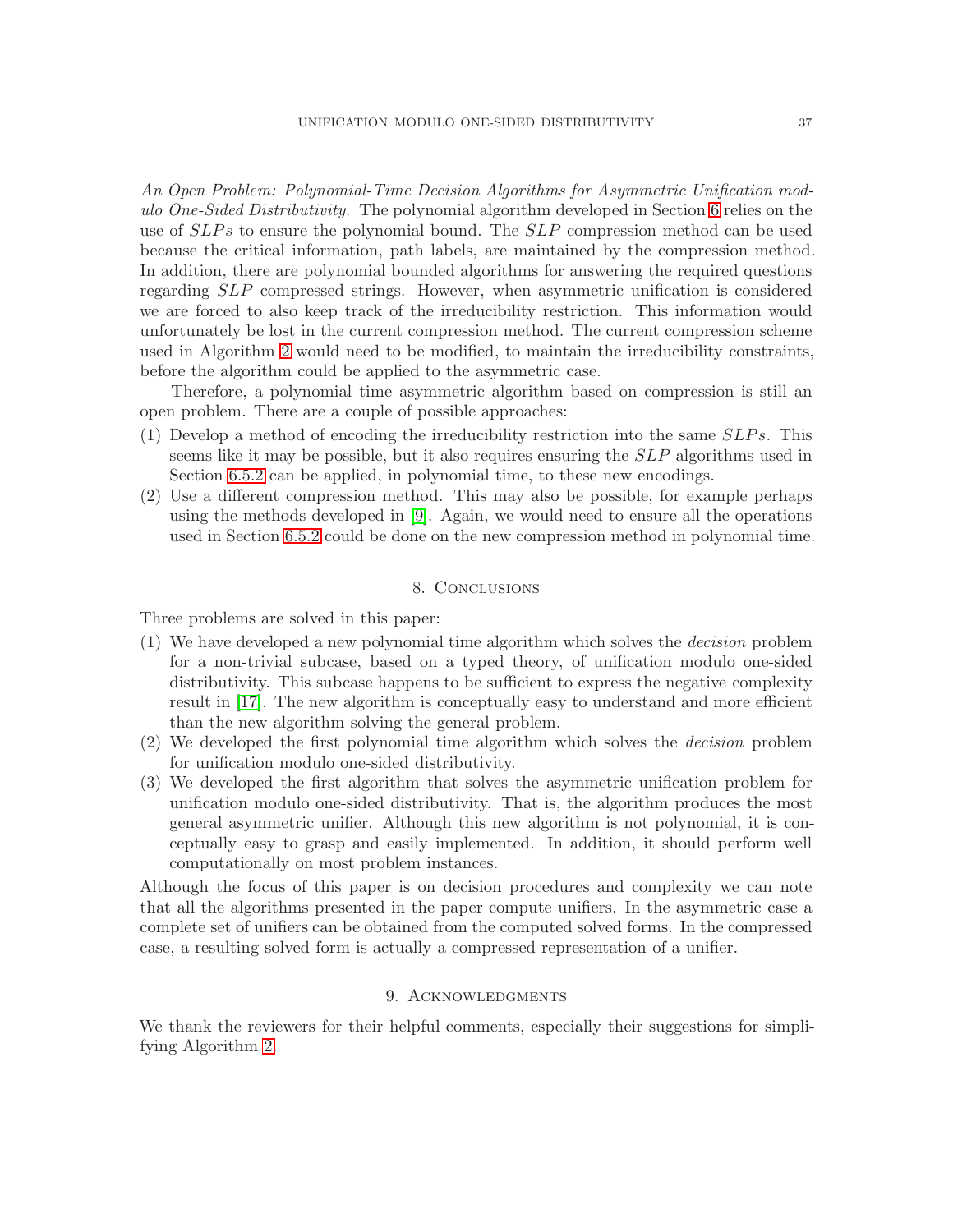*An Open Problem: Polynomial-Time Decision Algorithms for Asymmetric Unification modulo One-Sided Distributivity.* The polynomial algorithm developed in Section 6 relies on the use of $SLPs$ to ensure the polynomial bound. The $SLP$ compression method can be used because the critical information, path labels, are maintained by the compression method. In addition, there are polynomial bounded algorithms for answering the required questions regarding $SLP$ compressed strings. However, when asymmetric unification is considered we are forced to also keep track of the irreducibility restriction. This information would unfortunately be lost in the current compression method. The current compression scheme used in Algorithm 2 would need to be modified, to maintain the irreducibility constraints, before the algorithm could be applied to the asymmetric case.

Therefore, a polynomial time asymmetric algorithm based on compression is still an open problem. There are a couple of possible approaches:

(1) Develop a method of encoding the irreducibility restriction into the same $SLPs$. This seems like it may be possible, but it also requires ensuring the $SLP$ algorithms used in Section 6.5.2 can be applied, in polynomial time, to these new encodings.
(2) Use a different compression method. This may also be possible, for example perhaps using the methods developed in [9]. Again, we would need to ensure all the operations used in Section 6.5.2 could be done on the new compression method in polynomial time.

## 8. Conclusions

Three problems are solved in this paper:

(1) We have developed a new polynomial time algorithm which solves the *decision* problem for a non-trivial subcase, based on a typed theory, of unification modulo one-sided distributivity. This subcase happens to be sufficient to express the negative complexity result in [17]. The new algorithm is conceptually easy to understand and more efficient than the new algorithm solving the general problem.
(2) We developed the first polynomial time algorithm which solves the *decision* problem for unification modulo one-sided distributivity.
(3) We developed the first algorithm that solves the asymmetric unification problem for unification modulo one-sided distributivity. That is, the algorithm produces the most general asymmetric unifier. Although this new algorithm is not polynomial, it is conceptually easy to grasp and easily implemented. In addition, it should perform well computationally on most problem instances.

Although the focus of this paper is on decision procedures and complexity we can note that all the algorithms presented in the paper compute unifiers. In the asymmetric case a complete set of unifiers can be obtained from the computed solved forms. In the compressed case, a resulting solved form is actually a compressed representation of a unifier.

## 9. Acknowledgments

We thank the reviewers for their helpful comments, especially their suggestions for simplifying Algorithm 2.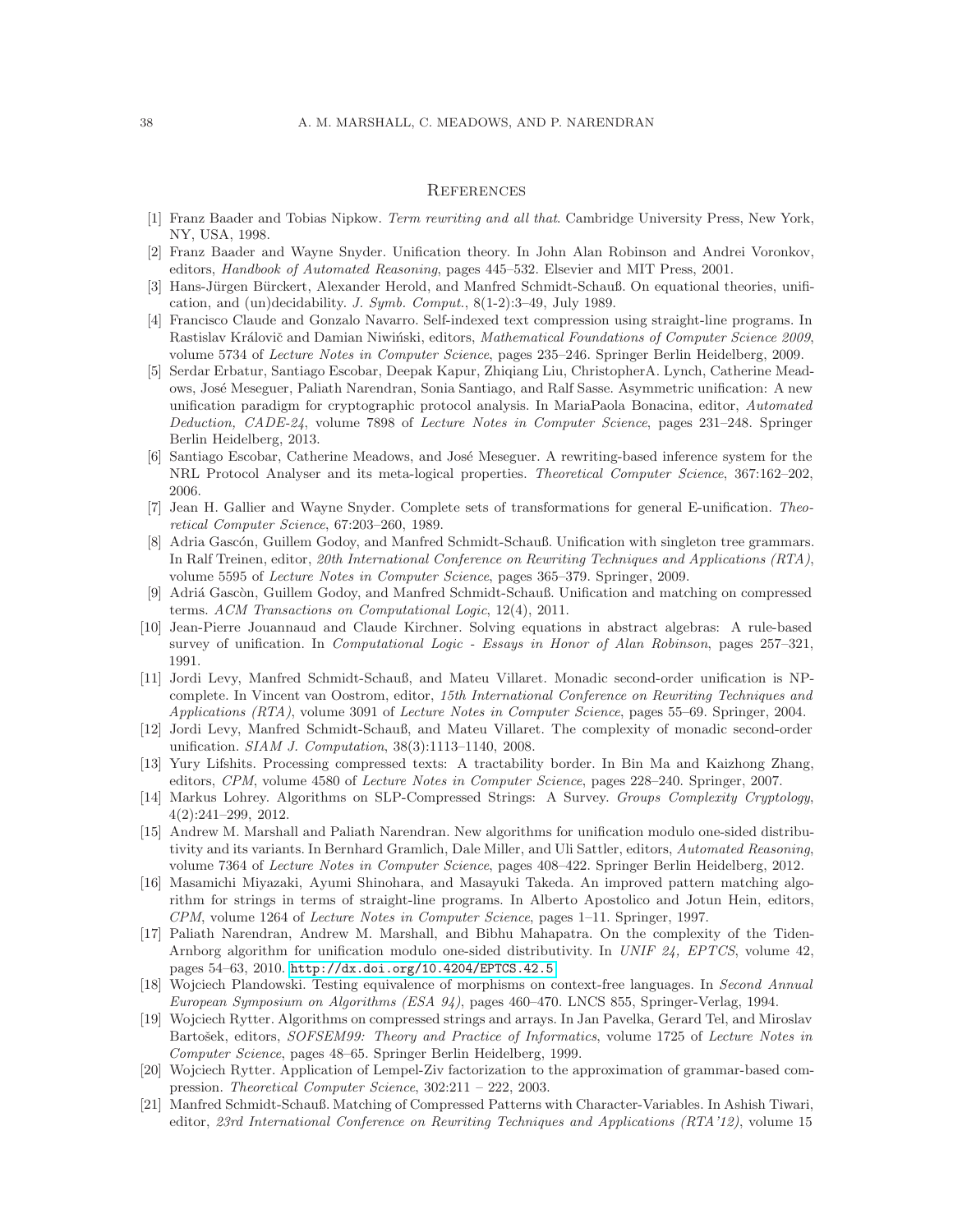## References

[1] Franz Baader and Tobias Nipkow. *Term rewriting and all that*. Cambridge University Press, New York, NY, USA, 1998.

[2] Franz Baader and Wayne Snyder. Unification theory. In John Alan Robinson and Andrei Voronkov, editors, *Handbook of Automated Reasoning*, pages 445–532. Elsevier and MIT Press, 2001.

[3] Hans-Jürgen Bürckert, Alexander Herold, and Manfred Schmidt-Schauß. On equational theories, unification, and (un)decidability. *J. Symb. Comput.*, 8(1-2):3–49, July 1989.

[4] Francisco Claude and Gonzalo Navarro. Self-indexed text compression using straight-line programs. In Rastislav Královič and Damian Niwiński, editors, *Mathematical Foundations of Computer Science 2009*, volume 5734 of *Lecture Notes in Computer Science*, pages 235–246. Springer Berlin Heidelberg, 2009.

[5] Serdar Erbatur, Santiago Escobar, Deepak Kapur, Zhiqiang Liu, ChristopherA. Lynch, Catherine Meadows, José Meseguer, Paliath Narendran, Sonia Santiago, and Ralf Sasse. Asymmetric unification: A new unification paradigm for cryptographic protocol analysis. In MariaPaola Bonacina, editor, *Automated Deduction, CADE-24*, volume 7898 of *Lecture Notes in Computer Science*, pages 231–248. Springer Berlin Heidelberg, 2013.

[6] Santiago Escobar, Catherine Meadows, and José Meseguer. A rewriting-based inference system for the NRL Protocol Analyser and its meta-logical properties. *Theoretical Computer Science*, 367:162–202, 2006.

[7] Jean H. Gallier and Wayne Snyder. Complete sets of transformations for general E-unification. *Theoretical Computer Science*, 67:203–260, 1989.

[8] Adria Gascón, Guillem Godoy, and Manfred Schmidt-Schauß. Unification with singleton tree grammars. In Ralf Treinen, editor, *20th International Conference on Rewriting Techniques and Applications (RTA)*, volume 5595 of *Lecture Notes in Computer Science*, pages 365–379. Springer, 2009.

[9] Adriá Gascòn, Guillem Godoy, and Manfred Schmidt-Schauß. Unification and matching on compressed terms. *ACM Transactions on Computational Logic*, 12(4), 2011.

[10] Jean-Pierre Jouannaud and Claude Kirchner. Solving equations in abstract algebras: A rule-based survey of unification. In *Computational Logic - Essays in Honor of Alan Robinson*, pages 257–321, 1991.

[11] Jordi Levy, Manfred Schmidt-Schauß, and Mateu Villaret. Monadic second-order unification is NP-complete. In Vincent van Oostrom, editor, *15th International Conference on Rewriting Techniques and Applications (RTA)*, volume 3091 of *Lecture Notes in Computer Science*, pages 55–69. Springer, 2004.

[12] Jordi Levy, Manfred Schmidt-Schauß, and Mateu Villaret. The complexity of monadic second-order unification. *SIAM J. Computation*, 38(3):1113–1140, 2008.

[13] Yury Lifshits. Processing compressed texts: A tractability border. In Bin Ma and Kaizhong Zhang, editors, *CPM*, volume 4580 of *Lecture Notes in Computer Science*, pages 228–240. Springer, 2007.

[14] Markus Lohrey. Algorithms on SLP-Compressed Strings: A Survey. *Groups Complexity Cryptology*, 4(2):241–299, 2012.

[15] Andrew M. Marshall and Paliath Narendran. New algorithms for unification modulo one-sided distributivity and its variants. In Bernhard Gramlich, Dale Miller, and Uli Sattler, editors, *Automated Reasoning*, volume 7364 of *Lecture Notes in Computer Science*, pages 408–422. Springer Berlin Heidelberg, 2012.

[16] Masamichi Miyazaki, Ayumi Shinohara, and Masayuki Takeda. An improved pattern matching algorithm for strings in terms of straight-line programs. In Alberto Apostolico and Jotun Hein, editors, *CPM*, volume 1264 of *Lecture Notes in Computer Science*, pages 1–11. Springer, 1997.

[17] Paliath Narendran, Andrew M. Marshall, and Bibhu Mahapatra. On the complexity of the Tiden-Arnborg algorithm for unification modulo one-sided distributivity. In *UNIF 24, EPTCS*, volume 42, pages 54–63, 2010. http://dx.doi.org/10.4204/EPTCS.42.5.

[18] Wojciech Plandowski. Testing equivalence of morphisms on context-free languages. In *Second Annual European Symposium on Algorithms (ESA 94)*, pages 460–470. LNCS 855, Springer-Verlag, 1994.

[19] Wojciech Rytter. Algorithms on compressed strings and arrays. In Jan Pavelka, Gerard Tel, and Miroslav Bartošek, editors, *SOFSEM99: Theory and Practice of Informatics*, volume 1725 of *Lecture Notes in Computer Science*, pages 48–65. Springer Berlin Heidelberg, 1999.

[20] Wojciech Rytter. Application of Lempel-Ziv factorization to the approximation of grammar-based compression. *Theoretical Computer Science*, 302:211 – 222, 2003.

[21] Manfred Schmidt-Schauß. Matching of Compressed Patterns with Character-Variables. In Ashish Tiwari, editor, *23rd International Conference on Rewriting Techniques and Applications (RTA'12)*, volume 15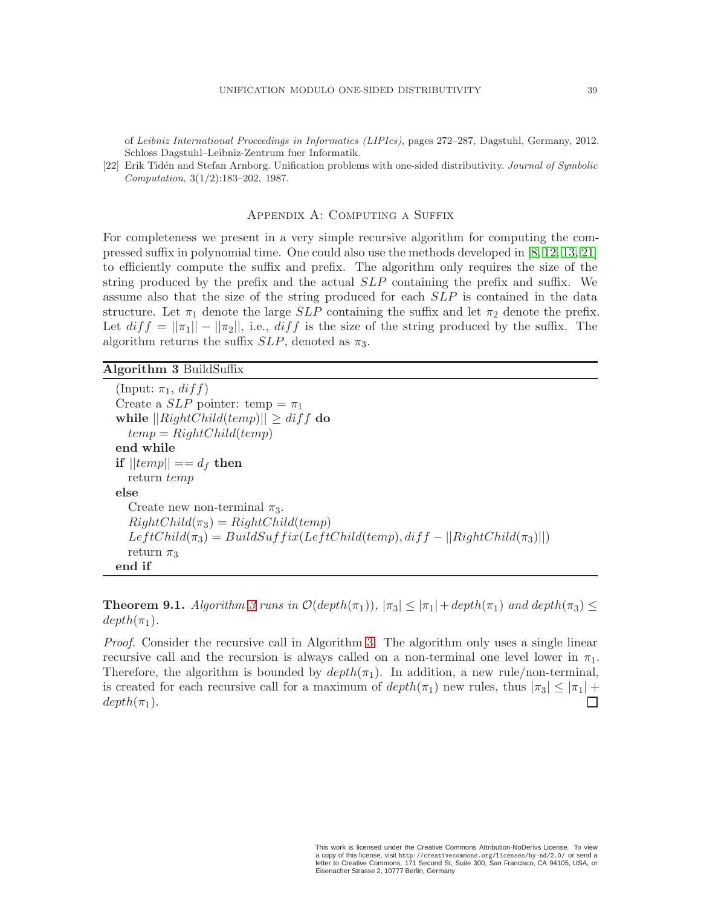of *Leibniz International Proceedings in Informatics (LIPIcs)*, pages 272–287, Dagstuhl, Germany, 2012. Schloss Dagstuhl–Leibniz-Zentrum fuer Informatik.

[22] Erik Tidén and Stefan Arnborg. Unification problems with one-sided distributivity. *Journal of Symbolic Computation*, 3(1/2):183–202, 1987.

## Appendix A: Computing a Suffix

For completeness we present in a very simple recursive algorithm for computing the compressed suffix in polynomial time. One could also use the methods developed in [8, 12, 13, 21] to efficiently compute the suffix and prefix. The algorithm only requires the size of the string produced by the prefix and the actual $SLP$ containing the prefix and suffix. We assume also that the size of the string produced for each $SLP$ is contained in the data structure. Let $\pi_1$ denote the large $SLP$ containing the suffix and let $\pi_2$ denote the prefix. Let $diff = ||\pi_1|| - ||\pi_2||$, i.e., $diff$ is the size of the string produced by the suffix. The algorithm returns the suffix $SLP$, denoted as $\pi_3$.

**Algorithm 3** BuildSuffix

```
(Input: π1, diff)
Create a SLP pointer: temp = π1
while ||RightChild(temp)|| ≥ diff do
    temp = RightChild(temp)
end while
if ||temp|| == d_f then
    return temp
else
    Create new non-terminal π3.
    RightChild(π3) = RightChild(temp)
    LeftChild(π3) = BuildSuffix(LeftChild(temp), diff − ||RightChild(π3)||)
    return π3
end if
```

**Theorem 9.1.** *Algorithm 3 runs in* $\mathcal{O}(depth(\pi_1))$, $|\pi_3| \leq |\pi_1| + depth(\pi_1)$ *and* $depth(\pi_3) \leq depth(\pi_1)$.

*Proof.* Consider the recursive call in Algorithm 3. The algorithm only uses a single linear recursive call and the recursion is always called on a non-terminal one level lower in $\pi_1$. Therefore, the algorithm is bounded by $depth(\pi_1)$. In addition, a new rule/non-terminal, is created for each recursive call for a maximum of $depth(\pi_1)$ new rules, thus $|\pi_3| \leq |\pi_1| + depth(\pi_1)$. ☐

This work is licensed under the Creative Commons Attribution-NoDerivs License. To view a copy of this license, visit http://creativecommons.org/licenses/by-nd/2.0/ or send a letter to Creative Commons, 171 Second St, Suite 300, San Francisco, CA 94105, USA, or Eisenacher Strasse 2, 10777 Berlin, Germany